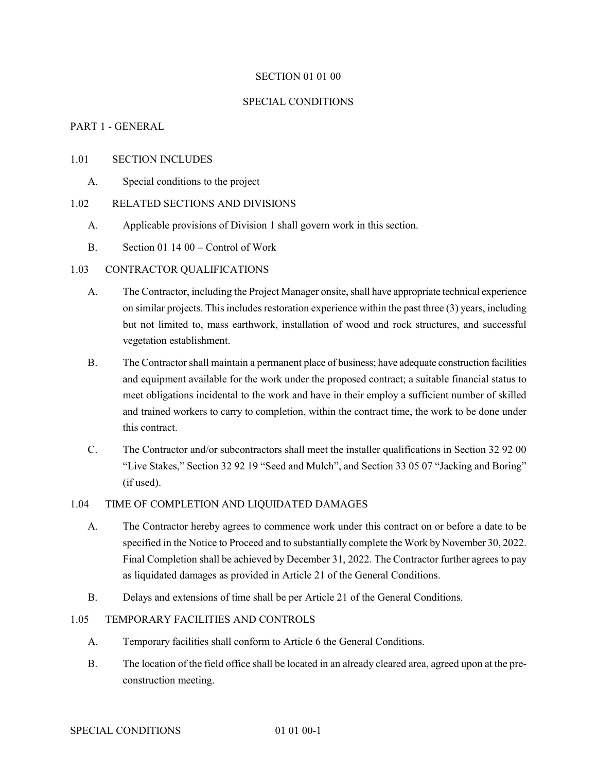# SECTION 01 01 00

# SPECIAL CONDITIONS

## PART 1 - GENERAL

### 1.01 SECTION INCLUDES

A. Special conditions to the project

### 1.02 RELATED SECTIONS AND DIVISIONS

A. Applicable provisions of Division 1 shall govern work in this section.

B. Section 01 14 00 – Control of Work

### 1.03 CONTRACTOR QUALIFICATIONS

A. The Contractor, including the Project Manager onsite, shall have appropriate technical experience on similar projects. This includes restoration experience within the past three (3) years, including but not limited to, mass earthwork, installation of wood and rock structures, and successful vegetation establishment.

B. The Contractor shall maintain a permanent place of business; have adequate construction facilities and equipment available for the work under the proposed contract; a suitable financial status to meet obligations incidental to the work and have in their employ a sufficient number of skilled and trained workers to carry to completion, within the contract time, the work to be done under this contract.

C. The Contractor and/or subcontractors shall meet the installer qualifications in Section 32 92 00 "Live Stakes," Section 32 92 19 "Seed and Mulch", and Section 33 05 07 "Jacking and Boring" (if used).

### 1.04 TIME OF COMPLETION AND LIQUIDATED DAMAGES

A. The Contractor hereby agrees to commence work under this contract on or before a date to be specified in the Notice to Proceed and to substantially complete the Work by November 30, 2022. Final Completion shall be achieved by December 31, 2022. The Contractor further agrees to pay as liquidated damages as provided in Article 21 of the General Conditions.

B. Delays and extensions of time shall be per Article 21 of the General Conditions.

### 1.05 TEMPORARY FACILITIES AND CONTROLS

A. Temporary facilities shall conform to Article 6 the General Conditions.

B. The location of the field office shall be located in an already cleared area, agreed upon at the pre-construction meeting.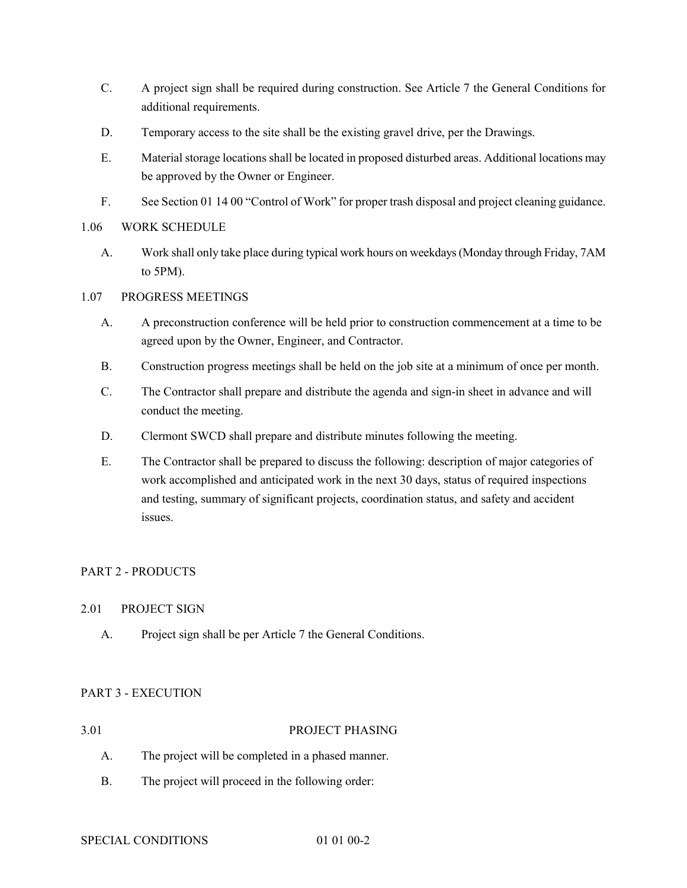C. A project sign shall be required during construction. See Article 7 the General Conditions for additional requirements.

D. Temporary access to the site shall be the existing gravel drive, per the Drawings.

E. Material storage locations shall be located in proposed disturbed areas. Additional locations may be approved by the Owner or Engineer.

F. See Section 01 14 00 "Control of Work" for proper trash disposal and project cleaning guidance.

### 1.06 WORK SCHEDULE

A. Work shall only take place during typical work hours on weekdays (Monday through Friday, 7AM to 5PM).

### 1.07 PROGRESS MEETINGS

A. A preconstruction conference will be held prior to construction commencement at a time to be agreed upon by the Owner, Engineer, and Contractor.

B. Construction progress meetings shall be held on the job site at a minimum of once per month.

C. The Contractor shall prepare and distribute the agenda and sign-in sheet in advance and will conduct the meeting.

D. Clermont SWCD shall prepare and distribute minutes following the meeting.

E. The Contractor shall be prepared to discuss the following: description of major categories of work accomplished and anticipated work in the next 30 days, status of required inspections and testing, summary of significant projects, coordination status, and safety and accident issues.

## PART 2 - PRODUCTS

### 2.01 PROJECT SIGN

A. Project sign shall be per Article 7 the General Conditions.

## PART 3 - EXECUTION

### 3.01 PROJECT PHASING

A. The project will be completed in a phased manner.

B. The project will proceed in the following order: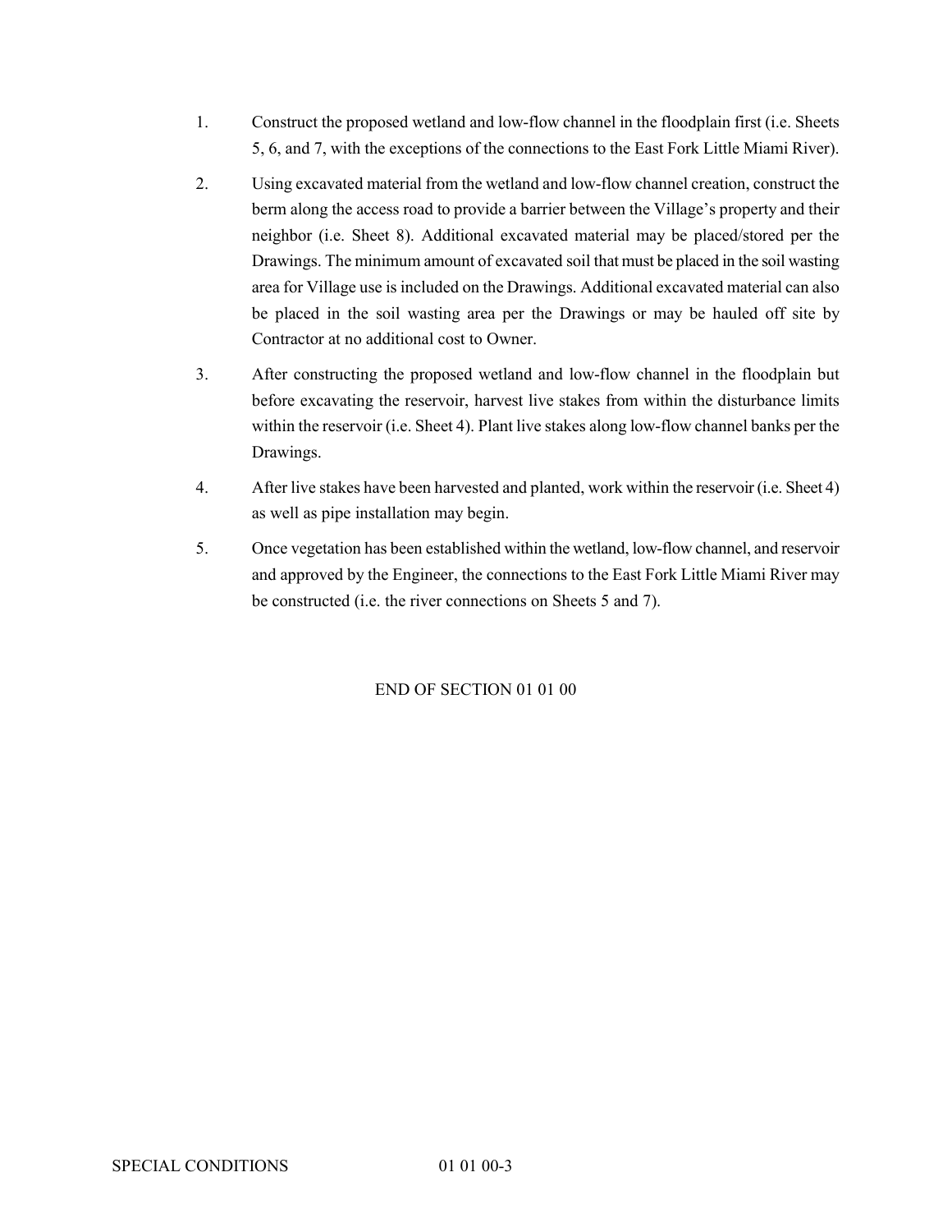1. Construct the proposed wetland and low-flow channel in the floodplain first (i.e. Sheets 5, 6, and 7, with the exceptions of the connections to the East Fork Little Miami River).

2. Using excavated material from the wetland and low-flow channel creation, construct the berm along the access road to provide a barrier between the Village's property and their neighbor (i.e. Sheet 8). Additional excavated material may be placed/stored per the Drawings. The minimum amount of excavated soil that must be placed in the soil wasting area for Village use is included on the Drawings. Additional excavated material can also be placed in the soil wasting area per the Drawings or may be hauled off site by Contractor at no additional cost to Owner.

3. After constructing the proposed wetland and low-flow channel in the floodplain but before excavating the reservoir, harvest live stakes from within the disturbance limits within the reservoir (i.e. Sheet 4). Plant live stakes along low-flow channel banks per the Drawings.

4. After live stakes have been harvested and planted, work within the reservoir (i.e. Sheet 4) as well as pipe installation may begin.

5. Once vegetation has been established within the wetland, low-flow channel, and reservoir and approved by the Engineer, the connections to the East Fork Little Miami River may be constructed (i.e. the river connections on Sheets 5 and 7).

END OF SECTION 01 01 00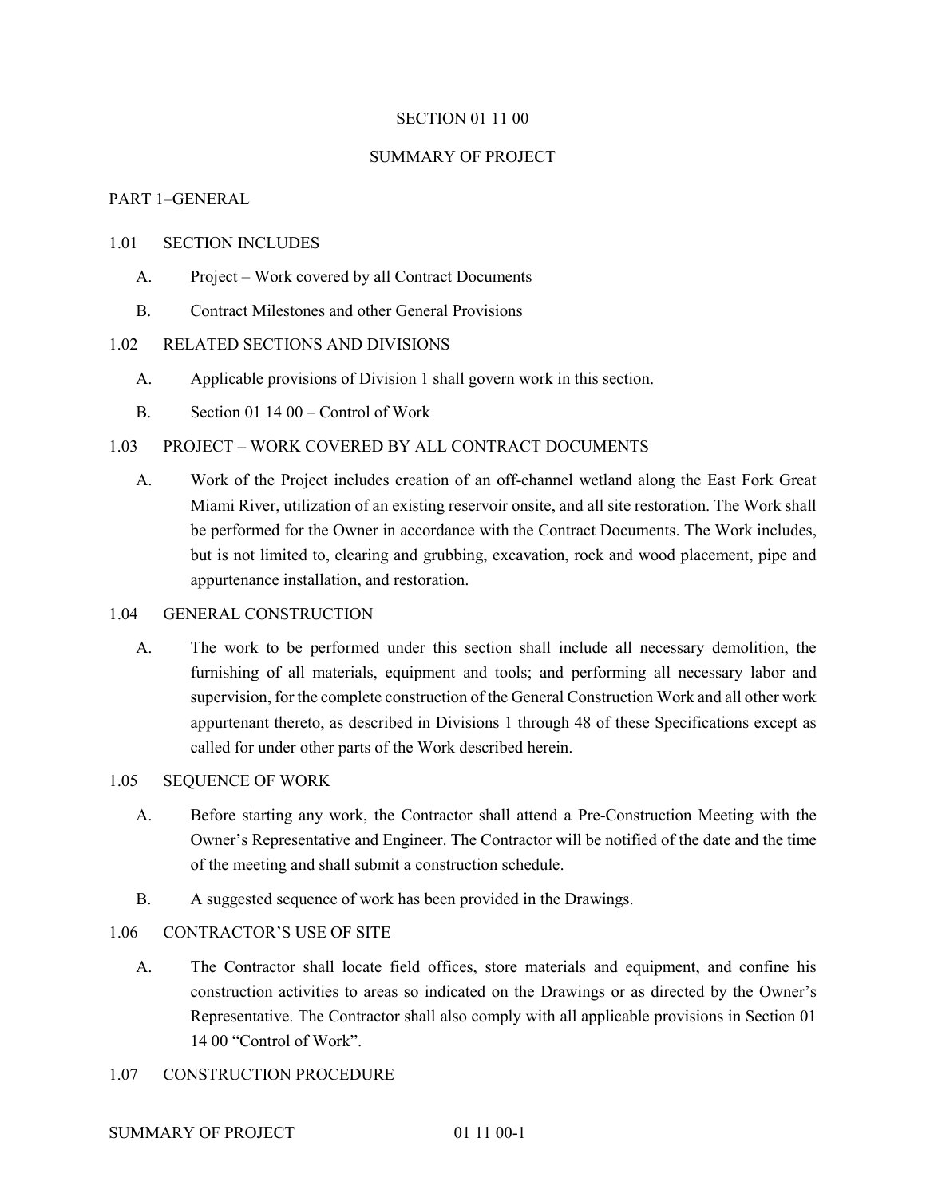# SECTION 01 11 00

# SUMMARY OF PROJECT

## PART 1–GENERAL

### 1.01 SECTION INCLUDES

A. Project – Work covered by all Contract Documents

B. Contract Milestones and other General Provisions

### 1.02 RELATED SECTIONS AND DIVISIONS

A. Applicable provisions of Division 1 shall govern work in this section.

B. Section 01 14 00 – Control of Work

### 1.03 PROJECT – WORK COVERED BY ALL CONTRACT DOCUMENTS

A. Work of the Project includes creation of an off-channel wetland along the East Fork Great Miami River, utilization of an existing reservoir onsite, and all site restoration. The Work shall be performed for the Owner in accordance with the Contract Documents. The Work includes, but is not limited to, clearing and grubbing, excavation, rock and wood placement, pipe and appurtenance installation, and restoration.

### 1.04 GENERAL CONSTRUCTION

A. The work to be performed under this section shall include all necessary demolition, the furnishing of all materials, equipment and tools; and performing all necessary labor and supervision, for the complete construction of the General Construction Work and all other work appurtenant thereto, as described in Divisions 1 through 48 of these Specifications except as called for under other parts of the Work described herein.

### 1.05 SEQUENCE OF WORK

A. Before starting any work, the Contractor shall attend a Pre-Construction Meeting with the Owner's Representative and Engineer. The Contractor will be notified of the date and the time of the meeting and shall submit a construction schedule.

B. A suggested sequence of work has been provided in the Drawings.

### 1.06 CONTRACTOR'S USE OF SITE

A. The Contractor shall locate field offices, store materials and equipment, and confine his construction activities to areas so indicated on the Drawings or as directed by the Owner's Representative. The Contractor shall also comply with all applicable provisions in Section 01 14 00 "Control of Work".

### 1.07 CONSTRUCTION PROCEDURE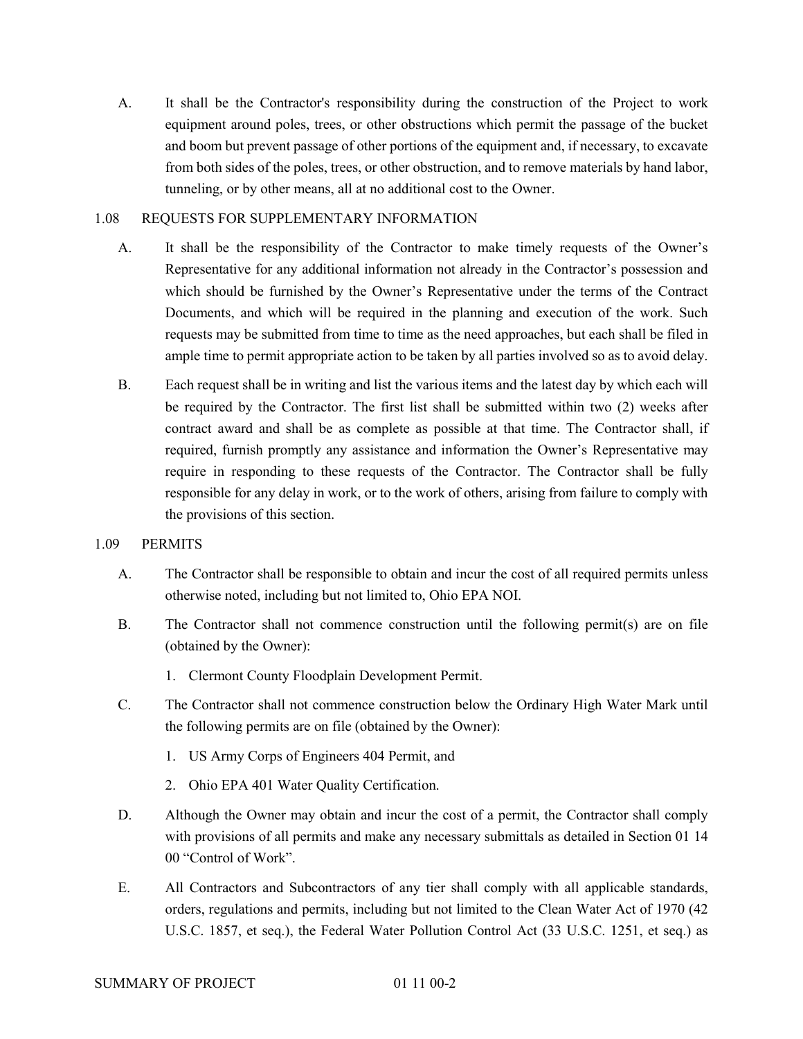A. It shall be the Contractor's responsibility during the construction of the Project to work equipment around poles, trees, or other obstructions which permit the passage of the bucket and boom but prevent passage of other portions of the equipment and, if necessary, to excavate from both sides of the poles, trees, or other obstruction, and to remove materials by hand labor, tunneling, or by other means, all at no additional cost to the Owner.

## 1.08 REQUESTS FOR SUPPLEMENTARY INFORMATION

A. It shall be the responsibility of the Contractor to make timely requests of the Owner's Representative for any additional information not already in the Contractor's possession and which should be furnished by the Owner's Representative under the terms of the Contract Documents, and which will be required in the planning and execution of the work. Such requests may be submitted from time to time as the need approaches, but each shall be filed in ample time to permit appropriate action to be taken by all parties involved so as to avoid delay.

B. Each request shall be in writing and list the various items and the latest day by which each will be required by the Contractor. The first list shall be submitted within two (2) weeks after contract award and shall be as complete as possible at that time. The Contractor shall, if required, furnish promptly any assistance and information the Owner's Representative may require in responding to these requests of the Contractor. The Contractor shall be fully responsible for any delay in work, or to the work of others, arising from failure to comply with the provisions of this section.

## 1.09 PERMITS

A. The Contractor shall be responsible to obtain and incur the cost of all required permits unless otherwise noted, including but not limited to, Ohio EPA NOI.

B. The Contractor shall not commence construction until the following permit(s) are on file (obtained by the Owner):

1. Clermont County Floodplain Development Permit.

C. The Contractor shall not commence construction below the Ordinary High Water Mark until the following permits are on file (obtained by the Owner):

1. US Army Corps of Engineers 404 Permit, and
2. Ohio EPA 401 Water Quality Certification.

D. Although the Owner may obtain and incur the cost of a permit, the Contractor shall comply with provisions of all permits and make any necessary submittals as detailed in Section 01 14 00 "Control of Work".

E. All Contractors and Subcontractors of any tier shall comply with all applicable standards, orders, regulations and permits, including but not limited to the Clean Water Act of 1970 (42 U.S.C. 1857, et seq.), the Federal Water Pollution Control Act (33 U.S.C. 1251, et seq.) as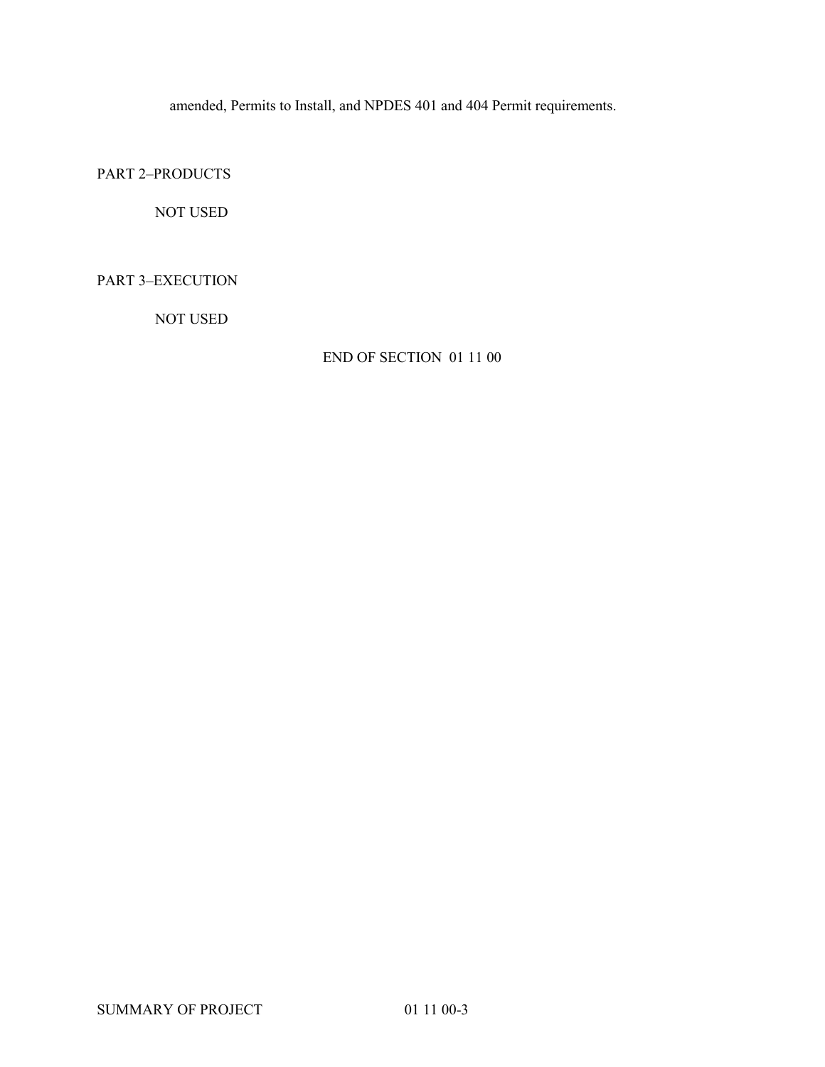amended, Permits to Install, and NPDES 401 and 404 Permit requirements.

## PART 2–PRODUCTS

NOT USED

## PART 3–EXECUTION

NOT USED

END OF SECTION 01 11 00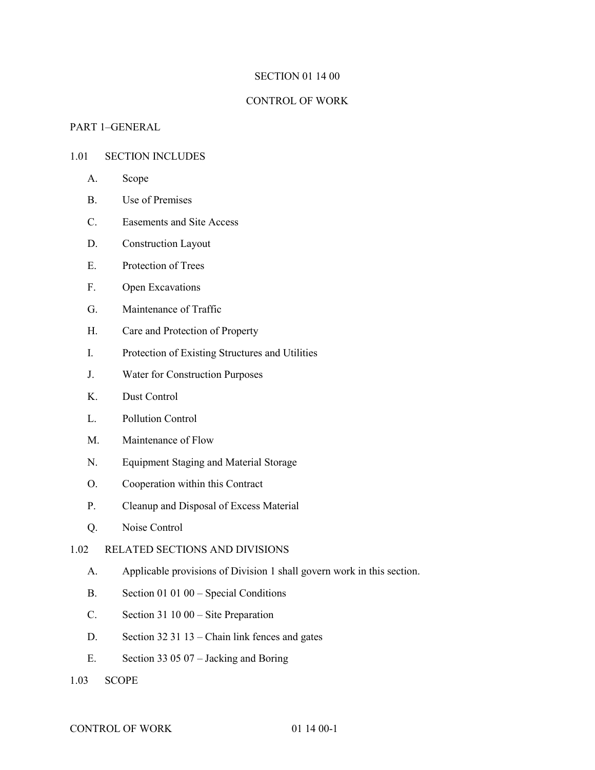# SECTION 01 14 00

# CONTROL OF WORK

## PART 1–GENERAL

### 1.01 SECTION INCLUDES

A. Scope

B. Use of Premises

C. Easements and Site Access

D. Construction Layout

E. Protection of Trees

F. Open Excavations

G. Maintenance of Traffic

H. Care and Protection of Property

I. Protection of Existing Structures and Utilities

J. Water for Construction Purposes

K. Dust Control

L. Pollution Control

M. Maintenance of Flow

N. Equipment Staging and Material Storage

O. Cooperation within this Contract

P. Cleanup and Disposal of Excess Material

Q. Noise Control

### 1.02 RELATED SECTIONS AND DIVISIONS

A. Applicable provisions of Division 1 shall govern work in this section.

B. Section 01 01 00 – Special Conditions

C. Section 31 10 00 – Site Preparation

D. Section 32 31 13 – Chain link fences and gates

E. Section 33 05 07 – Jacking and Boring

### 1.03 SCOPE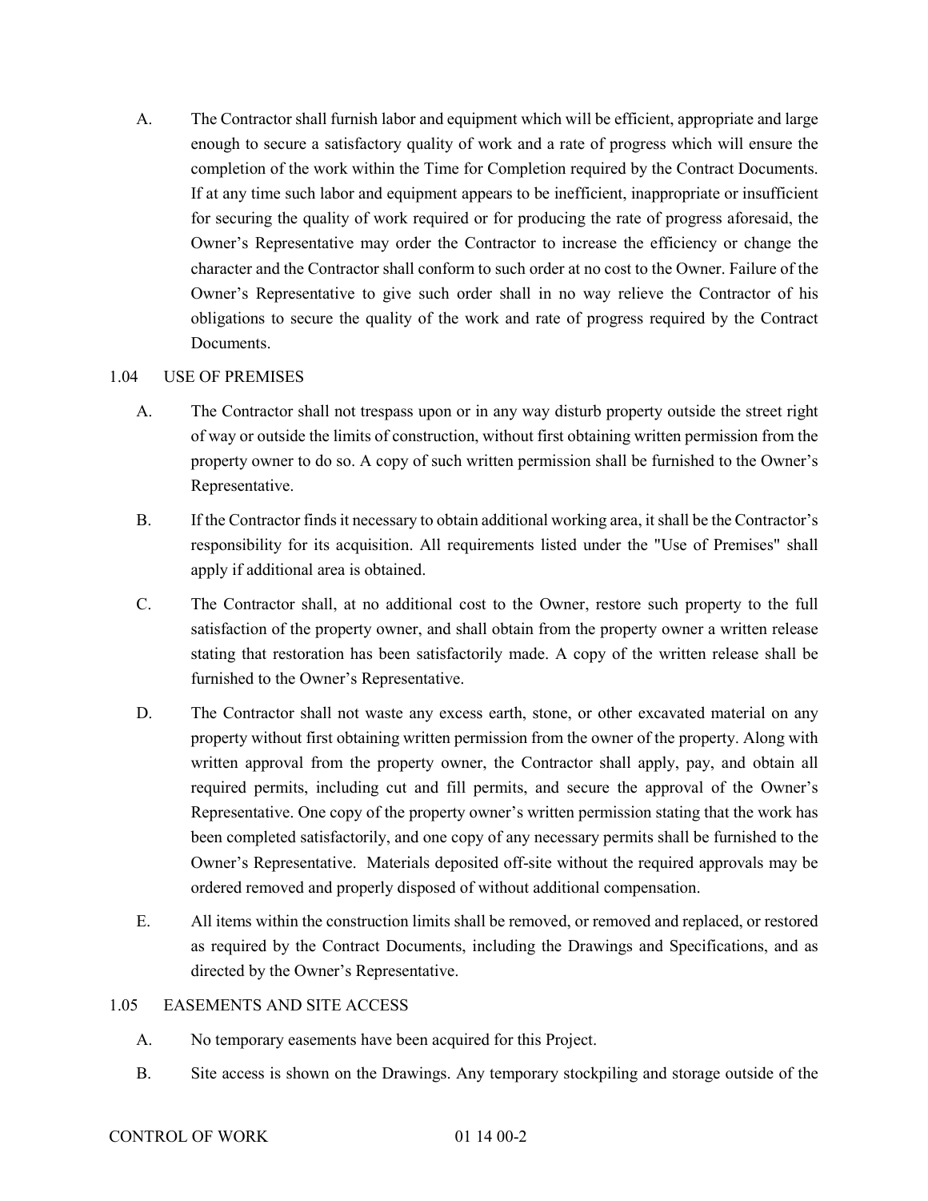A. The Contractor shall furnish labor and equipment which will be efficient, appropriate and large enough to secure a satisfactory quality of work and a rate of progress which will ensure the completion of the work within the Time for Completion required by the Contract Documents. If at any time such labor and equipment appears to be inefficient, inappropriate or insufficient for securing the quality of work required or for producing the rate of progress aforesaid, the Owner's Representative may order the Contractor to increase the efficiency or change the character and the Contractor shall conform to such order at no cost to the Owner. Failure of the Owner's Representative to give such order shall in no way relieve the Contractor of his obligations to secure the quality of the work and rate of progress required by the Contract Documents.

## 1.04 USE OF PREMISES

A. The Contractor shall not trespass upon or in any way disturb property outside the street right of way or outside the limits of construction, without first obtaining written permission from the property owner to do so. A copy of such written permission shall be furnished to the Owner's Representative.

B. If the Contractor finds it necessary to obtain additional working area, it shall be the Contractor's responsibility for its acquisition. All requirements listed under the "Use of Premises" shall apply if additional area is obtained.

C. The Contractor shall, at no additional cost to the Owner, restore such property to the full satisfaction of the property owner, and shall obtain from the property owner a written release stating that restoration has been satisfactorily made. A copy of the written release shall be furnished to the Owner's Representative.

D. The Contractor shall not waste any excess earth, stone, or other excavated material on any property without first obtaining written permission from the owner of the property. Along with written approval from the property owner, the Contractor shall apply, pay, and obtain all required permits, including cut and fill permits, and secure the approval of the Owner's Representative. One copy of the property owner's written permission stating that the work has been completed satisfactorily, and one copy of any necessary permits shall be furnished to the Owner's Representative. Materials deposited off-site without the required approvals may be ordered removed and properly disposed of without additional compensation.

E. All items within the construction limits shall be removed, or removed and replaced, or restored as required by the Contract Documents, including the Drawings and Specifications, and as directed by the Owner's Representative.

## 1.05 EASEMENTS AND SITE ACCESS

A. No temporary easements have been acquired for this Project.

B. Site access is shown on the Drawings. Any temporary stockpiling and storage outside of the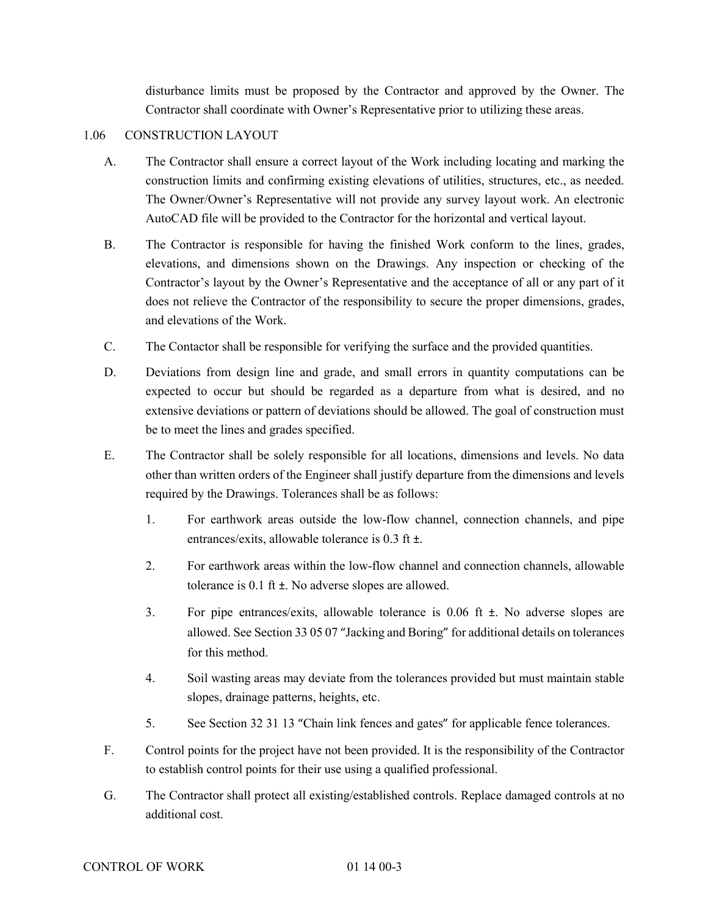disturbance limits must be proposed by the Contractor and approved by the Owner. The Contractor shall coordinate with Owner's Representative prior to utilizing these areas.

## 1.06 CONSTRUCTION LAYOUT

A. The Contractor shall ensure a correct layout of the Work including locating and marking the construction limits and confirming existing elevations of utilities, structures, etc., as needed. The Owner/Owner's Representative will not provide any survey layout work. An electronic AutoCAD file will be provided to the Contractor for the horizontal and vertical layout.

B. The Contractor is responsible for having the finished Work conform to the lines, grades, elevations, and dimensions shown on the Drawings. Any inspection or checking of the Contractor's layout by the Owner's Representative and the acceptance of all or any part of it does not relieve the Contractor of the responsibility to secure the proper dimensions, grades, and elevations of the Work.

C. The Contactor shall be responsible for verifying the surface and the provided quantities.

D. Deviations from design line and grade, and small errors in quantity computations can be expected to occur but should be regarded as a departure from what is desired, and no extensive deviations or pattern of deviations should be allowed. The goal of construction must be to meet the lines and grades specified.

E. The Contractor shall be solely responsible for all locations, dimensions and levels. No data other than written orders of the Engineer shall justify departure from the dimensions and levels required by the Drawings. Tolerances shall be as follows:

   1. For earthwork areas outside the low-flow channel, connection channels, and pipe entrances/exits, allowable tolerance is 0.3 ft ±.

   2. For earthwork areas within the low-flow channel and connection channels, allowable tolerance is 0.1 ft ±. No adverse slopes are allowed.

   3. For pipe entrances/exits, allowable tolerance is 0.06 ft ±. No adverse slopes are allowed. See Section 33 05 07 "Jacking and Boring" for additional details on tolerances for this method.

   4. Soil wasting areas may deviate from the tolerances provided but must maintain stable slopes, drainage patterns, heights, etc.

   5. See Section 32 31 13 "Chain link fences and gates" for applicable fence tolerances.

F. Control points for the project have not been provided. It is the responsibility of the Contractor to establish control points for their use using a qualified professional.

G. The Contractor shall protect all existing/established controls. Replace damaged controls at no additional cost.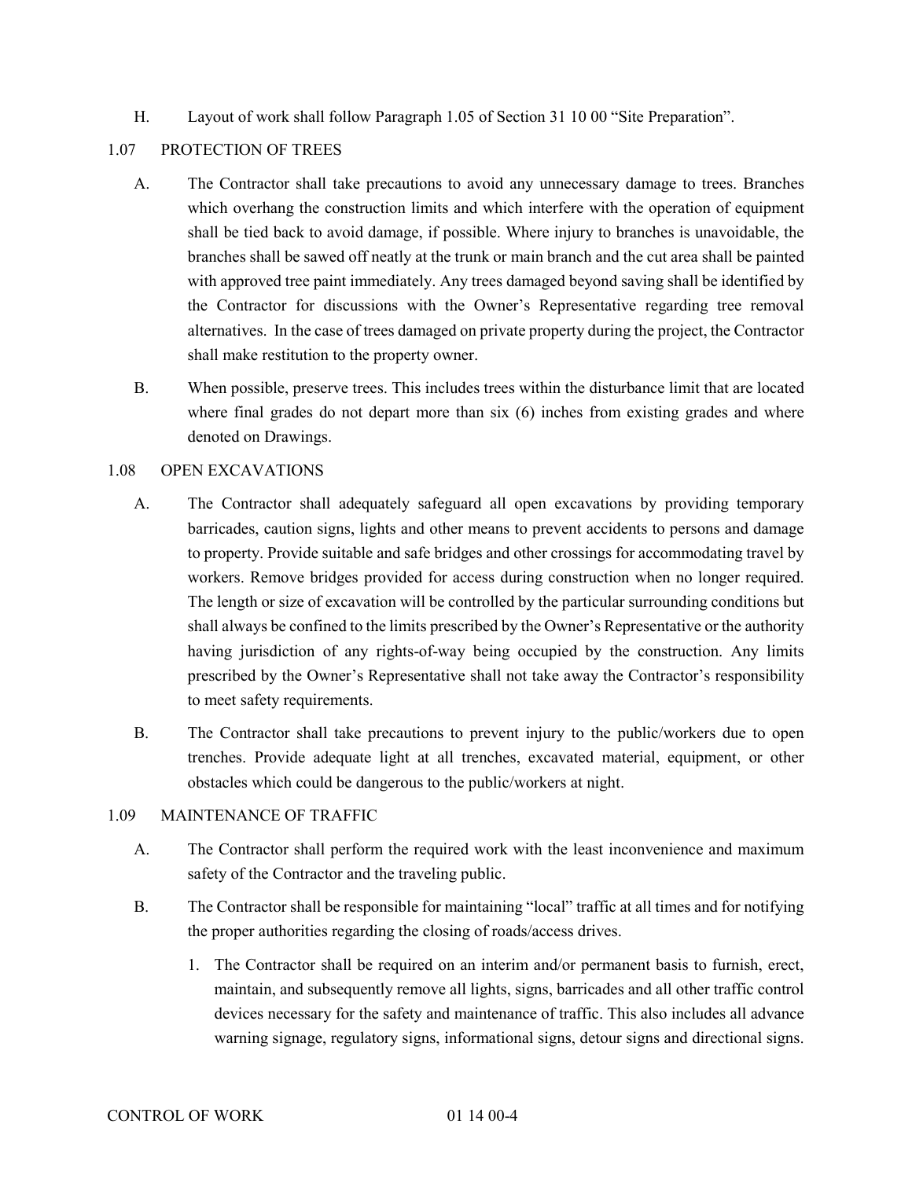H. Layout of work shall follow Paragraph 1.05 of Section 31 10 00 “Site Preparation”.

## 1.07 PROTECTION OF TREES

A. The Contractor shall take precautions to avoid any unnecessary damage to trees. Branches which overhang the construction limits and which interfere with the operation of equipment shall be tied back to avoid damage, if possible. Where injury to branches is unavoidable, the branches shall be sawed off neatly at the trunk or main branch and the cut area shall be painted with approved tree paint immediately. Any trees damaged beyond saving shall be identified by the Contractor for discussions with the Owner’s Representative regarding tree removal alternatives. In the case of trees damaged on private property during the project, the Contractor shall make restitution to the property owner.

B. When possible, preserve trees. This includes trees within the disturbance limit that are located where final grades do not depart more than six (6) inches from existing grades and where denoted on Drawings.

## 1.08 OPEN EXCAVATIONS

A. The Contractor shall adequately safeguard all open excavations by providing temporary barricades, caution signs, lights and other means to prevent accidents to persons and damage to property. Provide suitable and safe bridges and other crossings for accommodating travel by workers. Remove bridges provided for access during construction when no longer required. The length or size of excavation will be controlled by the particular surrounding conditions but shall always be confined to the limits prescribed by the Owner’s Representative or the authority having jurisdiction of any rights-of-way being occupied by the construction. Any limits prescribed by the Owner’s Representative shall not take away the Contractor’s responsibility to meet safety requirements.

B. The Contractor shall take precautions to prevent injury to the public/workers due to open trenches. Provide adequate light at all trenches, excavated material, equipment, or other obstacles which could be dangerous to the public/workers at night.

## 1.09 MAINTENANCE OF TRAFFIC

A. The Contractor shall perform the required work with the least inconvenience and maximum safety of the Contractor and the traveling public.

B. The Contractor shall be responsible for maintaining “local” traffic at all times and for notifying the proper authorities regarding the closing of roads/access drives.

1. The Contractor shall be required on an interim and/or permanent basis to furnish, erect, maintain, and subsequently remove all lights, signs, barricades and all other traffic control devices necessary for the safety and maintenance of traffic. This also includes all advance warning signage, regulatory signs, informational signs, detour signs and directional signs.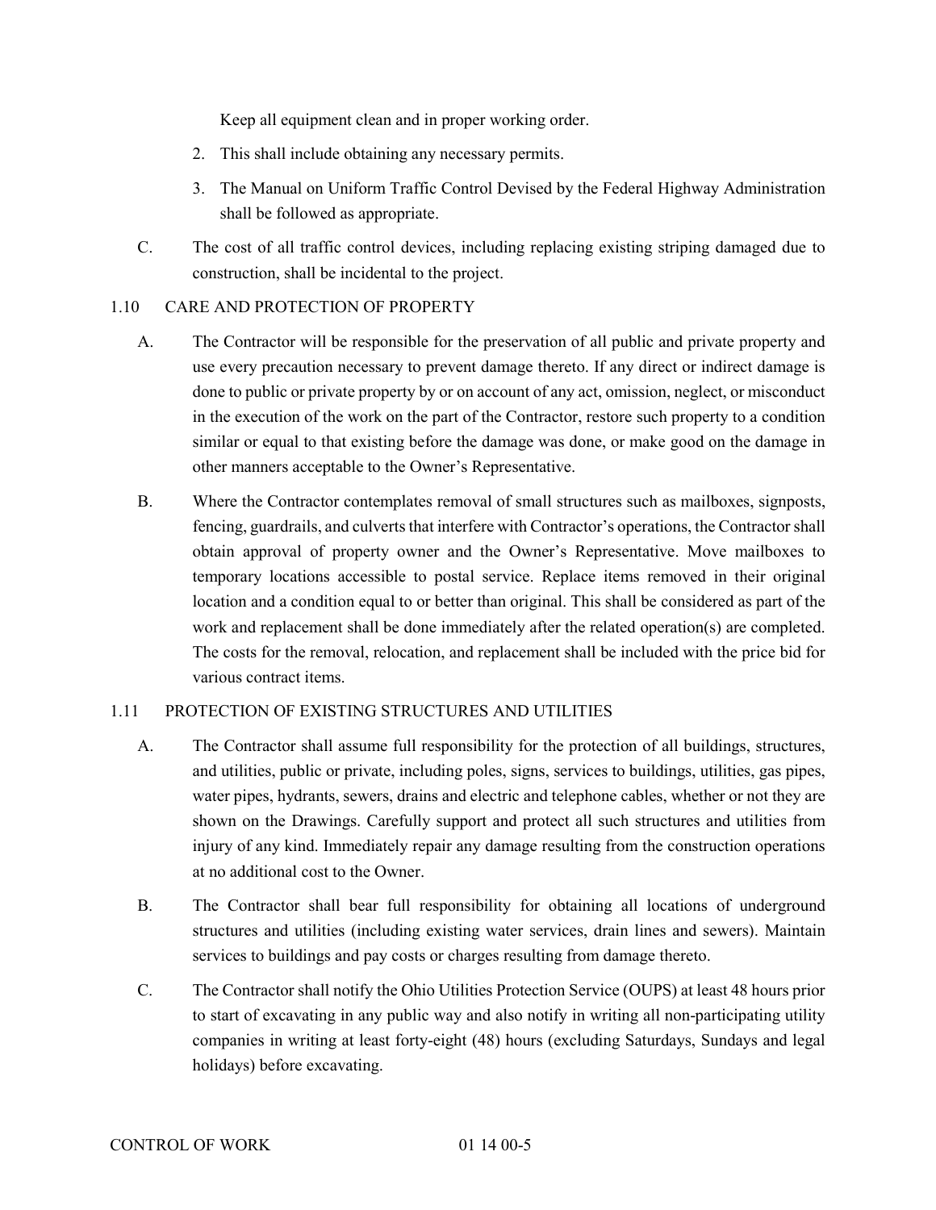Keep all equipment clean and in proper working order.

2. This shall include obtaining any necessary permits.
3. The Manual on Uniform Traffic Control Devised by the Federal Highway Administration shall be followed as appropriate.

C. The cost of all traffic control devices, including replacing existing striping damaged due to construction, shall be incidental to the project.

## 1.10 CARE AND PROTECTION OF PROPERTY

A. The Contractor will be responsible for the preservation of all public and private property and use every precaution necessary to prevent damage thereto. If any direct or indirect damage is done to public or private property by or on account of any act, omission, neglect, or misconduct in the execution of the work on the part of the Contractor, restore such property to a condition similar or equal to that existing before the damage was done, or make good on the damage in other manners acceptable to the Owner's Representative.

B. Where the Contractor contemplates removal of small structures such as mailboxes, signposts, fencing, guardrails, and culverts that interfere with Contractor's operations, the Contractor shall obtain approval of property owner and the Owner's Representative. Move mailboxes to temporary locations accessible to postal service. Replace items removed in their original location and a condition equal to or better than original. This shall be considered as part of the work and replacement shall be done immediately after the related operation(s) are completed. The costs for the removal, relocation, and replacement shall be included with the price bid for various contract items.

## 1.11 PROTECTION OF EXISTING STRUCTURES AND UTILITIES

A. The Contractor shall assume full responsibility for the protection of all buildings, structures, and utilities, public or private, including poles, signs, services to buildings, utilities, gas pipes, water pipes, hydrants, sewers, drains and electric and telephone cables, whether or not they are shown on the Drawings. Carefully support and protect all such structures and utilities from injury of any kind. Immediately repair any damage resulting from the construction operations at no additional cost to the Owner.

B. The Contractor shall bear full responsibility for obtaining all locations of underground structures and utilities (including existing water services, drain lines and sewers). Maintain services to buildings and pay costs or charges resulting from damage thereto.

C. The Contractor shall notify the Ohio Utilities Protection Service (OUPS) at least 48 hours prior to start of excavating in any public way and also notify in writing all non-participating utility companies in writing at least forty-eight (48) hours (excluding Saturdays, Sundays and legal holidays) before excavating.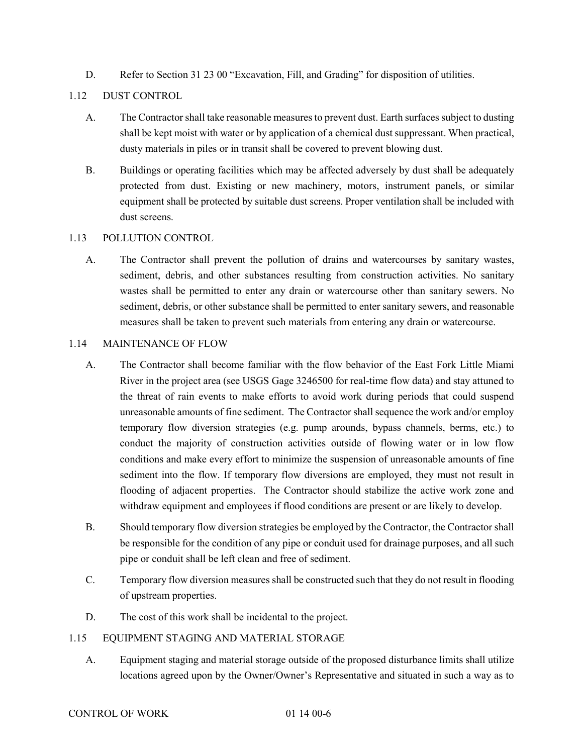D. Refer to Section 31 23 00 "Excavation, Fill, and Grading" for disposition of utilities.

## 1.12 DUST CONTROL

A. The Contractor shall take reasonable measures to prevent dust. Earth surfaces subject to dusting shall be kept moist with water or by application of a chemical dust suppressant. When practical, dusty materials in piles or in transit shall be covered to prevent blowing dust.

B. Buildings or operating facilities which may be affected adversely by dust shall be adequately protected from dust. Existing or new machinery, motors, instrument panels, or similar equipment shall be protected by suitable dust screens. Proper ventilation shall be included with dust screens.

## 1.13 POLLUTION CONTROL

A. The Contractor shall prevent the pollution of drains and watercourses by sanitary wastes, sediment, debris, and other substances resulting from construction activities. No sanitary wastes shall be permitted to enter any drain or watercourse other than sanitary sewers. No sediment, debris, or other substance shall be permitted to enter sanitary sewers, and reasonable measures shall be taken to prevent such materials from entering any drain or watercourse.

## 1.14 MAINTENANCE OF FLOW

A. The Contractor shall become familiar with the flow behavior of the East Fork Little Miami River in the project area (see USGS Gage 3246500 for real-time flow data) and stay attuned to the threat of rain events to make efforts to avoid work during periods that could suspend unreasonable amounts of fine sediment. The Contractor shall sequence the work and/or employ temporary flow diversion strategies (e.g. pump arounds, bypass channels, berms, etc.) to conduct the majority of construction activities outside of flowing water or in low flow conditions and make every effort to minimize the suspension of unreasonable amounts of fine sediment into the flow. If temporary flow diversions are employed, they must not result in flooding of adjacent properties. The Contractor should stabilize the active work zone and withdraw equipment and employees if flood conditions are present or are likely to develop.

B. Should temporary flow diversion strategies be employed by the Contractor, the Contractor shall be responsible for the condition of any pipe or conduit used for drainage purposes, and all such pipe or conduit shall be left clean and free of sediment.

C. Temporary flow diversion measures shall be constructed such that they do not result in flooding of upstream properties.

D. The cost of this work shall be incidental to the project.

## 1.15 EQUIPMENT STAGING AND MATERIAL STORAGE

A. Equipment staging and material storage outside of the proposed disturbance limits shall utilize locations agreed upon by the Owner/Owner's Representative and situated in such a way as to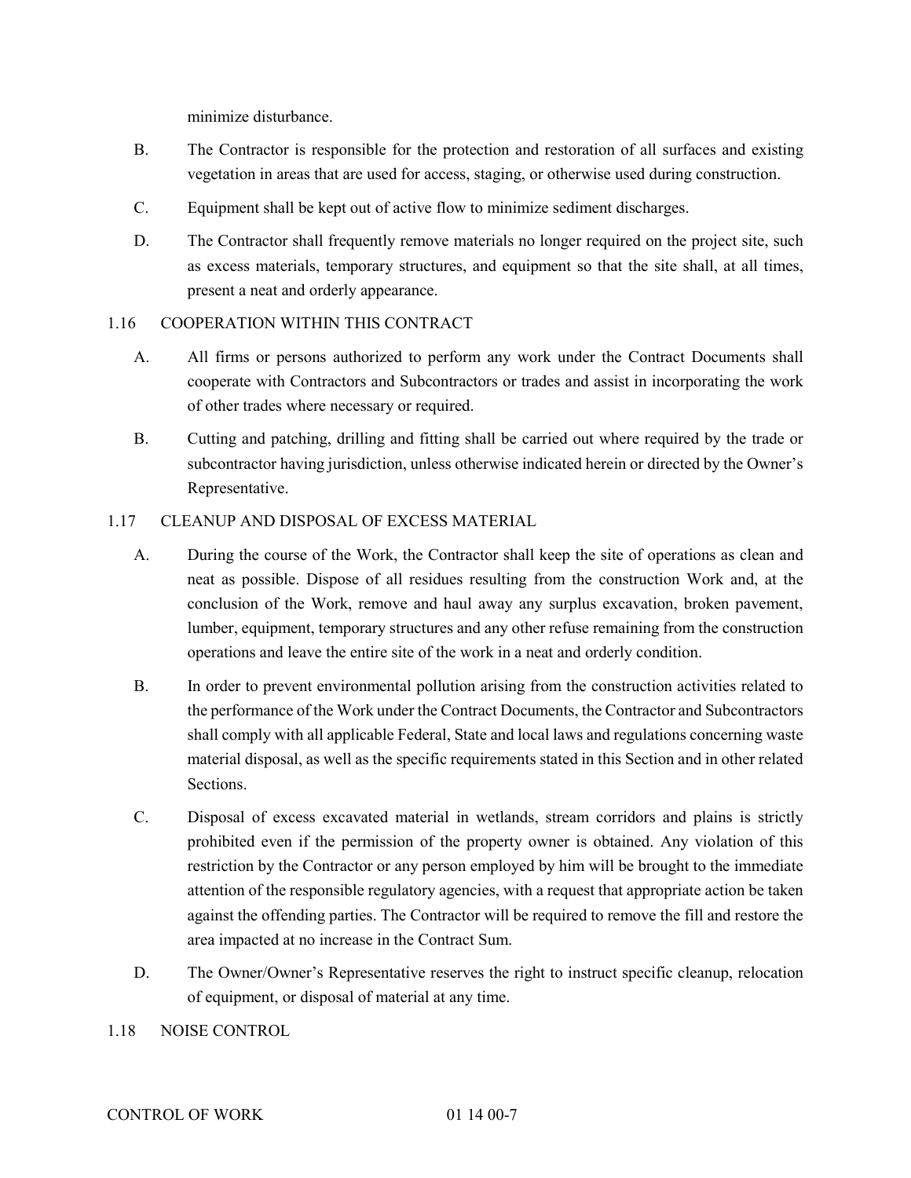minimize disturbance.

B. The Contractor is responsible for the protection and restoration of all surfaces and existing vegetation in areas that are used for access, staging, or otherwise used during construction.

C. Equipment shall be kept out of active flow to minimize sediment discharges.

D. The Contractor shall frequently remove materials no longer required on the project site, such as excess materials, temporary structures, and equipment so that the site shall, at all times, present a neat and orderly appearance.

## 1.16 COOPERATION WITHIN THIS CONTRACT

A. All firms or persons authorized to perform any work under the Contract Documents shall cooperate with Contractors and Subcontractors or trades and assist in incorporating the work of other trades where necessary or required.

B. Cutting and patching, drilling and fitting shall be carried out where required by the trade or subcontractor having jurisdiction, unless otherwise indicated herein or directed by the Owner's Representative.

## 1.17 CLEANUP AND DISPOSAL OF EXCESS MATERIAL

A. During the course of the Work, the Contractor shall keep the site of operations as clean and neat as possible. Dispose of all residues resulting from the construction Work and, at the conclusion of the Work, remove and haul away any surplus excavation, broken pavement, lumber, equipment, temporary structures and any other refuse remaining from the construction operations and leave the entire site of the work in a neat and orderly condition.

B. In order to prevent environmental pollution arising from the construction activities related to the performance of the Work under the Contract Documents, the Contractor and Subcontractors shall comply with all applicable Federal, State and local laws and regulations concerning waste material disposal, as well as the specific requirements stated in this Section and in other related Sections.

C. Disposal of excess excavated material in wetlands, stream corridors and plains is strictly prohibited even if the permission of the property owner is obtained. Any violation of this restriction by the Contractor or any person employed by him will be brought to the immediate attention of the responsible regulatory agencies, with a request that appropriate action be taken against the offending parties. The Contractor will be required to remove the fill and restore the area impacted at no increase in the Contract Sum.

D. The Owner/Owner's Representative reserves the right to instruct specific cleanup, relocation of equipment, or disposal of material at any time.

## 1.18 NOISE CONTROL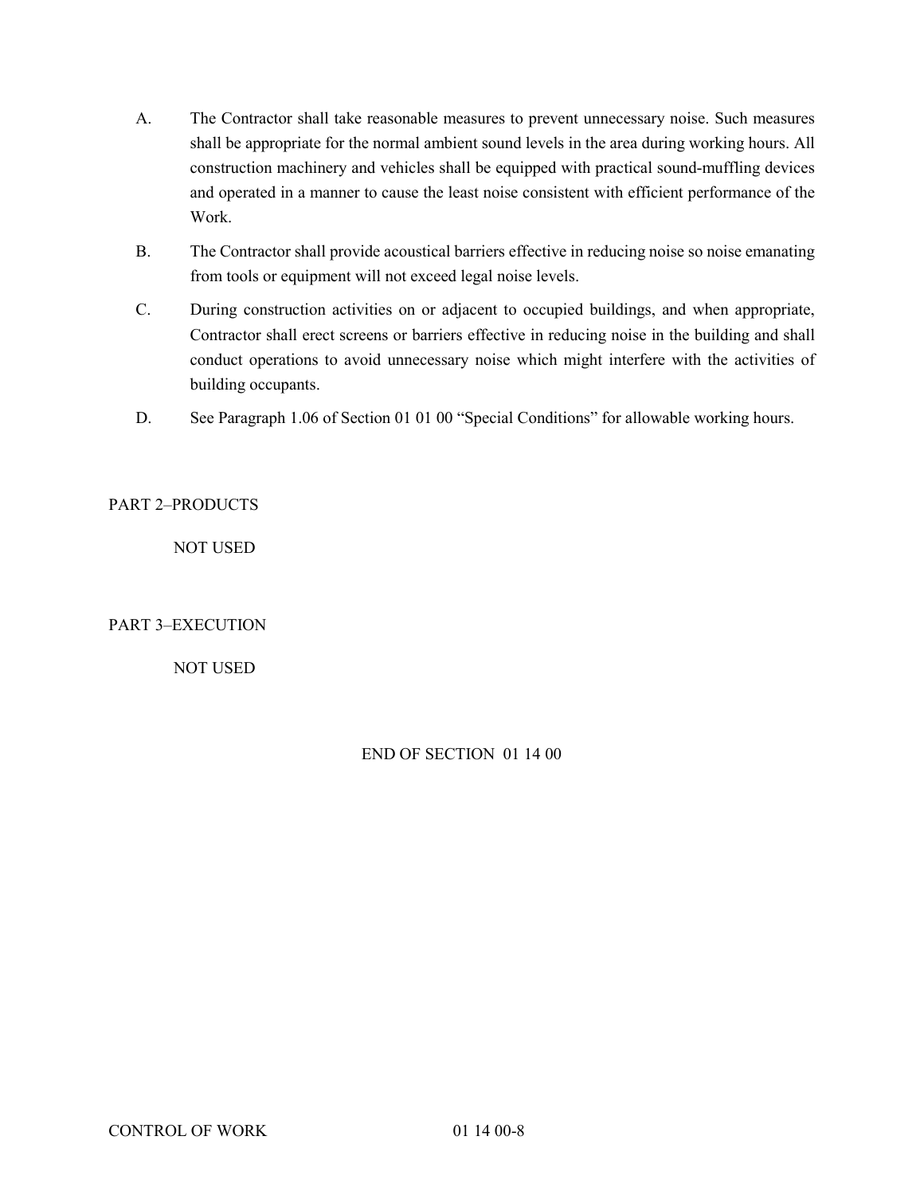A. The Contractor shall take reasonable measures to prevent unnecessary noise. Such measures shall be appropriate for the normal ambient sound levels in the area during working hours. All construction machinery and vehicles shall be equipped with practical sound-muffling devices and operated in a manner to cause the least noise consistent with efficient performance of the Work.

B. The Contractor shall provide acoustical barriers effective in reducing noise so noise emanating from tools or equipment will not exceed legal noise levels.

C. During construction activities on or adjacent to occupied buildings, and when appropriate, Contractor shall erect screens or barriers effective in reducing noise in the building and shall conduct operations to avoid unnecessary noise which might interfere with the activities of building occupants.

D. See Paragraph 1.06 of Section 01 01 00 “Special Conditions” for allowable working hours.

## PART 2–PRODUCTS

NOT USED

## PART 3–EXECUTION

NOT USED

END OF SECTION 01 14 00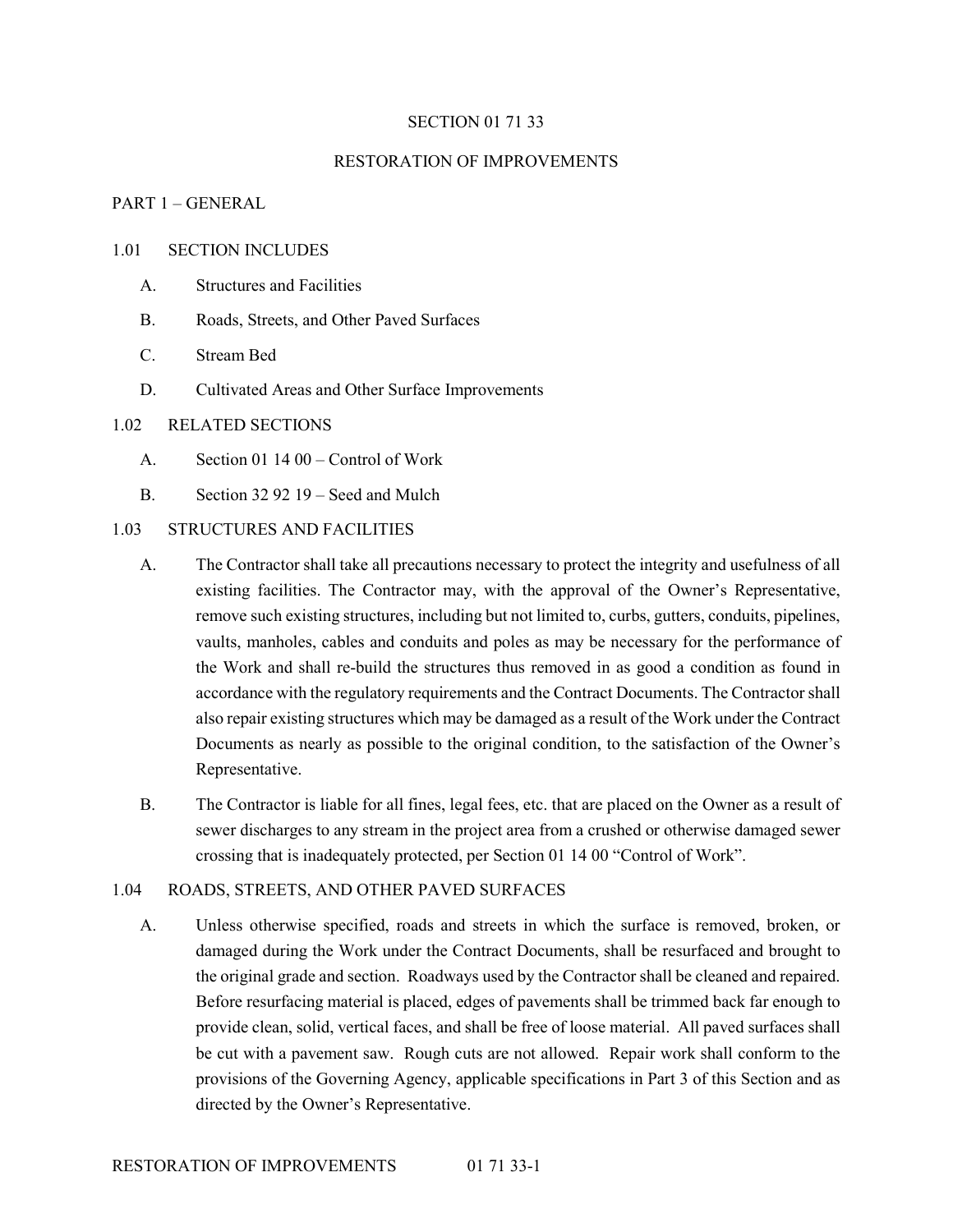# SECTION 01 71 33

# RESTORATION OF IMPROVEMENTS

## PART 1 – GENERAL

### 1.01 SECTION INCLUDES

A. Structures and Facilities

B. Roads, Streets, and Other Paved Surfaces

C. Stream Bed

D. Cultivated Areas and Other Surface Improvements

### 1.02 RELATED SECTIONS

A. Section 01 14 00 – Control of Work

B. Section 32 92 19 – Seed and Mulch

### 1.03 STRUCTURES AND FACILITIES

A. The Contractor shall take all precautions necessary to protect the integrity and usefulness of all existing facilities. The Contractor may, with the approval of the Owner's Representative, remove such existing structures, including but not limited to, curbs, gutters, conduits, pipelines, vaults, manholes, cables and conduits and poles as may be necessary for the performance of the Work and shall re-build the structures thus removed in as good a condition as found in accordance with the regulatory requirements and the Contract Documents. The Contractor shall also repair existing structures which may be damaged as a result of the Work under the Contract Documents as nearly as possible to the original condition, to the satisfaction of the Owner's Representative.

B. The Contractor is liable for all fines, legal fees, etc. that are placed on the Owner as a result of sewer discharges to any stream in the project area from a crushed or otherwise damaged sewer crossing that is inadequately protected, per Section 01 14 00 "Control of Work".

### 1.04 ROADS, STREETS, AND OTHER PAVED SURFACES

A. Unless otherwise specified, roads and streets in which the surface is removed, broken, or damaged during the Work under the Contract Documents, shall be resurfaced and brought to the original grade and section. Roadways used by the Contractor shall be cleaned and repaired. Before resurfacing material is placed, edges of pavements shall be trimmed back far enough to provide clean, solid, vertical faces, and shall be free of loose material. All paved surfaces shall be cut with a pavement saw. Rough cuts are not allowed. Repair work shall conform to the provisions of the Governing Agency, applicable specifications in Part 3 of this Section and as directed by the Owner's Representative.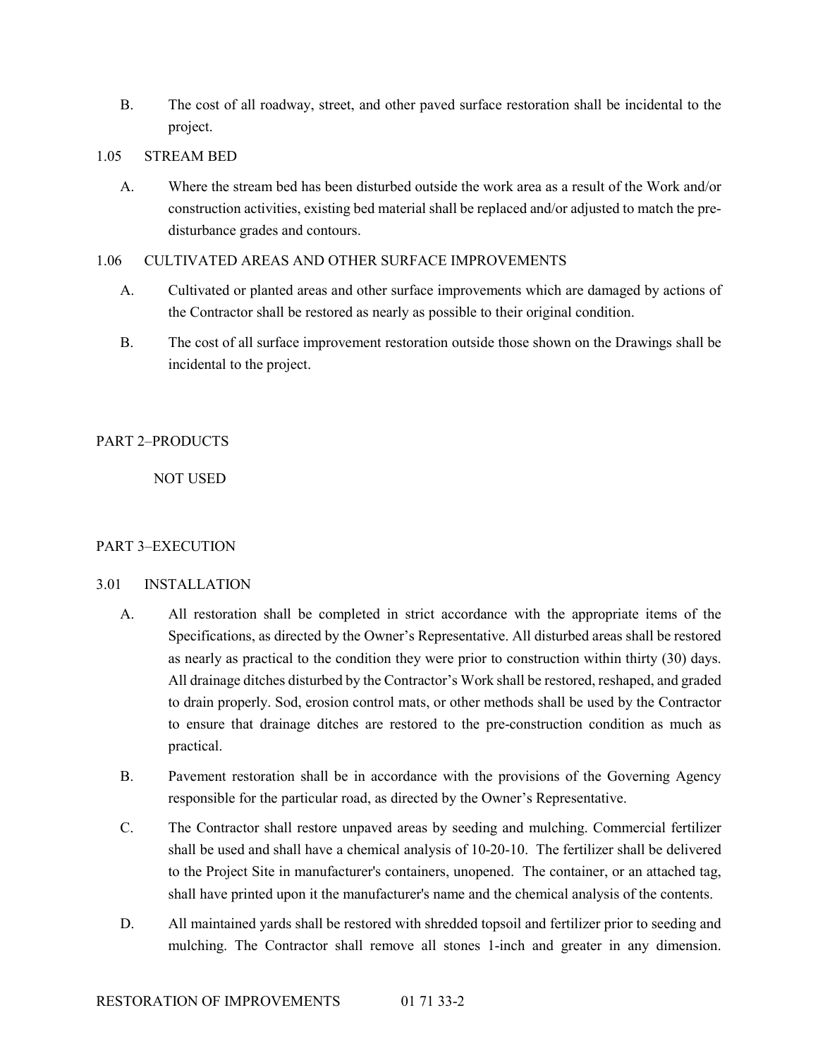B. The cost of all roadway, street, and other paved surface restoration shall be incidental to the project.

## 1.05 STREAM BED

A. Where the stream bed has been disturbed outside the work area as a result of the Work and/or construction activities, existing bed material shall be replaced and/or adjusted to match the pre-disturbance grades and contours.

## 1.06 CULTIVATED AREAS AND OTHER SURFACE IMPROVEMENTS

A. Cultivated or planted areas and other surface improvements which are damaged by actions of the Contractor shall be restored as nearly as possible to their original condition.

B. The cost of all surface improvement restoration outside those shown on the Drawings shall be incidental to the project.

# PART 2–PRODUCTS

NOT USED

# PART 3–EXECUTION

## 3.01 INSTALLATION

A. All restoration shall be completed in strict accordance with the appropriate items of the Specifications, as directed by the Owner's Representative. All disturbed areas shall be restored as nearly as practical to the condition they were prior to construction within thirty (30) days. All drainage ditches disturbed by the Contractor's Work shall be restored, reshaped, and graded to drain properly. Sod, erosion control mats, or other methods shall be used by the Contractor to ensure that drainage ditches are restored to the pre-construction condition as much as practical.

B. Pavement restoration shall be in accordance with the provisions of the Governing Agency responsible for the particular road, as directed by the Owner's Representative.

C. The Contractor shall restore unpaved areas by seeding and mulching. Commercial fertilizer shall be used and shall have a chemical analysis of 10-20-10. The fertilizer shall be delivered to the Project Site in manufacturer's containers, unopened. The container, or an attached tag, shall have printed upon it the manufacturer's name and the chemical analysis of the contents.

D. All maintained yards shall be restored with shredded topsoil and fertilizer prior to seeding and mulching. The Contractor shall remove all stones 1-inch and greater in any dimension.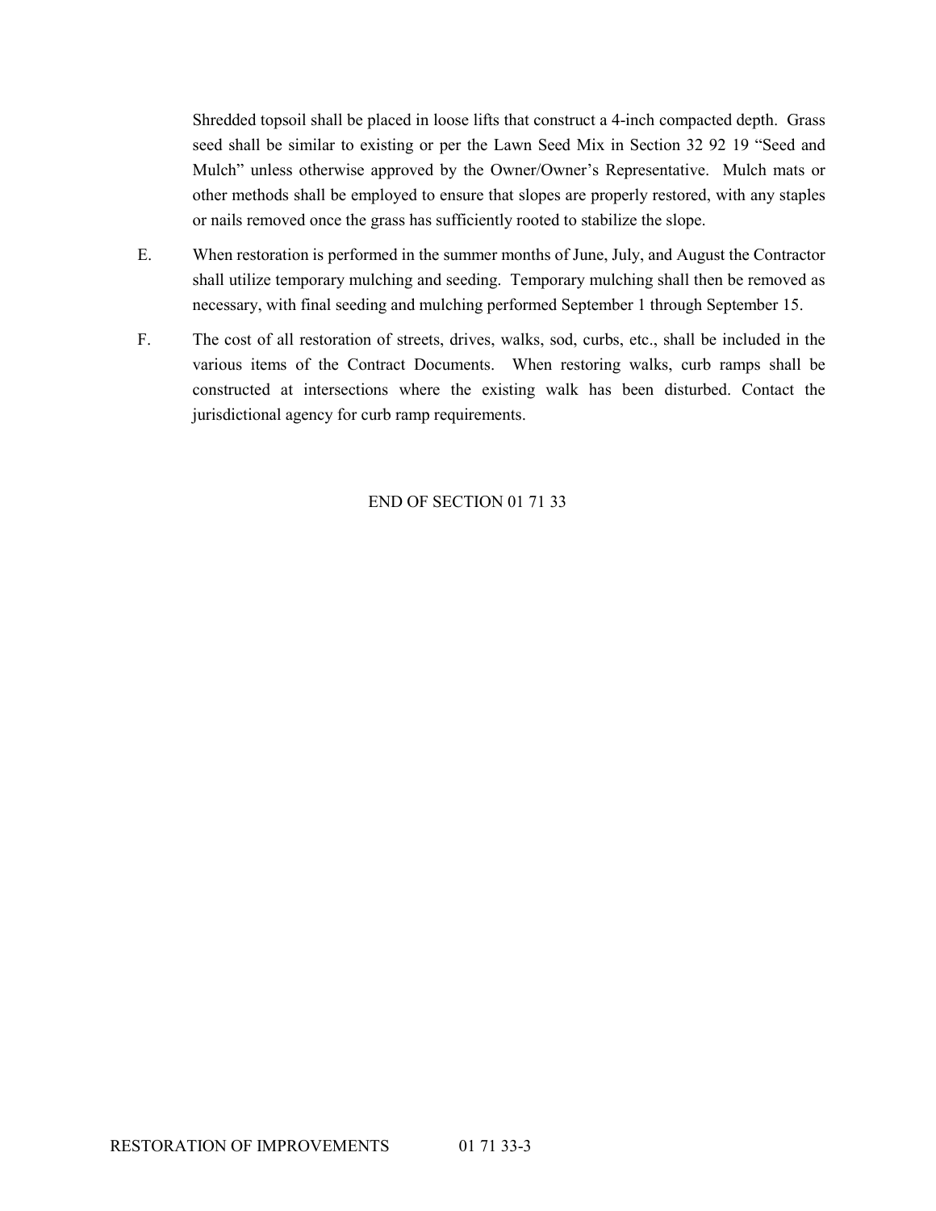Shredded topsoil shall be placed in loose lifts that construct a 4-inch compacted depth. Grass seed shall be similar to existing or per the Lawn Seed Mix in Section 32 92 19 "Seed and Mulch" unless otherwise approved by the Owner/Owner's Representative. Mulch mats or other methods shall be employed to ensure that slopes are properly restored, with any staples or nails removed once the grass has sufficiently rooted to stabilize the slope.

E. When restoration is performed in the summer months of June, July, and August the Contractor shall utilize temporary mulching and seeding. Temporary mulching shall then be removed as necessary, with final seeding and mulching performed September 1 through September 15.

F. The cost of all restoration of streets, drives, walks, sod, curbs, etc., shall be included in the various items of the Contract Documents. When restoring walks, curb ramps shall be constructed at intersections where the existing walk has been disturbed. Contact the jurisdictional agency for curb ramp requirements.

END OF SECTION 01 71 33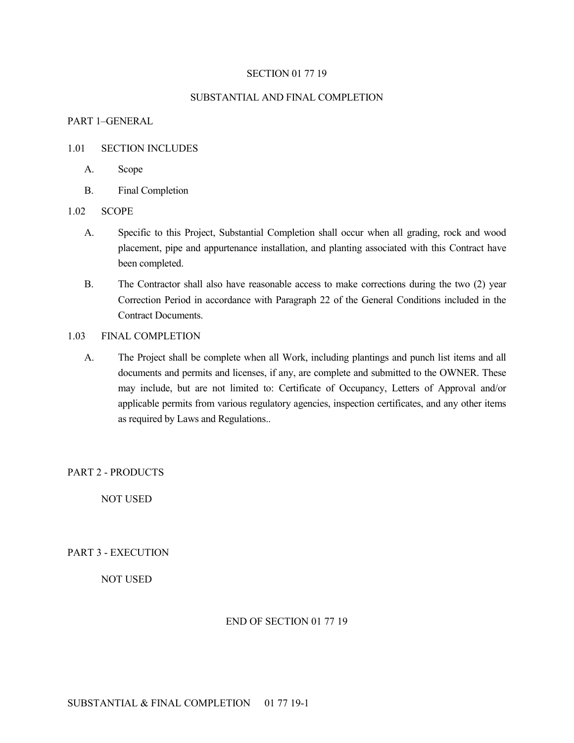# SECTION 01 77 19

# SUBSTANTIAL AND FINAL COMPLETION

## PART 1–GENERAL

### 1.01 SECTION INCLUDES

A. Scope

B. Final Completion

### 1.02 SCOPE

A. Specific to this Project, Substantial Completion shall occur when all grading, rock and wood placement, pipe and appurtenance installation, and planting associated with this Contract have been completed.

B. The Contractor shall also have reasonable access to make corrections during the two (2) year Correction Period in accordance with Paragraph 22 of the General Conditions included in the Contract Documents.

### 1.03 FINAL COMPLETION

A. The Project shall be complete when all Work, including plantings and punch list items and all documents and permits and licenses, if any, are complete and submitted to the OWNER. These may include, but are not limited to: Certificate of Occupancy, Letters of Approval and/or applicable permits from various regulatory agencies, inspection certificates, and any other items as required by Laws and Regulations..

## PART 2 - PRODUCTS

NOT USED

## PART 3 - EXECUTION

NOT USED

END OF SECTION 01 77 19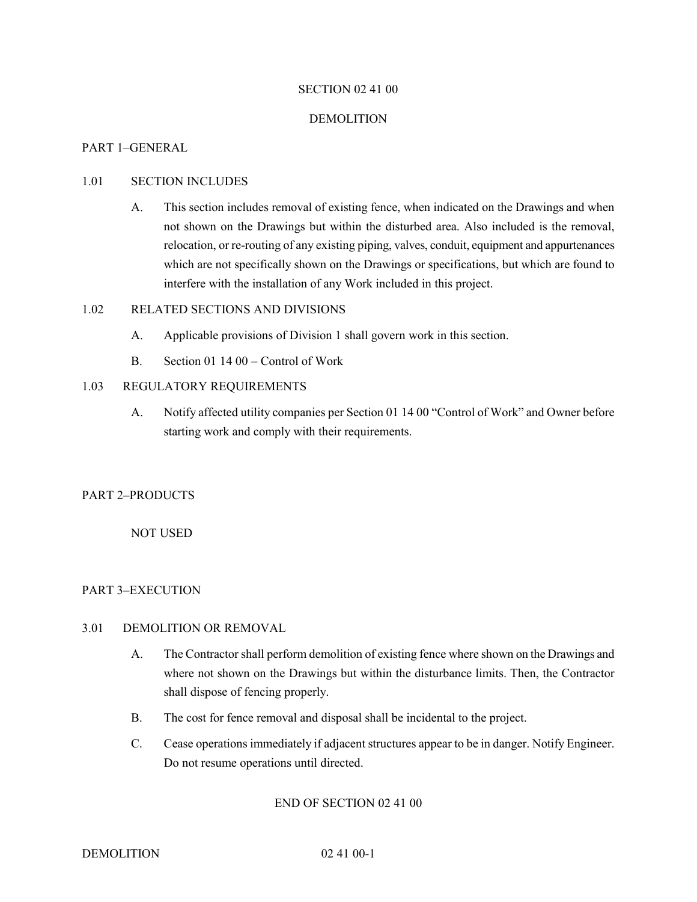# SECTION 02 41 00

# DEMOLITION

## PART 1–GENERAL

### 1.01 SECTION INCLUDES

A. This section includes removal of existing fence, when indicated on the Drawings and when not shown on the Drawings but within the disturbed area. Also included is the removal, relocation, or re-routing of any existing piping, valves, conduit, equipment and appurtenances which are not specifically shown on the Drawings or specifications, but which are found to interfere with the installation of any Work included in this project.

### 1.02 RELATED SECTIONS AND DIVISIONS

A. Applicable provisions of Division 1 shall govern work in this section.

B. Section 01 14 00 – Control of Work

### 1.03 REGULATORY REQUIREMENTS

A. Notify affected utility companies per Section 01 14 00 "Control of Work" and Owner before starting work and comply with their requirements.

## PART 2–PRODUCTS

NOT USED

## PART 3–EXECUTION

### 3.01 DEMOLITION OR REMOVAL

A. The Contractor shall perform demolition of existing fence where shown on the Drawings and where not shown on the Drawings but within the disturbance limits. Then, the Contractor shall dispose of fencing properly.

B. The cost for fence removal and disposal shall be incidental to the project.

C. Cease operations immediately if adjacent structures appear to be in danger. Notify Engineer. Do not resume operations until directed.

END OF SECTION 02 41 00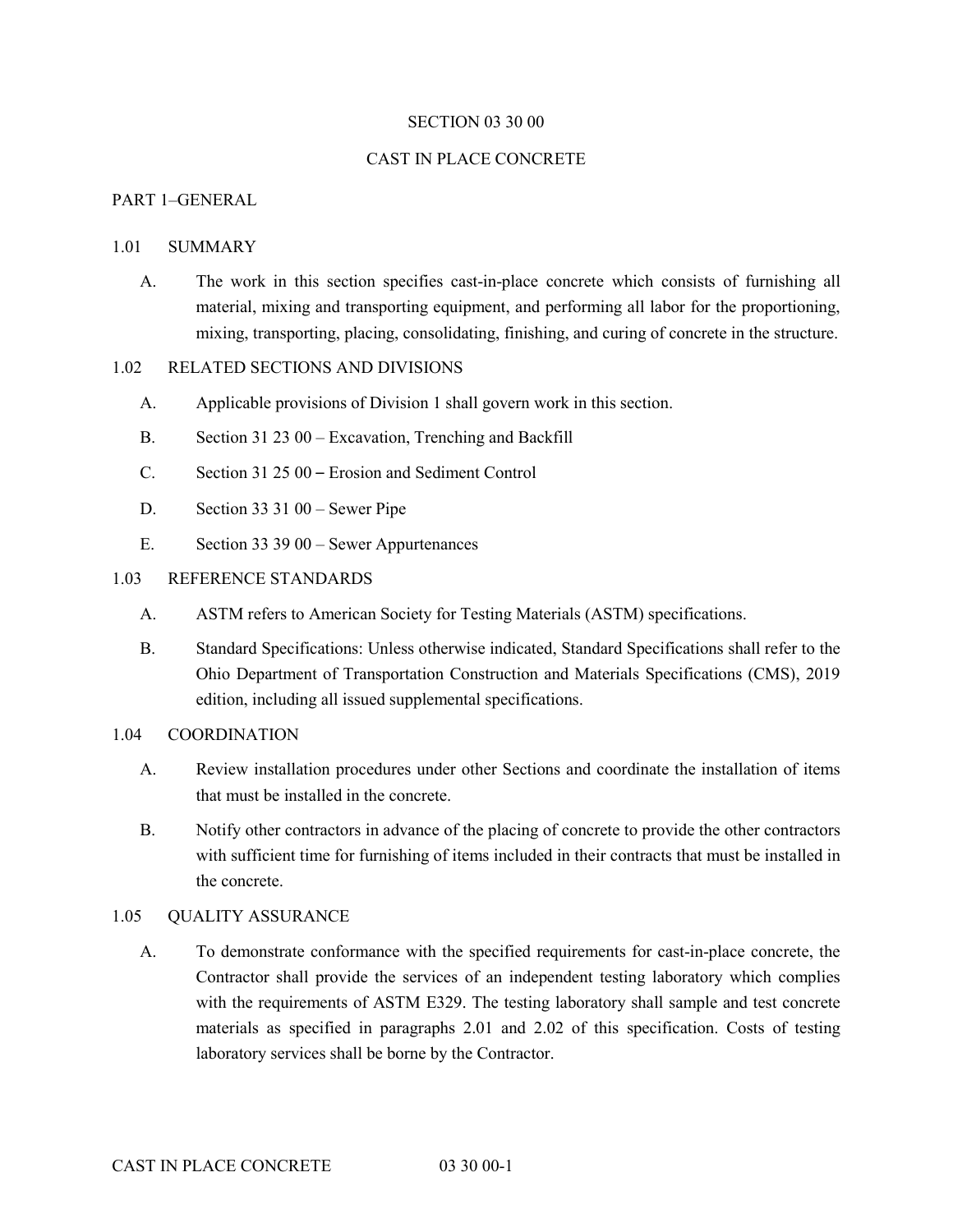SECTION 03 30 00

CAST IN PLACE CONCRETE

PART 1–GENERAL

1.01 SUMMARY

A. The work in this section specifies cast-in-place concrete which consists of furnishing all material, mixing and transporting equipment, and performing all labor for the proportioning, mixing, transporting, placing, consolidating, finishing, and curing of concrete in the structure.

1.02 RELATED SECTIONS AND DIVISIONS

A. Applicable provisions of Division 1 shall govern work in this section.

B. Section 31 23 00 – Excavation, Trenching and Backfill

C. Section 31 25 00 – Erosion and Sediment Control

D. Section 33 31 00 – Sewer Pipe

E. Section 33 39 00 – Sewer Appurtenances

1.03 REFERENCE STANDARDS

A. ASTM refers to American Society for Testing Materials (ASTM) specifications.

B. Standard Specifications: Unless otherwise indicated, Standard Specifications shall refer to the Ohio Department of Transportation Construction and Materials Specifications (CMS), 2019 edition, including all issued supplemental specifications.

1.04 COORDINATION

A. Review installation procedures under other Sections and coordinate the installation of items that must be installed in the concrete.

B. Notify other contractors in advance of the placing of concrete to provide the other contractors with sufficient time for furnishing of items included in their contracts that must be installed in the concrete.

1.05 QUALITY ASSURANCE

A. To demonstrate conformance with the specified requirements for cast-in-place concrete, the Contractor shall provide the services of an independent testing laboratory which complies with the requirements of ASTM E329. The testing laboratory shall sample and test concrete materials as specified in paragraphs 2.01 and 2.02 of this specification. Costs of testing laboratory services shall be borne by the Contractor.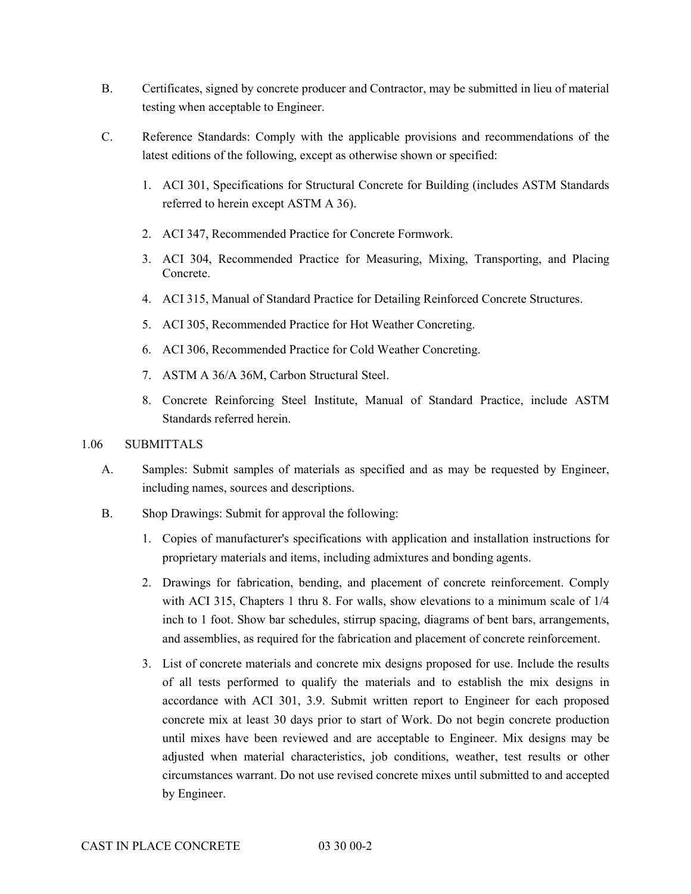B. Certificates, signed by concrete producer and Contractor, may be submitted in lieu of material testing when acceptable to Engineer.

C. Reference Standards: Comply with the applicable provisions and recommendations of the latest editions of the following, except as otherwise shown or specified:

1. ACI 301, Specifications for Structural Concrete for Building (includes ASTM Standards referred to herein except ASTM A 36).
2. ACI 347, Recommended Practice for Concrete Formwork.
3. ACI 304, Recommended Practice for Measuring, Mixing, Transporting, and Placing Concrete.
4. ACI 315, Manual of Standard Practice for Detailing Reinforced Concrete Structures.
5. ACI 305, Recommended Practice for Hot Weather Concreting.
6. ACI 306, Recommended Practice for Cold Weather Concreting.
7. ASTM A 36/A 36M, Carbon Structural Steel.
8. Concrete Reinforcing Steel Institute, Manual of Standard Practice, include ASTM Standards referred herein.

## 1.06 SUBMITTALS

A. Samples: Submit samples of materials as specified and as may be requested by Engineer, including names, sources and descriptions.

B. Shop Drawings: Submit for approval the following:

1. Copies of manufacturer's specifications with application and installation instructions for proprietary materials and items, including admixtures and bonding agents.
2. Drawings for fabrication, bending, and placement of concrete reinforcement. Comply with ACI 315, Chapters 1 thru 8. For walls, show elevations to a minimum scale of 1/4 inch to 1 foot. Show bar schedules, stirrup spacing, diagrams of bent bars, arrangements, and assemblies, as required for the fabrication and placement of concrete reinforcement.
3. List of concrete materials and concrete mix designs proposed for use. Include the results of all tests performed to qualify the materials and to establish the mix designs in accordance with ACI 301, 3.9. Submit written report to Engineer for each proposed concrete mix at least 30 days prior to start of Work. Do not begin concrete production until mixes have been reviewed and are acceptable to Engineer. Mix designs may be adjusted when material characteristics, job conditions, weather, test results or other circumstances warrant. Do not use revised concrete mixes until submitted to and accepted by Engineer.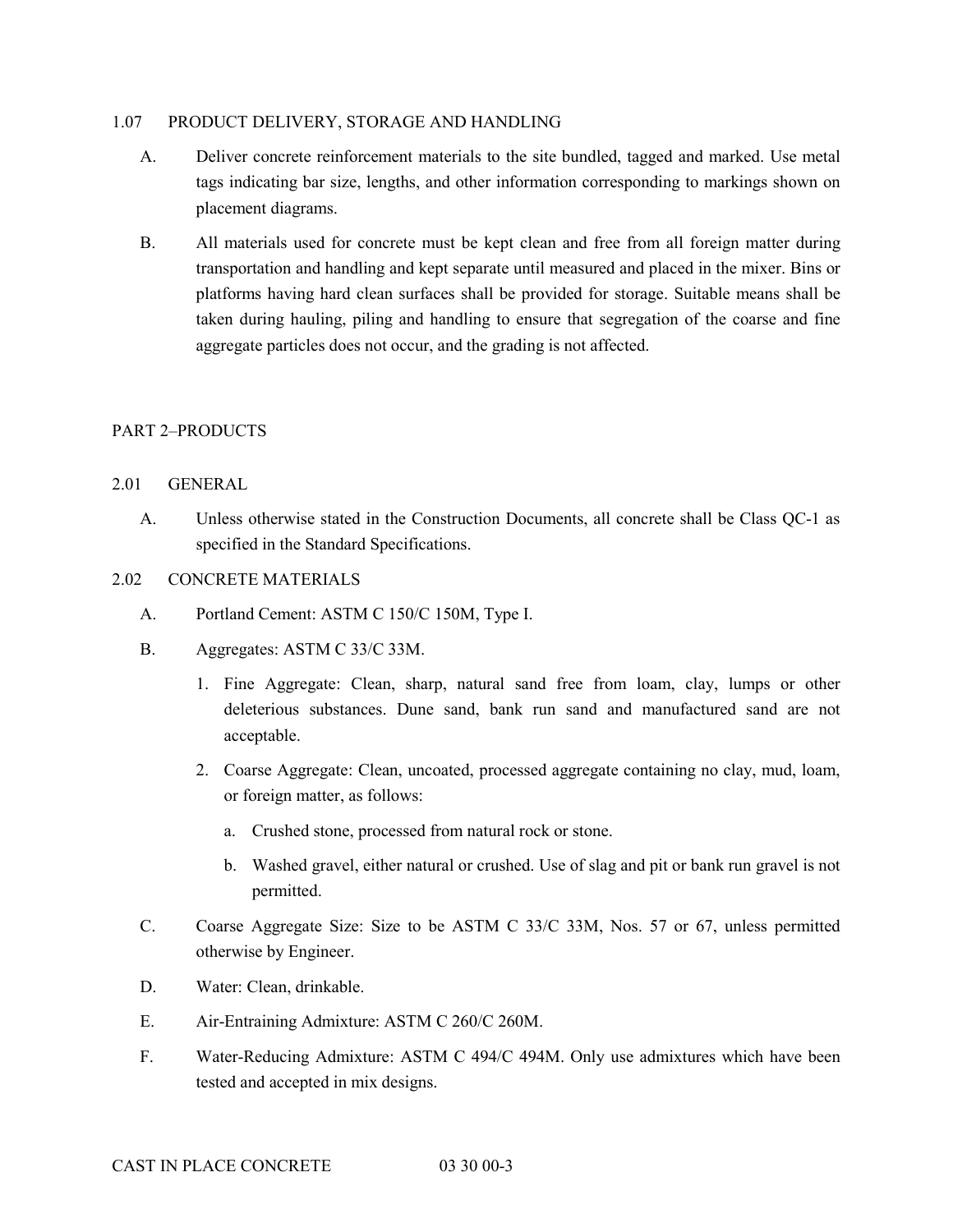### 1.07 PRODUCT DELIVERY, STORAGE AND HANDLING

A. Deliver concrete reinforcement materials to the site bundled, tagged and marked. Use metal tags indicating bar size, lengths, and other information corresponding to markings shown on placement diagrams.

B. All materials used for concrete must be kept clean and free from all foreign matter during transportation and handling and kept separate until measured and placed in the mixer. Bins or platforms having hard clean surfaces shall be provided for storage. Suitable means shall be taken during hauling, piling and handling to ensure that segregation of the coarse and fine aggregate particles does not occur, and the grading is not affected.

## PART 2–PRODUCTS

### 2.01 GENERAL

A. Unless otherwise stated in the Construction Documents, all concrete shall be Class QC-1 as specified in the Standard Specifications.

### 2.02 CONCRETE MATERIALS

A. Portland Cement: ASTM C 150/C 150M, Type I.

B. Aggregates: ASTM C 33/C 33M.

1. Fine Aggregate: Clean, sharp, natural sand free from loam, clay, lumps or other deleterious substances. Dune sand, bank run sand and manufactured sand are not acceptable.
2. Coarse Aggregate: Clean, uncoated, processed aggregate containing no clay, mud, loam, or foreign matter, as follows:
   a. Crushed stone, processed from natural rock or stone.
   b. Washed gravel, either natural or crushed. Use of slag and pit or bank run gravel is not permitted.

C. Coarse Aggregate Size: Size to be ASTM C 33/C 33M, Nos. 57 or 67, unless permitted otherwise by Engineer.

D. Water: Clean, drinkable.

E. Air-Entraining Admixture: ASTM C 260/C 260M.

F. Water-Reducing Admixture: ASTM C 494/C 494M. Only use admixtures which have been tested and accepted in mix designs.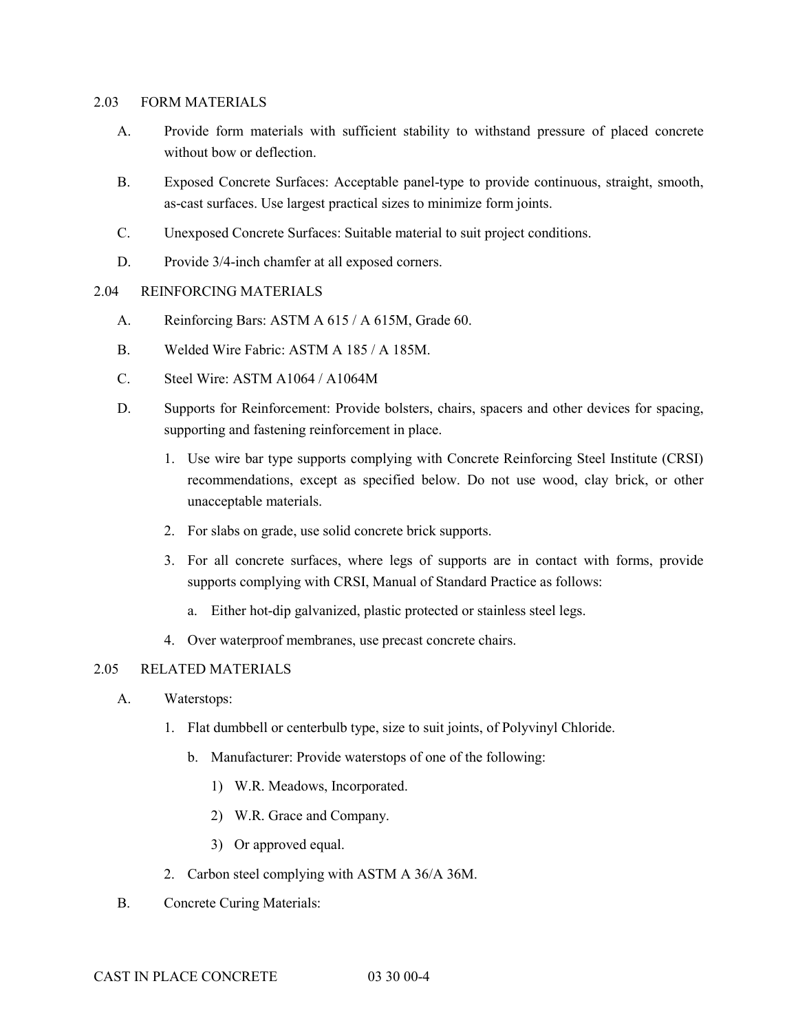2.03 FORM MATERIALS

A. Provide form materials with sufficient stability to withstand pressure of placed concrete without bow or deflection.

B. Exposed Concrete Surfaces: Acceptable panel-type to provide continuous, straight, smooth, as-cast surfaces. Use largest practical sizes to minimize form joints.

C. Unexposed Concrete Surfaces: Suitable material to suit project conditions.

D. Provide 3/4-inch chamfer at all exposed corners.

2.04 REINFORCING MATERIALS

A. Reinforcing Bars: ASTM A 615 / A 615M, Grade 60.

B. Welded Wire Fabric: ASTM A 185 / A 185M.

C. Steel Wire: ASTM A1064 / A1064M

D. Supports for Reinforcement: Provide bolsters, chairs, spacers and other devices for spacing, supporting and fastening reinforcement in place.

   1. Use wire bar type supports complying with Concrete Reinforcing Steel Institute (CRSI) recommendations, except as specified below. Do not use wood, clay brick, or other unacceptable materials.

   2. For slabs on grade, use solid concrete brick supports.

   3. For all concrete surfaces, where legs of supports are in contact with forms, provide supports complying with CRSI, Manual of Standard Practice as follows:

      a. Either hot-dip galvanized, plastic protected or stainless steel legs.

   4. Over waterproof membranes, use precast concrete chairs.

2.05 RELATED MATERIALS

A. Waterstops:

   1. Flat dumbbell or centerbulb type, size to suit joints, of Polyvinyl Chloride.

      b. Manufacturer: Provide waterstops of one of the following:

         1) W.R. Meadows, Incorporated.

         2) W.R. Grace and Company.

         3) Or approved equal.

   2. Carbon steel complying with ASTM A 36/A 36M.

B. Concrete Curing Materials: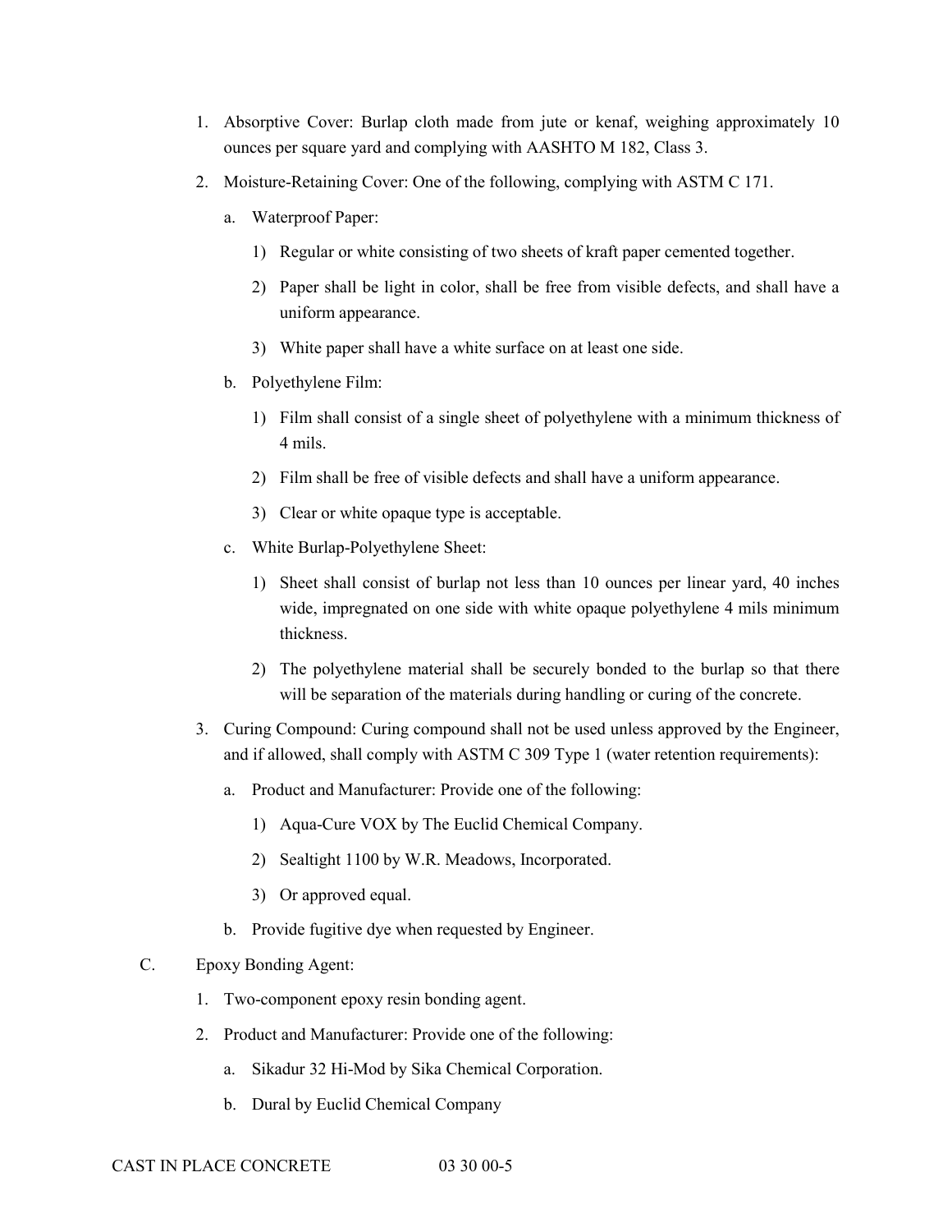1. Absorptive Cover: Burlap cloth made from jute or kenaf, weighing approximately 10 ounces per square yard and complying with AASHTO M 182, Class 3.
2. Moisture-Retaining Cover: One of the following, complying with ASTM C 171.
   a. Waterproof Paper:
      1) Regular or white consisting of two sheets of kraft paper cemented together.
      2) Paper shall be light in color, shall be free from visible defects, and shall have a uniform appearance.
      3) White paper shall have a white surface on at least one side.
   b. Polyethylene Film:
      1) Film shall consist of a single sheet of polyethylene with a minimum thickness of 4 mils.
      2) Film shall be free of visible defects and shall have a uniform appearance.
      3) Clear or white opaque type is acceptable.
   c. White Burlap-Polyethylene Sheet:
      1) Sheet shall consist of burlap not less than 10 ounces per linear yard, 40 inches wide, impregnated on one side with white opaque polyethylene 4 mils minimum thickness.
      2) The polyethylene material shall be securely bonded to the burlap so that there will be separation of the materials during handling or curing of the concrete.
3. Curing Compound: Curing compound shall not be used unless approved by the Engineer, and if allowed, shall comply with ASTM C 309 Type 1 (water retention requirements):
   a. Product and Manufacturer: Provide one of the following:
      1) Aqua-Cure VOX by The Euclid Chemical Company.
      2) Sealtight 1100 by W.R. Meadows, Incorporated.
      3) Or approved equal.
   b. Provide fugitive dye when requested by Engineer.

C. Epoxy Bonding Agent:

1. Two-component epoxy resin bonding agent.
2. Product and Manufacturer: Provide one of the following:
   a. Sikadur 32 Hi-Mod by Sika Chemical Corporation.
   b. Dural by Euclid Chemical Company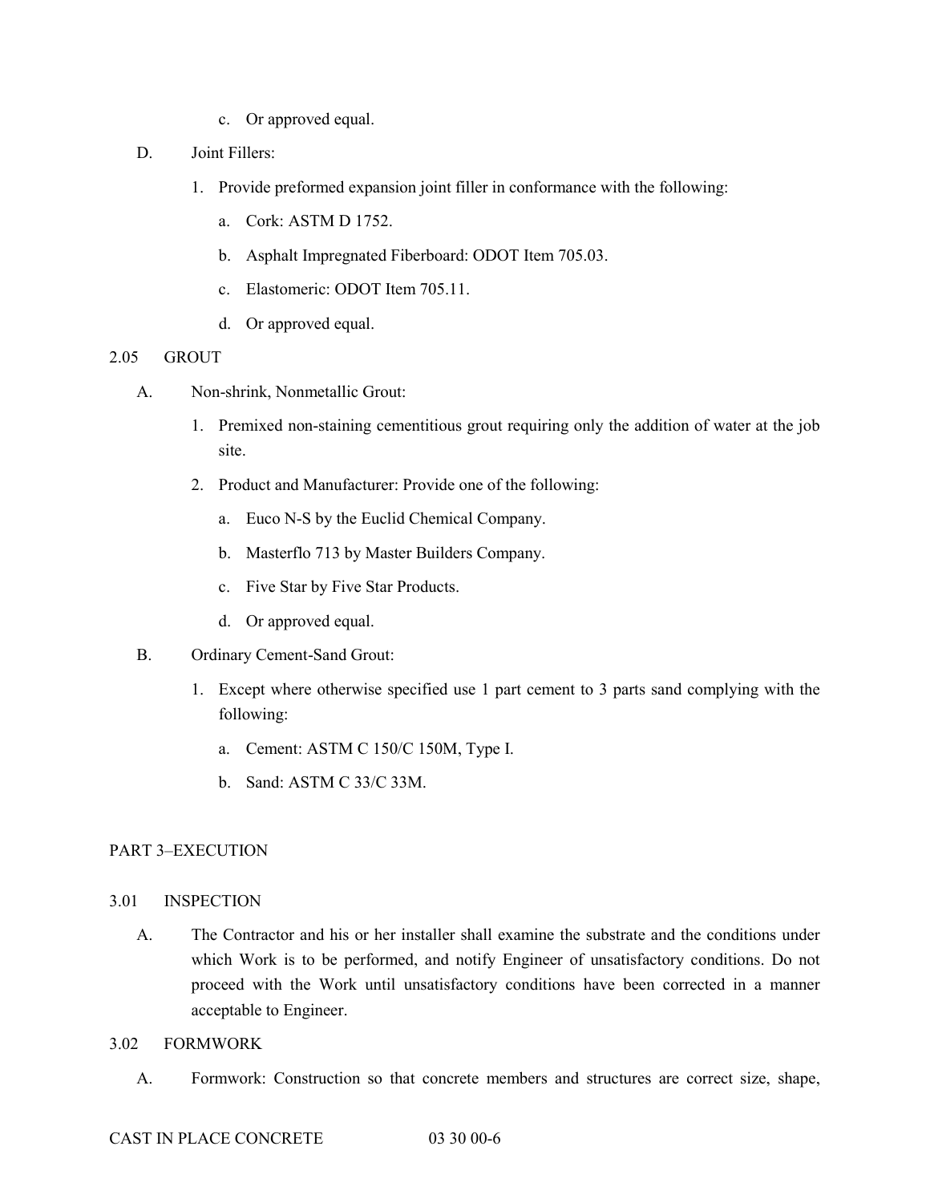c. Or approved equal.

D. Joint Fillers:

   1. Provide preformed expansion joint filler in conformance with the following:

      a. Cork: ASTM D 1752.

      b. Asphalt Impregnated Fiberboard: ODOT Item 705.03.

      c. Elastomeric: ODOT Item 705.11.

      d. Or approved equal.

## 2.05 GROUT

A. Non-shrink, Nonmetallic Grout:

   1. Premixed non-staining cementitious grout requiring only the addition of water at the job site.

   2. Product and Manufacturer: Provide one of the following:

      a. Euco N-S by the Euclid Chemical Company.

      b. Masterflo 713 by Master Builders Company.

      c. Five Star by Five Star Products.

      d. Or approved equal.

B. Ordinary Cement-Sand Grout:

   1. Except where otherwise specified use 1 part cement to 3 parts sand complying with the following:

      a. Cement: ASTM C 150/C 150M, Type I.

      b. Sand: ASTM C 33/C 33M.

# PART 3–EXECUTION

## 3.01 INSPECTION

A. The Contractor and his or her installer shall examine the substrate and the conditions under which Work is to be performed, and notify Engineer of unsatisfactory conditions. Do not proceed with the Work until unsatisfactory conditions have been corrected in a manner acceptable to Engineer.

## 3.02 FORMWORK

A. Formwork: Construction so that concrete members and structures are correct size, shape,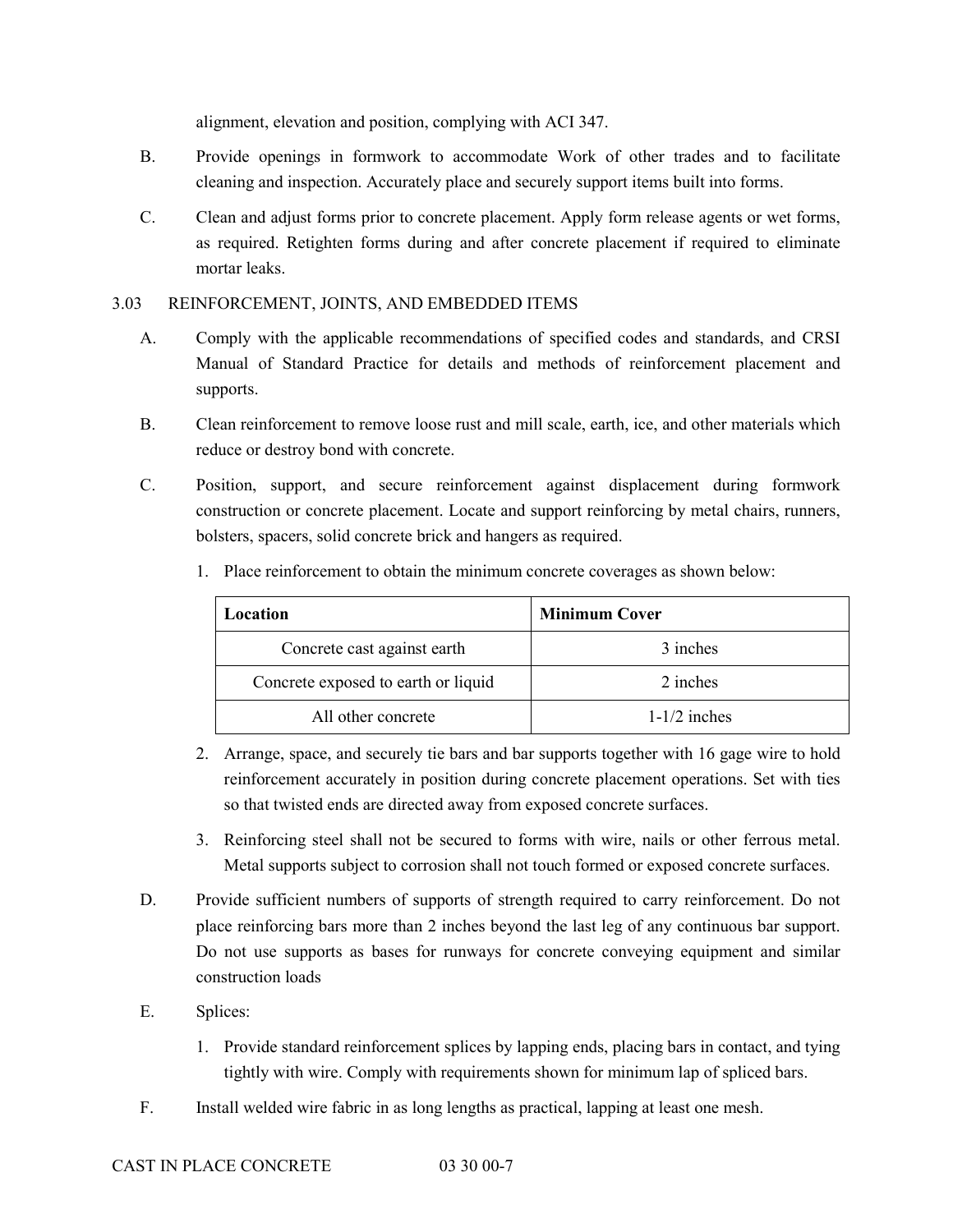alignment, elevation and position, complying with ACI 347.

B. Provide openings in formwork to accommodate Work of other trades and to facilitate cleaning and inspection. Accurately place and securely support items built into forms.

C. Clean and adjust forms prior to concrete placement. Apply form release agents or wet forms, as required. Retighten forms during and after concrete placement if required to eliminate mortar leaks.

3.03 REINFORCEMENT, JOINTS, AND EMBEDDED ITEMS

A. Comply with the applicable recommendations of specified codes and standards, and CRSI Manual of Standard Practice for details and methods of reinforcement placement and supports.

B. Clean reinforcement to remove loose rust and mill scale, earth, ice, and other materials which reduce or destroy bond with concrete.

C. Position, support, and secure reinforcement against displacement during formwork construction or concrete placement. Locate and support reinforcing by metal chairs, runners, bolsters, spacers, solid concrete brick and hangers as required.

1. Place reinforcement to obtain the minimum concrete coverages as shown below:

| **Location** | **Minimum Cover** |
|---|---|
| Concrete cast against earth | 3 inches |
| Concrete exposed to earth or liquid | 2 inches |
| All other concrete | 1-1/2 inches |

2. Arrange, space, and securely tie bars and bar supports together with 16 gage wire to hold reinforcement accurately in position during concrete placement operations. Set with ties so that twisted ends are directed away from exposed concrete surfaces.

3. Reinforcing steel shall not be secured to forms with wire, nails or other ferrous metal. Metal supports subject to corrosion shall not touch formed or exposed concrete surfaces.

D. Provide sufficient numbers of supports of strength required to carry reinforcement. Do not place reinforcing bars more than 2 inches beyond the last leg of any continuous bar support. Do not use supports as bases for runways for concrete conveying equipment and similar construction loads

E. Splices:

1. Provide standard reinforcement splices by lapping ends, placing bars in contact, and tying tightly with wire. Comply with requirements shown for minimum lap of spliced bars.

F. Install welded wire fabric in as long lengths as practical, lapping at least one mesh.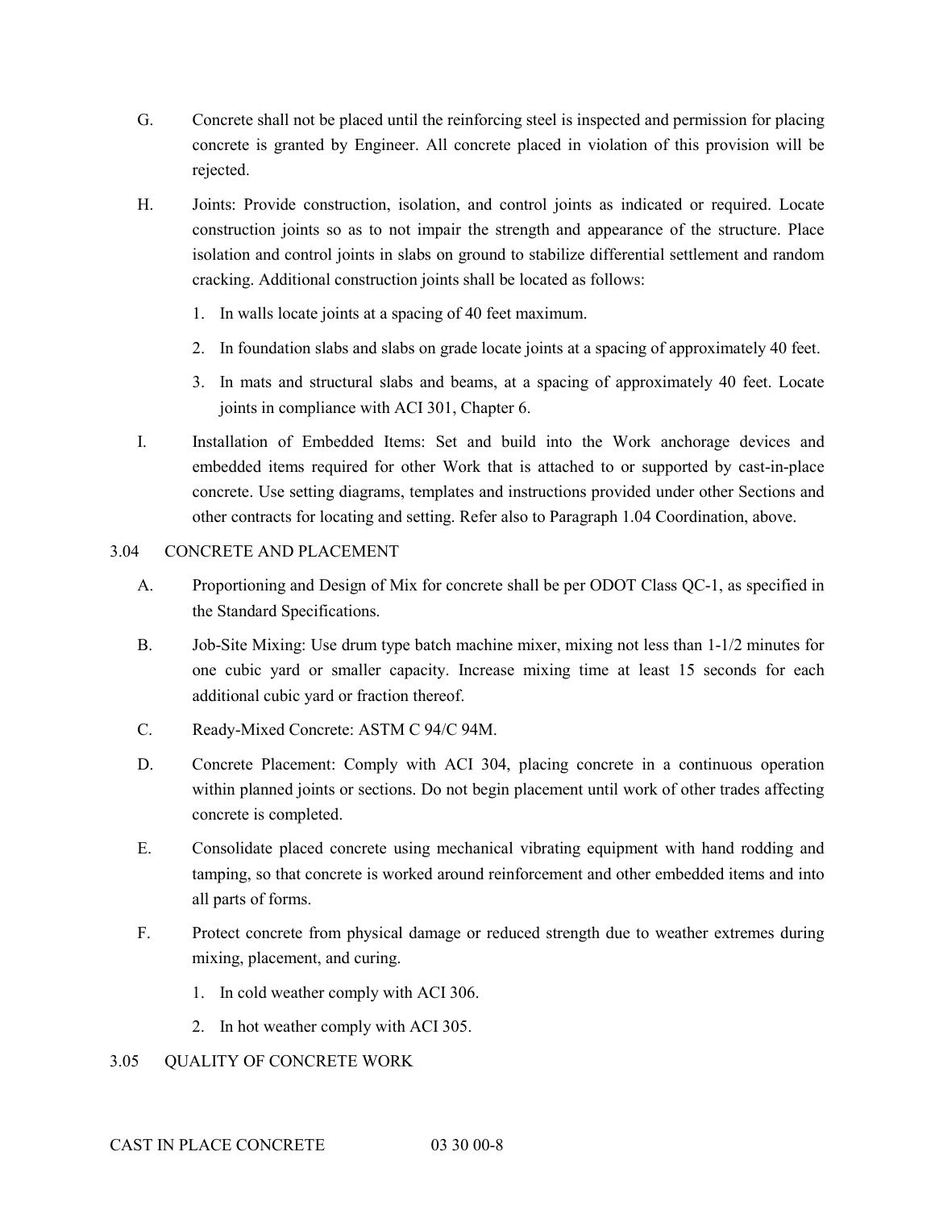G. Concrete shall not be placed until the reinforcing steel is inspected and permission for placing concrete is granted by Engineer. All concrete placed in violation of this provision will be rejected.

H. Joints: Provide construction, isolation, and control joints as indicated or required. Locate construction joints so as to not impair the strength and appearance of the structure. Place isolation and control joints in slabs on ground to stabilize differential settlement and random cracking. Additional construction joints shall be located as follows:

   1. In walls locate joints at a spacing of 40 feet maximum.

   2. In foundation slabs and slabs on grade locate joints at a spacing of approximately 40 feet.

   3. In mats and structural slabs and beams, at a spacing of approximately 40 feet. Locate joints in compliance with ACI 301, Chapter 6.

I. Installation of Embedded Items: Set and build into the Work anchorage devices and embedded items required for other Work that is attached to or supported by cast-in-place concrete. Use setting diagrams, templates and instructions provided under other Sections and other contracts for locating and setting. Refer also to Paragraph 1.04 Coordination, above.

## 3.04 CONCRETE AND PLACEMENT

A. Proportioning and Design of Mix for concrete shall be per ODOT Class QC-1, as specified in the Standard Specifications.

B. Job-Site Mixing: Use drum type batch machine mixer, mixing not less than 1-1/2 minutes for one cubic yard or smaller capacity. Increase mixing time at least 15 seconds for each additional cubic yard or fraction thereof.

C. Ready-Mixed Concrete: ASTM C 94/C 94M.

D. Concrete Placement: Comply with ACI 304, placing concrete in a continuous operation within planned joints or sections. Do not begin placement until work of other trades affecting concrete is completed.

E. Consolidate placed concrete using mechanical vibrating equipment with hand rodding and tamping, so that concrete is worked around reinforcement and other embedded items and into all parts of forms.

F. Protect concrete from physical damage or reduced strength due to weather extremes during mixing, placement, and curing.

   1. In cold weather comply with ACI 306.

   2. In hot weather comply with ACI 305.

## 3.05 QUALITY OF CONCRETE WORK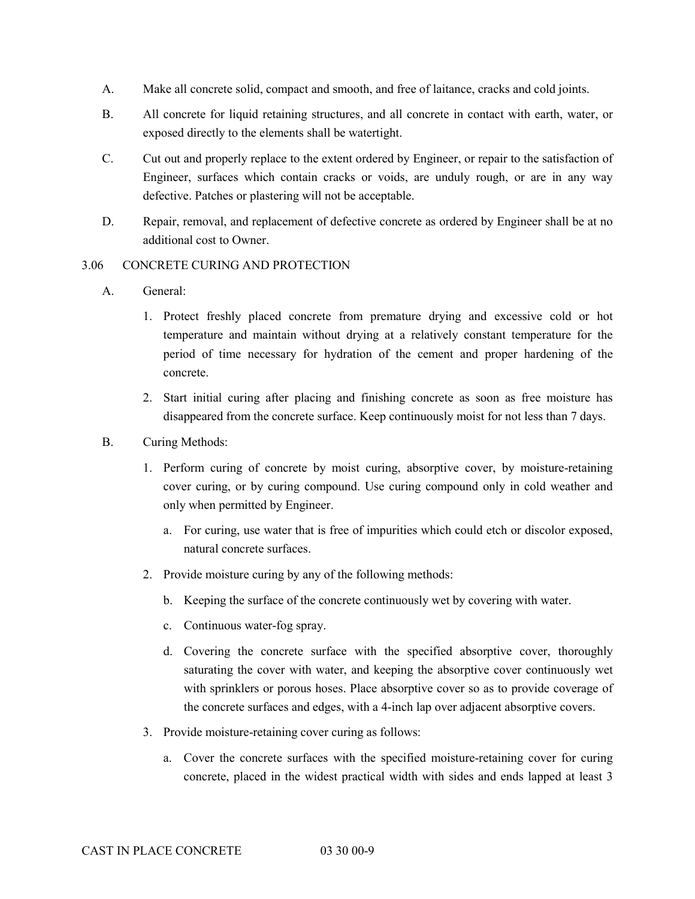A. Make all concrete solid, compact and smooth, and free of laitance, cracks and cold joints.

B. All concrete for liquid retaining structures, and all concrete in contact with earth, water, or exposed directly to the elements shall be watertight.

C. Cut out and properly replace to the extent ordered by Engineer, or repair to the satisfaction of Engineer, surfaces which contain cracks or voids, are unduly rough, or are in any way defective. Patches or plastering will not be acceptable.

D. Repair, removal, and replacement of defective concrete as ordered by Engineer shall be at no additional cost to Owner.

3.06 CONCRETE CURING AND PROTECTION

A. General:

1. Protect freshly placed concrete from premature drying and excessive cold or hot temperature and maintain without drying at a relatively constant temperature for the period of time necessary for hydration of the cement and proper hardening of the concrete.

2. Start initial curing after placing and finishing concrete as soon as free moisture has disappeared from the concrete surface. Keep continuously moist for not less than 7 days.

B. Curing Methods:

1. Perform curing of concrete by moist curing, absorptive cover, by moisture-retaining cover curing, or by curing compound. Use curing compound only in cold weather and only when permitted by Engineer.

   a. For curing, use water that is free of impurities which could etch or discolor exposed, natural concrete surfaces.

2. Provide moisture curing by any of the following methods:

   b. Keeping the surface of the concrete continuously wet by covering with water.

   c. Continuous water-fog spray.

   d. Covering the concrete surface with the specified absorptive cover, thoroughly saturating the cover with water, and keeping the absorptive cover continuously wet with sprinklers or porous hoses. Place absorptive cover so as to provide coverage of the concrete surfaces and edges, with a 4-inch lap over adjacent absorptive covers.

3. Provide moisture-retaining cover curing as follows:

   a. Cover the concrete surfaces with the specified moisture-retaining cover for curing concrete, placed in the widest practical width with sides and ends lapped at least 3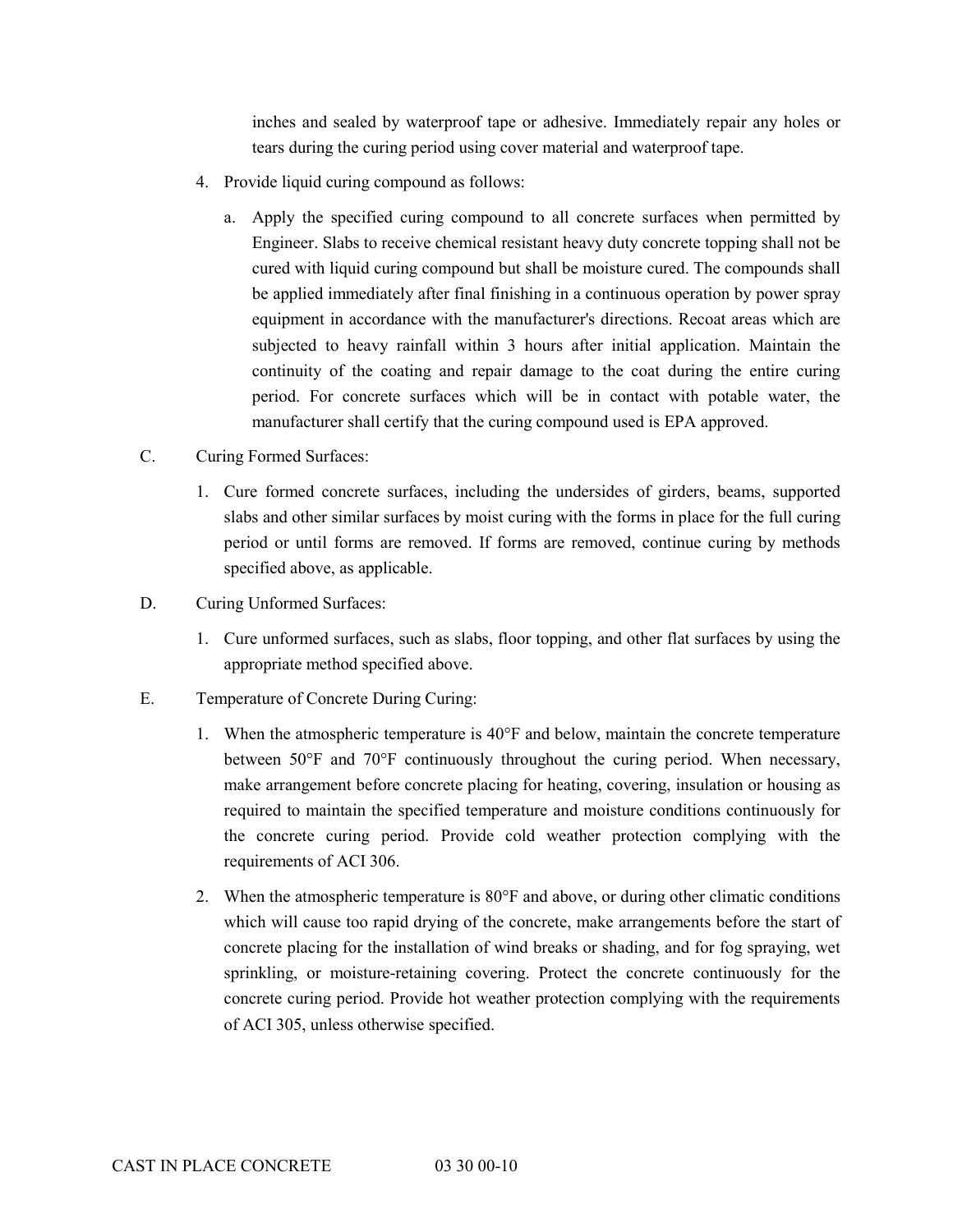inches and sealed by waterproof tape or adhesive. Immediately repair any holes or tears during the curing period using cover material and waterproof tape.

4. Provide liquid curing compound as follows:

   a. Apply the specified curing compound to all concrete surfaces when permitted by Engineer. Slabs to receive chemical resistant heavy duty concrete topping shall not be cured with liquid curing compound but shall be moisture cured. The compounds shall be applied immediately after final finishing in a continuous operation by power spray equipment in accordance with the manufacturer's directions. Recoat areas which are subjected to heavy rainfall within 3 hours after initial application. Maintain the continuity of the coating and repair damage to the coat during the entire curing period. For concrete surfaces which will be in contact with potable water, the manufacturer shall certify that the curing compound used is EPA approved.

C. Curing Formed Surfaces:

1. Cure formed concrete surfaces, including the undersides of girders, beams, supported slabs and other similar surfaces by moist curing with the forms in place for the full curing period or until forms are removed. If forms are removed, continue curing by methods specified above, as applicable.

D. Curing Unformed Surfaces:

1. Cure unformed surfaces, such as slabs, floor topping, and other flat surfaces by using the appropriate method specified above.

E. Temperature of Concrete During Curing:

1. When the atmospheric temperature is 40°F and below, maintain the concrete temperature between 50°F and 70°F continuously throughout the curing period. When necessary, make arrangement before concrete placing for heating, covering, insulation or housing as required to maintain the specified temperature and moisture conditions continuously for the concrete curing period. Provide cold weather protection complying with the requirements of ACI 306.

2. When the atmospheric temperature is 80°F and above, or during other climatic conditions which will cause too rapid drying of the concrete, make arrangements before the start of concrete placing for the installation of wind breaks or shading, and for fog spraying, wet sprinkling, or moisture-retaining covering. Protect the concrete continuously for the concrete curing period. Provide hot weather protection complying with the requirements of ACI 305, unless otherwise specified.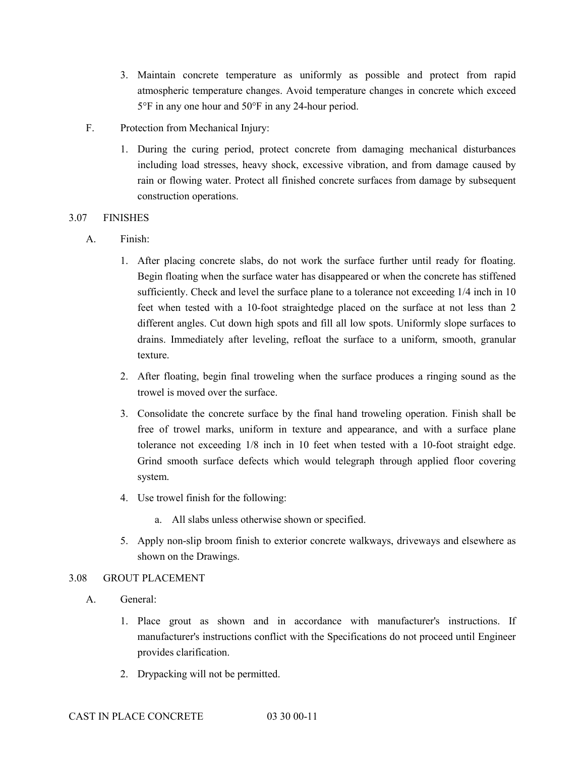3. Maintain concrete temperature as uniformly as possible and protect from rapid atmospheric temperature changes. Avoid temperature changes in concrete which exceed 5°F in any one hour and 50°F in any 24-hour period.

F. Protection from Mechanical Injury:

1. During the curing period, protect concrete from damaging mechanical disturbances including load stresses, heavy shock, excessive vibration, and from damage caused by rain or flowing water. Protect all finished concrete surfaces from damage by subsequent construction operations.

## 3.07 FINISHES

A. Finish:

1. After placing concrete slabs, do not work the surface further until ready for floating. Begin floating when the surface water has disappeared or when the concrete has stiffened sufficiently. Check and level the surface plane to a tolerance not exceeding 1/4 inch in 10 feet when tested with a 10-foot straightedge placed on the surface at not less than 2 different angles. Cut down high spots and fill all low spots. Uniformly slope surfaces to drains. Immediately after leveling, refloat the surface to a uniform, smooth, granular texture.
2. After floating, begin final troweling when the surface produces a ringing sound as the trowel is moved over the surface.
3. Consolidate the concrete surface by the final hand troweling operation. Finish shall be free of trowel marks, uniform in texture and appearance, and with a surface plane tolerance not exceeding 1/8 inch in 10 feet when tested with a 10-foot straight edge. Grind smooth surface defects which would telegraph through applied floor covering system.
4. Use trowel finish for the following:
   a. All slabs unless otherwise shown or specified.
5. Apply non-slip broom finish to exterior concrete walkways, driveways and elsewhere as shown on the Drawings.

## 3.08 GROUT PLACEMENT

A. General:

1. Place grout as shown and in accordance with manufacturer's instructions. If manufacturer's instructions conflict with the Specifications do not proceed until Engineer provides clarification.
2. Drypacking will not be permitted.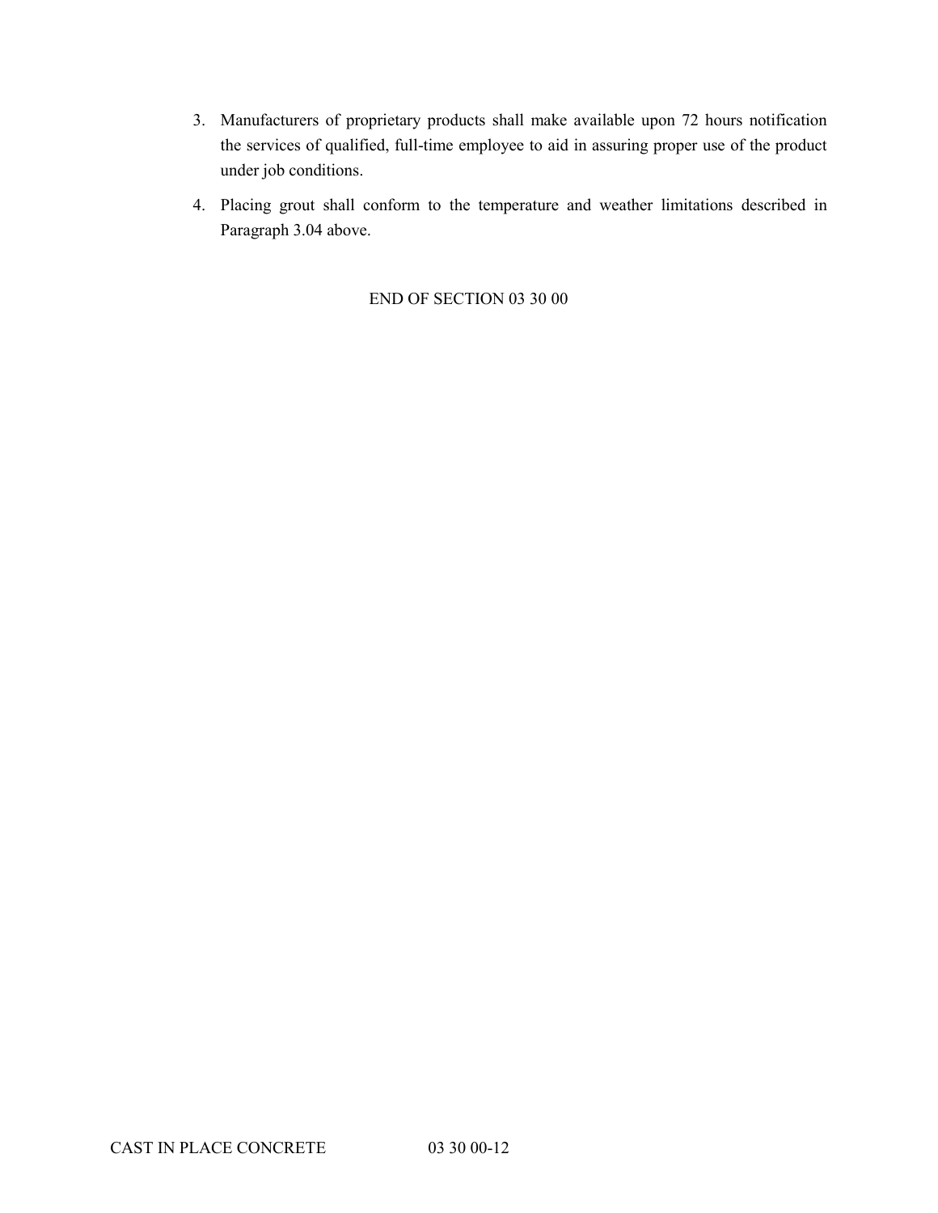3. Manufacturers of proprietary products shall make available upon 72 hours notification the services of qualified, full-time employee to aid in assuring proper use of the product under job conditions.

4. Placing grout shall conform to the temperature and weather limitations described in Paragraph 3.04 above.

END OF SECTION 03 30 00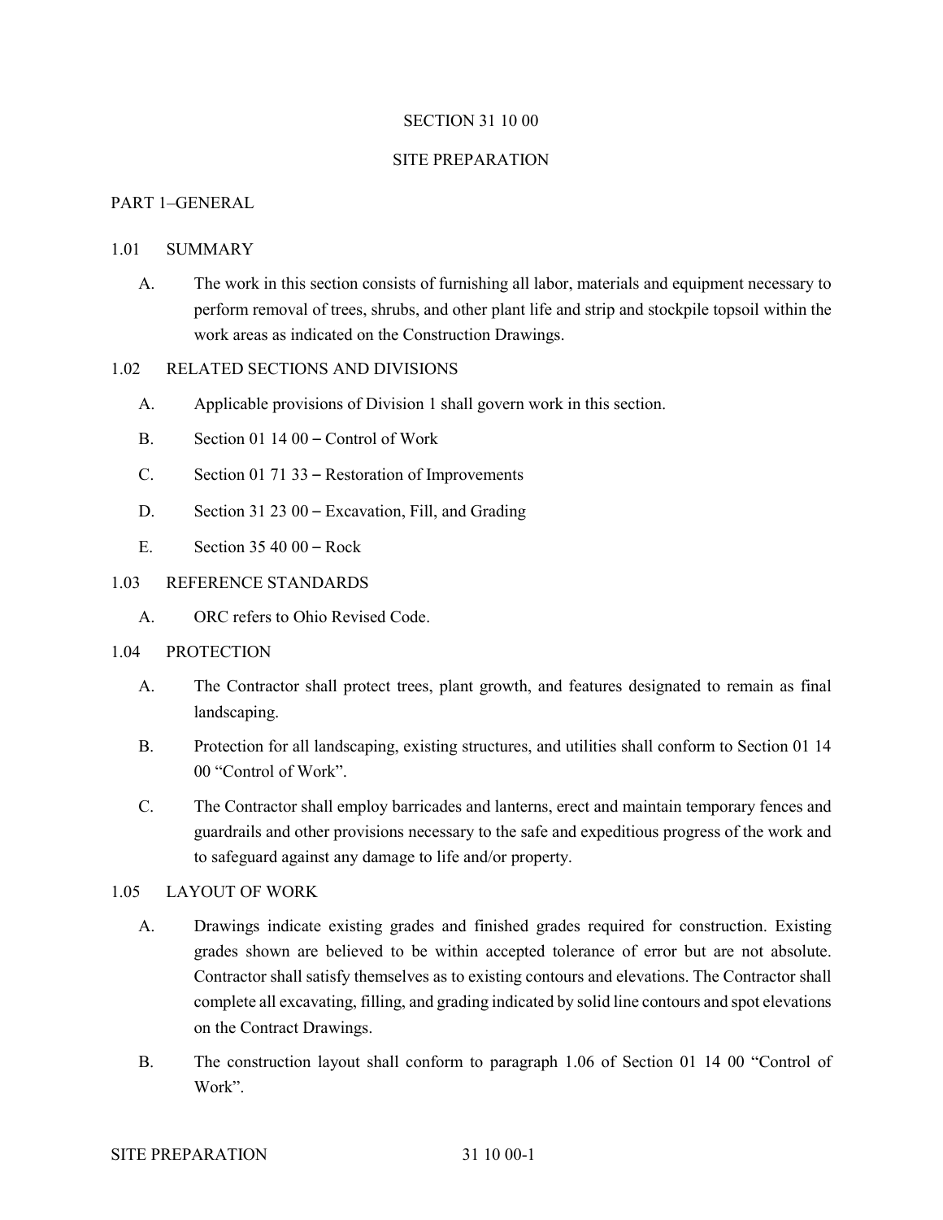# SECTION 31 10 00

# SITE PREPARATION

## PART 1–GENERAL

### 1.01 SUMMARY

A. The work in this section consists of furnishing all labor, materials and equipment necessary to perform removal of trees, shrubs, and other plant life and strip and stockpile topsoil within the work areas as indicated on the Construction Drawings.

### 1.02 RELATED SECTIONS AND DIVISIONS

A. Applicable provisions of Division 1 shall govern work in this section.

B. Section 01 14 00 – Control of Work

C. Section 01 71 33 – Restoration of Improvements

D. Section 31 23 00 – Excavation, Fill, and Grading

E. Section 35 40 00 – Rock

### 1.03 REFERENCE STANDARDS

A. ORC refers to Ohio Revised Code.

### 1.04 PROTECTION

A. The Contractor shall protect trees, plant growth, and features designated to remain as final landscaping.

B. Protection for all landscaping, existing structures, and utilities shall conform to Section 01 14 00 "Control of Work".

C. The Contractor shall employ barricades and lanterns, erect and maintain temporary fences and guardrails and other provisions necessary to the safe and expeditious progress of the work and to safeguard against any damage to life and/or property.

### 1.05 LAYOUT OF WORK

A. Drawings indicate existing grades and finished grades required for construction. Existing grades shown are believed to be within accepted tolerance of error but are not absolute. Contractor shall satisfy themselves as to existing contours and elevations. The Contractor shall complete all excavating, filling, and grading indicated by solid line contours and spot elevations on the Contract Drawings.

B. The construction layout shall conform to paragraph 1.06 of Section 01 14 00 "Control of Work".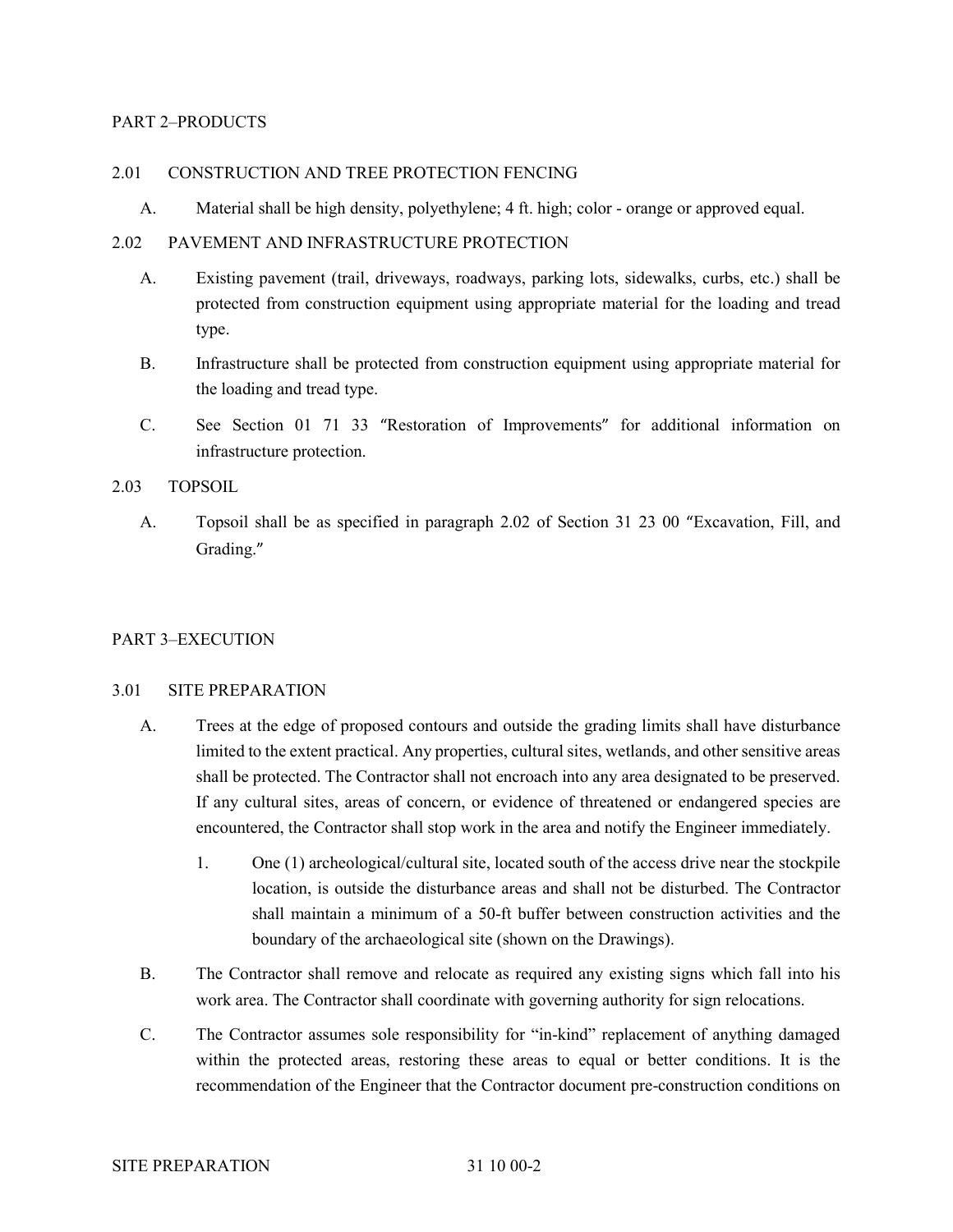## PART 2–PRODUCTS

### 2.01 CONSTRUCTION AND TREE PROTECTION FENCING

A. Material shall be high density, polyethylene; 4 ft. high; color - orange or approved equal.

### 2.02 PAVEMENT AND INFRASTRUCTURE PROTECTION

A. Existing pavement (trail, driveways, roadways, parking lots, sidewalks, curbs, etc.) shall be protected from construction equipment using appropriate material for the loading and tread type.

B. Infrastructure shall be protected from construction equipment using appropriate material for the loading and tread type.

C. See Section 01 71 33 "Restoration of Improvements" for additional information on infrastructure protection.

### 2.03 TOPSOIL

A. Topsoil shall be as specified in paragraph 2.02 of Section 31 23 00 "Excavation, Fill, and Grading."

## PART 3–EXECUTION

### 3.01 SITE PREPARATION

A. Trees at the edge of proposed contours and outside the grading limits shall have disturbance limited to the extent practical. Any properties, cultural sites, wetlands, and other sensitive areas shall be protected. The Contractor shall not encroach into any area designated to be preserved. If any cultural sites, areas of concern, or evidence of threatened or endangered species are encountered, the Contractor shall stop work in the area and notify the Engineer immediately.

1. One (1) archeological/cultural site, located south of the access drive near the stockpile location, is outside the disturbance areas and shall not be disturbed. The Contractor shall maintain a minimum of a 50-ft buffer between construction activities and the boundary of the archaeological site (shown on the Drawings).

B. The Contractor shall remove and relocate as required any existing signs which fall into his work area. The Contractor shall coordinate with governing authority for sign relocations.

C. The Contractor assumes sole responsibility for "in-kind" replacement of anything damaged within the protected areas, restoring these areas to equal or better conditions. It is the recommendation of the Engineer that the Contractor document pre-construction conditions on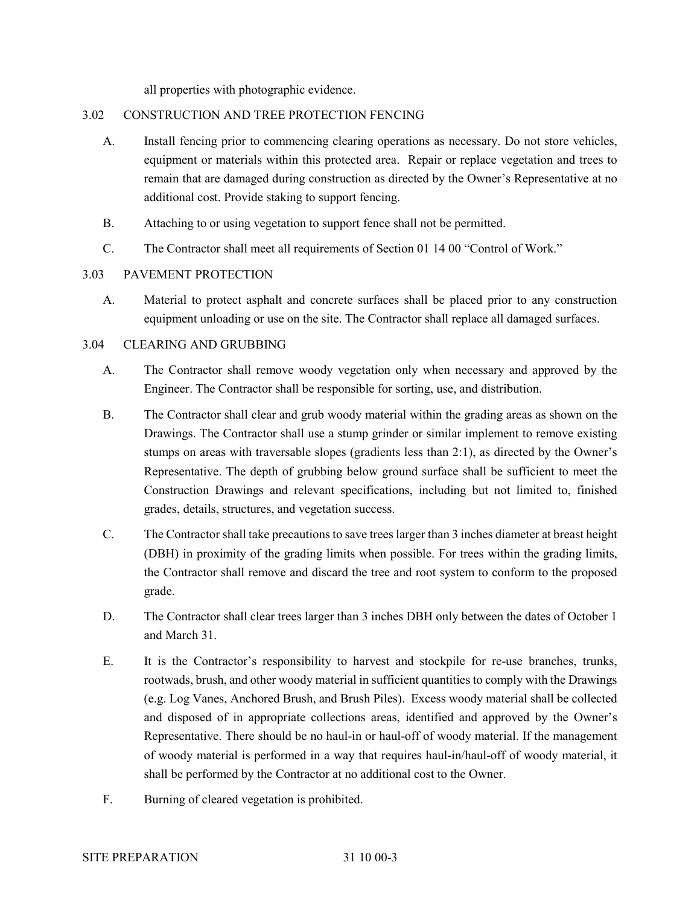all properties with photographic evidence.

### 3.02 CONSTRUCTION AND TREE PROTECTION FENCING

A. Install fencing prior to commencing clearing operations as necessary. Do not store vehicles, equipment or materials within this protected area. Repair or replace vegetation and trees to remain that are damaged during construction as directed by the Owner's Representative at no additional cost. Provide staking to support fencing.

B. Attaching to or using vegetation to support fence shall not be permitted.

C. The Contractor shall meet all requirements of Section 01 14 00 "Control of Work."

### 3.03 PAVEMENT PROTECTION

A. Material to protect asphalt and concrete surfaces shall be placed prior to any construction equipment unloading or use on the site. The Contractor shall replace all damaged surfaces.

### 3.04 CLEARING AND GRUBBING

A. The Contractor shall remove woody vegetation only when necessary and approved by the Engineer. The Contractor shall be responsible for sorting, use, and distribution.

B. The Contractor shall clear and grub woody material within the grading areas as shown on the Drawings. The Contractor shall use a stump grinder or similar implement to remove existing stumps on areas with traversable slopes (gradients less than 2:1), as directed by the Owner's Representative. The depth of grubbing below ground surface shall be sufficient to meet the Construction Drawings and relevant specifications, including but not limited to, finished grades, details, structures, and vegetation success.

C. The Contractor shall take precautions to save trees larger than 3 inches diameter at breast height (DBH) in proximity of the grading limits when possible. For trees within the grading limits, the Contractor shall remove and discard the tree and root system to conform to the proposed grade.

D. The Contractor shall clear trees larger than 3 inches DBH only between the dates of October 1 and March 31.

E. It is the Contractor's responsibility to harvest and stockpile for re-use branches, trunks, rootwads, brush, and other woody material in sufficient quantities to comply with the Drawings (e.g. Log Vanes, Anchored Brush, and Brush Piles). Excess woody material shall be collected and disposed of in appropriate collections areas, identified and approved by the Owner's Representative. There should be no haul-in or haul-off of woody material. If the management of woody material is performed in a way that requires haul-in/haul-off of woody material, it shall be performed by the Contractor at no additional cost to the Owner.

F. Burning of cleared vegetation is prohibited.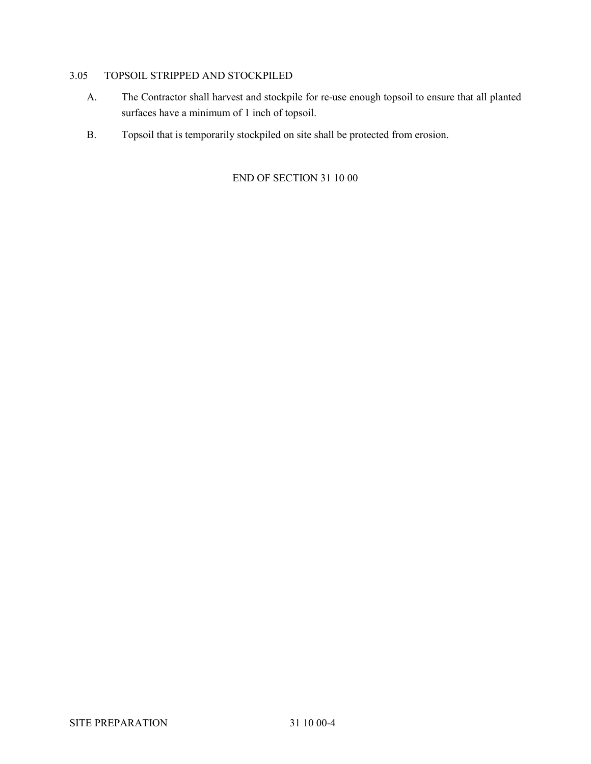### 3.05 TOPSOIL STRIPPED AND STOCKPILED

A. The Contractor shall harvest and stockpile for re-use enough topsoil to ensure that all planted surfaces have a minimum of 1 inch of topsoil.

B. Topsoil that is temporarily stockpiled on site shall be protected from erosion.

END OF SECTION 31 10 00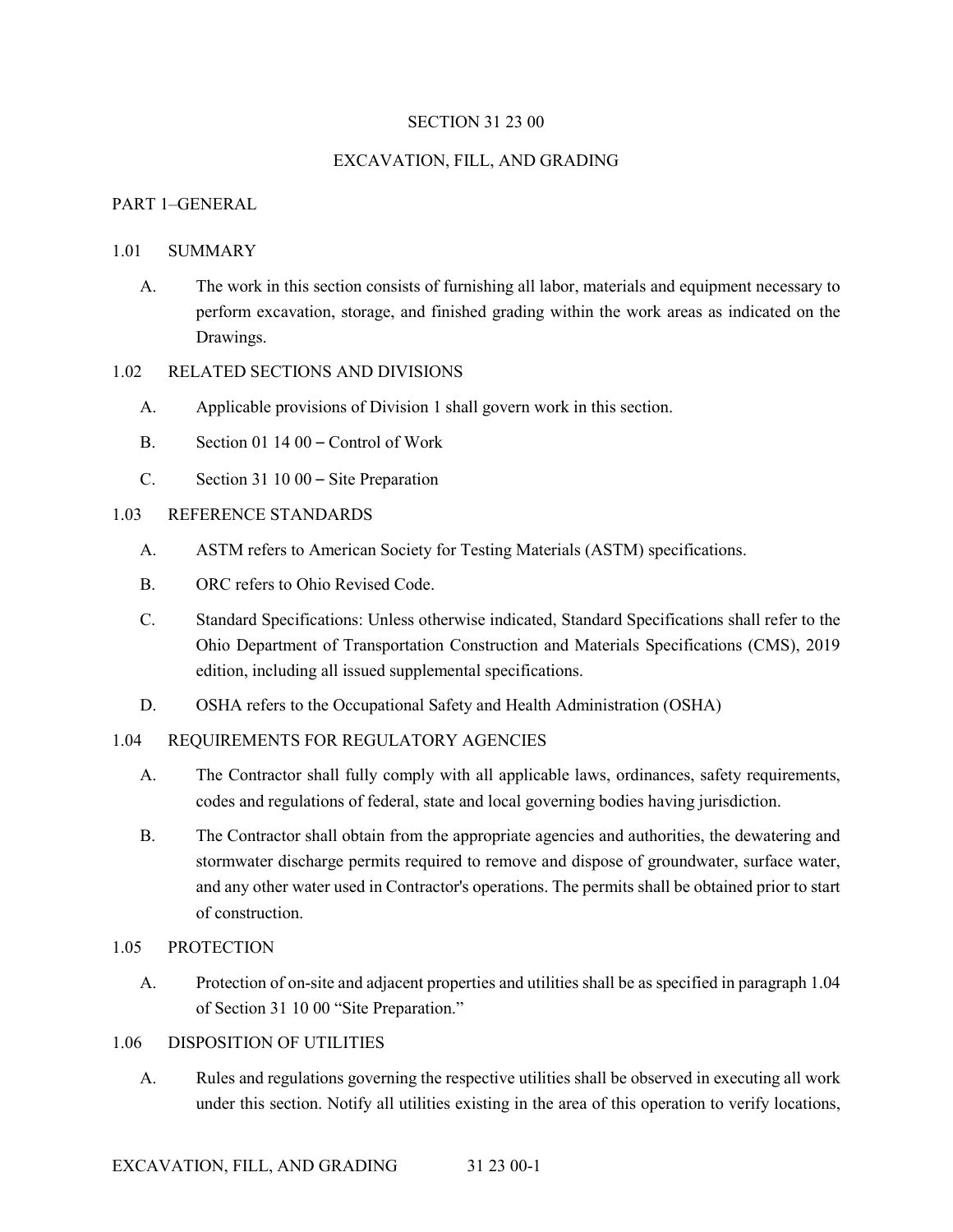SECTION 31 23 00

EXCAVATION, FILL, AND GRADING

PART 1–GENERAL

1.01 SUMMARY

A. The work in this section consists of furnishing all labor, materials and equipment necessary to perform excavation, storage, and finished grading within the work areas as indicated on the Drawings.

1.02 RELATED SECTIONS AND DIVISIONS

A. Applicable provisions of Division 1 shall govern work in this section.

B. Section 01 14 00 – Control of Work

C. Section 31 10 00 – Site Preparation

1.03 REFERENCE STANDARDS

A. ASTM refers to American Society for Testing Materials (ASTM) specifications.

B. ORC refers to Ohio Revised Code.

C. Standard Specifications: Unless otherwise indicated, Standard Specifications shall refer to the Ohio Department of Transportation Construction and Materials Specifications (CMS), 2019 edition, including all issued supplemental specifications.

D. OSHA refers to the Occupational Safety and Health Administration (OSHA)

1.04 REQUIREMENTS FOR REGULATORY AGENCIES

A. The Contractor shall fully comply with all applicable laws, ordinances, safety requirements, codes and regulations of federal, state and local governing bodies having jurisdiction.

B. The Contractor shall obtain from the appropriate agencies and authorities, the dewatering and stormwater discharge permits required to remove and dispose of groundwater, surface water, and any other water used in Contractor's operations. The permits shall be obtained prior to start of construction.

1.05 PROTECTION

A. Protection of on-site and adjacent properties and utilities shall be as specified in paragraph 1.04 of Section 31 10 00 "Site Preparation."

1.06 DISPOSITION OF UTILITIES

A. Rules and regulations governing the respective utilities shall be observed in executing all work under this section. Notify all utilities existing in the area of this operation to verify locations,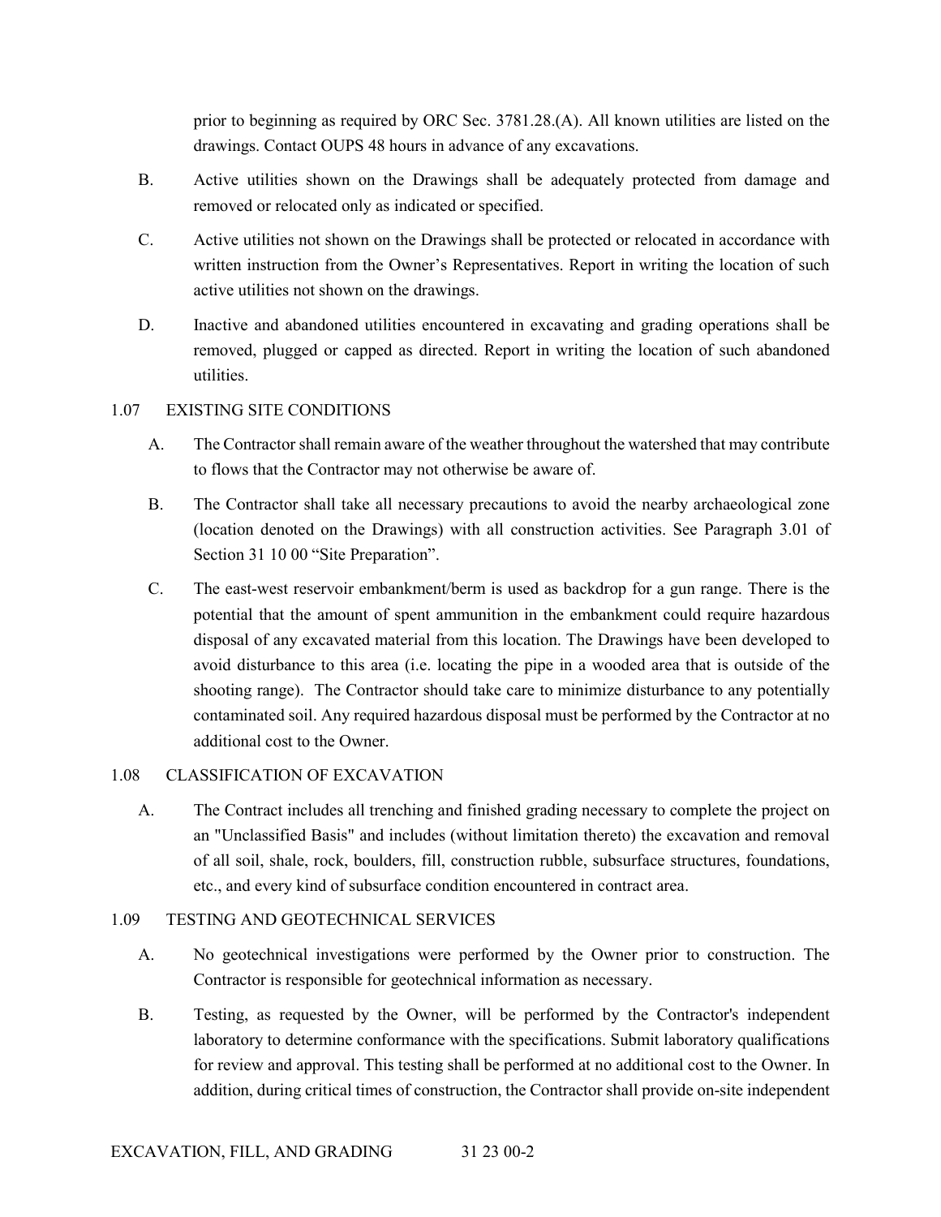prior to beginning as required by ORC Sec. 3781.28.(A). All known utilities are listed on the drawings. Contact OUPS 48 hours in advance of any excavations.

B. Active utilities shown on the Drawings shall be adequately protected from damage and removed or relocated only as indicated or specified.

C. Active utilities not shown on the Drawings shall be protected or relocated in accordance with written instruction from the Owner's Representatives. Report in writing the location of such active utilities not shown on the drawings.

D. Inactive and abandoned utilities encountered in excavating and grading operations shall be removed, plugged or capped as directed. Report in writing the location of such abandoned utilities.

## 1.07 EXISTING SITE CONDITIONS

A. The Contractor shall remain aware of the weather throughout the watershed that may contribute to flows that the Contractor may not otherwise be aware of.

B. The Contractor shall take all necessary precautions to avoid the nearby archaeological zone (location denoted on the Drawings) with all construction activities. See Paragraph 3.01 of Section 31 10 00 "Site Preparation".

C. The east-west reservoir embankment/berm is used as backdrop for a gun range. There is the potential that the amount of spent ammunition in the embankment could require hazardous disposal of any excavated material from this location. The Drawings have been developed to avoid disturbance to this area (i.e. locating the pipe in a wooded area that is outside of the shooting range). The Contractor should take care to minimize disturbance to any potentially contaminated soil. Any required hazardous disposal must be performed by the Contractor at no additional cost to the Owner.

## 1.08 CLASSIFICATION OF EXCAVATION

A. The Contract includes all trenching and finished grading necessary to complete the project on an "Unclassified Basis" and includes (without limitation thereto) the excavation and removal of all soil, shale, rock, boulders, fill, construction rubble, subsurface structures, foundations, etc., and every kind of subsurface condition encountered in contract area.

## 1.09 TESTING AND GEOTECHNICAL SERVICES

A. No geotechnical investigations were performed by the Owner prior to construction. The Contractor is responsible for geotechnical information as necessary.

B. Testing, as requested by the Owner, will be performed by the Contractor's independent laboratory to determine conformance with the specifications. Submit laboratory qualifications for review and approval. This testing shall be performed at no additional cost to the Owner. In addition, during critical times of construction, the Contractor shall provide on-site independent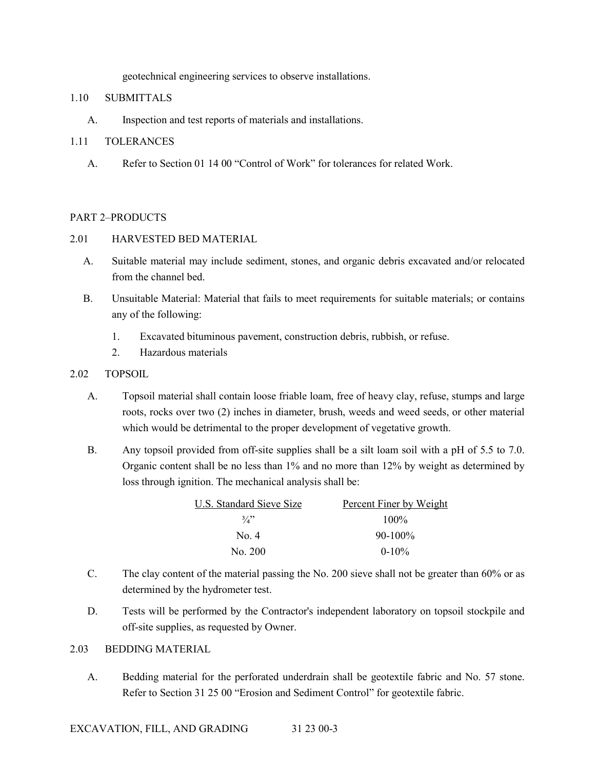geotechnical engineering services to observe installations.

## 1.10 SUBMITTALS

A. Inspection and test reports of materials and installations.

## 1.11 TOLERANCES

A. Refer to Section 01 14 00 “Control of Work” for tolerances for related Work.

# PART 2–PRODUCTS

## 2.01 HARVESTED BED MATERIAL

A. Suitable material may include sediment, stones, and organic debris excavated and/or relocated from the channel bed.

B. Unsuitable Material: Material that fails to meet requirements for suitable materials; or contains any of the following:

1. Excavated bituminous pavement, construction debris, rubbish, or refuse.
2. Hazardous materials

## 2.02 TOPSOIL

A. Topsoil material shall contain loose friable loam, free of heavy clay, refuse, stumps and large roots, rocks over two (2) inches in diameter, brush, weeds and weed seeds, or other material which would be detrimental to the proper development of vegetative growth.

B. Any topsoil provided from off-site supplies shall be a silt loam soil with a pH of 5.5 to 7.0. Organic content shall be no less than 1% and no more than 12% by weight as determined by loss through ignition. The mechanical analysis shall be:

| U.S. Standard Sieve Size | Percent Finer by Weight |
|---|---|
| ¾” | 100% |
| No. 4 | 90-100% |
| No. 200 | 0-10% |

C. The clay content of the material passing the No. 200 sieve shall not be greater than 60% or as determined by the hydrometer test.

D. Tests will be performed by the Contractor's independent laboratory on topsoil stockpile and off-site supplies, as requested by Owner.

## 2.03 BEDDING MATERIAL

A. Bedding material for the perforated underdrain shall be geotextile fabric and No. 57 stone. Refer to Section 31 25 00 “Erosion and Sediment Control” for geotextile fabric.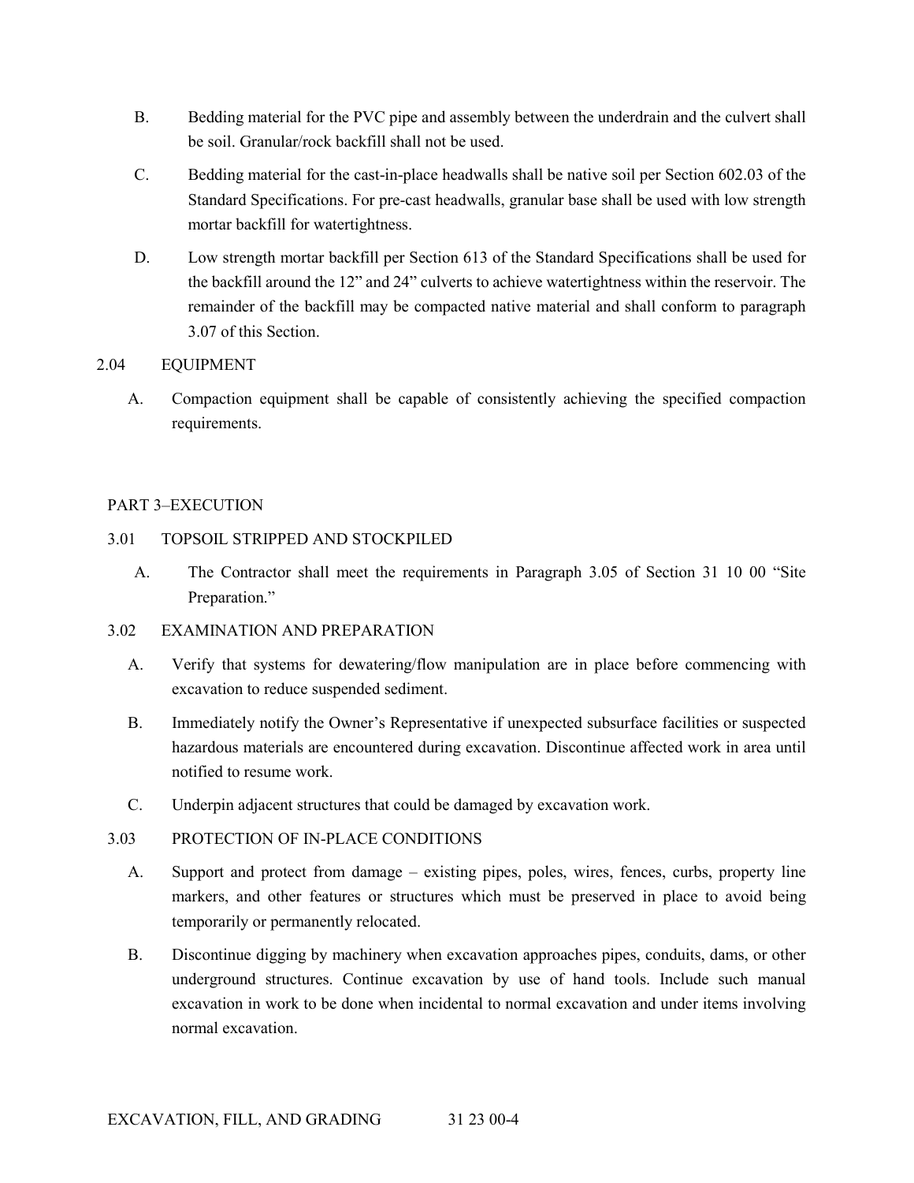B. Bedding material for the PVC pipe and assembly between the underdrain and the culvert shall be soil. Granular/rock backfill shall not be used.

C. Bedding material for the cast-in-place headwalls shall be native soil per Section 602.03 of the Standard Specifications. For pre-cast headwalls, granular base shall be used with low strength mortar backfill for watertightness.

D. Low strength mortar backfill per Section 613 of the Standard Specifications shall be used for the backfill around the 12" and 24" culverts to achieve watertightness within the reservoir. The remainder of the backfill may be compacted native material and shall conform to paragraph 3.07 of this Section.

2.04 EQUIPMENT

A. Compaction equipment shall be capable of consistently achieving the specified compaction requirements.

## PART 3–EXECUTION

3.01 TOPSOIL STRIPPED AND STOCKPILED

A. The Contractor shall meet the requirements in Paragraph 3.05 of Section 31 10 00 "Site Preparation."

3.02 EXAMINATION AND PREPARATION

A. Verify that systems for dewatering/flow manipulation are in place before commencing with excavation to reduce suspended sediment.

B. Immediately notify the Owner's Representative if unexpected subsurface facilities or suspected hazardous materials are encountered during excavation. Discontinue affected work in area until notified to resume work.

C. Underpin adjacent structures that could be damaged by excavation work.

3.03 PROTECTION OF IN-PLACE CONDITIONS

A. Support and protect from damage – existing pipes, poles, wires, fences, curbs, property line markers, and other features or structures which must be preserved in place to avoid being temporarily or permanently relocated.

B. Discontinue digging by machinery when excavation approaches pipes, conduits, dams, or other underground structures. Continue excavation by use of hand tools. Include such manual excavation in work to be done when incidental to normal excavation and under items involving normal excavation.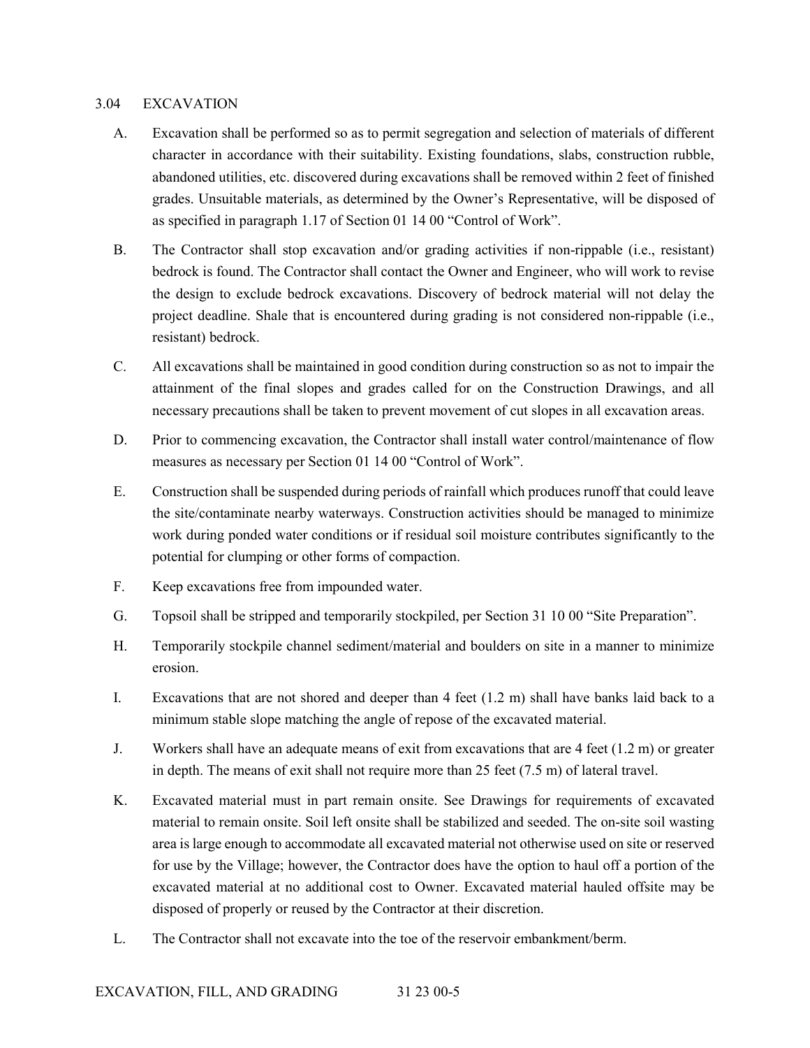## 3.04 EXCAVATION

A. Excavation shall be performed so as to permit segregation and selection of materials of different character in accordance with their suitability. Existing foundations, slabs, construction rubble, abandoned utilities, etc. discovered during excavations shall be removed within 2 feet of finished grades. Unsuitable materials, as determined by the Owner's Representative, will be disposed of as specified in paragraph 1.17 of Section 01 14 00 "Control of Work".

B. The Contractor shall stop excavation and/or grading activities if non-rippable (i.e., resistant) bedrock is found. The Contractor shall contact the Owner and Engineer, who will work to revise the design to exclude bedrock excavations. Discovery of bedrock material will not delay the project deadline. Shale that is encountered during grading is not considered non-rippable (i.e., resistant) bedrock.

C. All excavations shall be maintained in good condition during construction so as not to impair the attainment of the final slopes and grades called for on the Construction Drawings, and all necessary precautions shall be taken to prevent movement of cut slopes in all excavation areas.

D. Prior to commencing excavation, the Contractor shall install water control/maintenance of flow measures as necessary per Section 01 14 00 "Control of Work".

E. Construction shall be suspended during periods of rainfall which produces runoff that could leave the site/contaminate nearby waterways. Construction activities should be managed to minimize work during ponded water conditions or if residual soil moisture contributes significantly to the potential for clumping or other forms of compaction.

F. Keep excavations free from impounded water.

G. Topsoil shall be stripped and temporarily stockpiled, per Section 31 10 00 "Site Preparation".

H. Temporarily stockpile channel sediment/material and boulders on site in a manner to minimize erosion.

I. Excavations that are not shored and deeper than 4 feet (1.2 m) shall have banks laid back to a minimum stable slope matching the angle of repose of the excavated material.

J. Workers shall have an adequate means of exit from excavations that are 4 feet (1.2 m) or greater in depth. The means of exit shall not require more than 25 feet (7.5 m) of lateral travel.

K. Excavated material must in part remain onsite. See Drawings for requirements of excavated material to remain onsite. Soil left onsite shall be stabilized and seeded. The on-site soil wasting area is large enough to accommodate all excavated material not otherwise used on site or reserved for use by the Village; however, the Contractor does have the option to haul off a portion of the excavated material at no additional cost to Owner. Excavated material hauled offsite may be disposed of properly or reused by the Contractor at their discretion.

L. The Contractor shall not excavate into the toe of the reservoir embankment/berm.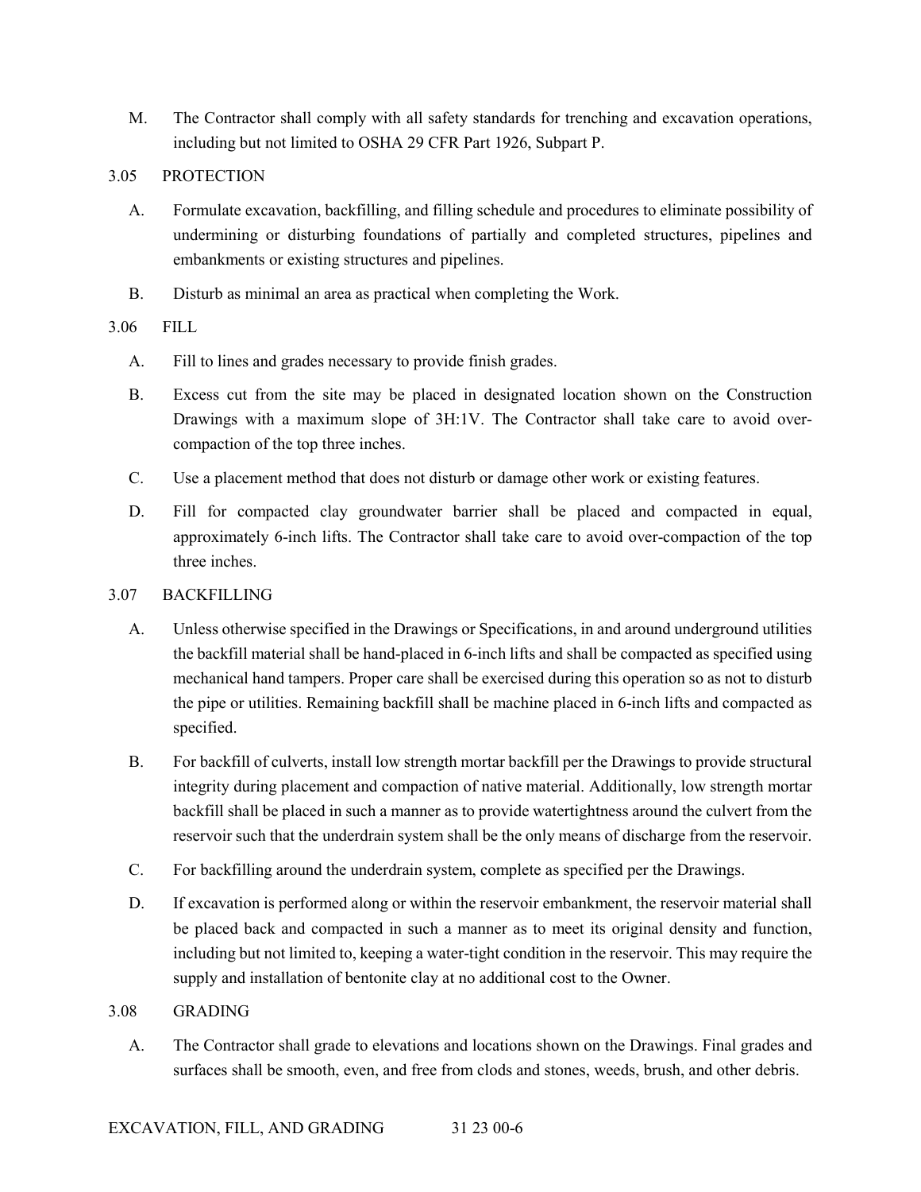M. The Contractor shall comply with all safety standards for trenching and excavation operations, including but not limited to OSHA 29 CFR Part 1926, Subpart P.

## 3.05 PROTECTION

A. Formulate excavation, backfilling, and filling schedule and procedures to eliminate possibility of undermining or disturbing foundations of partially and completed structures, pipelines and embankments or existing structures and pipelines.

B. Disturb as minimal an area as practical when completing the Work.

## 3.06 FILL

A. Fill to lines and grades necessary to provide finish grades.

B. Excess cut from the site may be placed in designated location shown on the Construction Drawings with a maximum slope of 3H:1V. The Contractor shall take care to avoid over-compaction of the top three inches.

C. Use a placement method that does not disturb or damage other work or existing features.

D. Fill for compacted clay groundwater barrier shall be placed and compacted in equal, approximately 6-inch lifts. The Contractor shall take care to avoid over-compaction of the top three inches.

## 3.07 BACKFILLING

A. Unless otherwise specified in the Drawings or Specifications, in and around underground utilities the backfill material shall be hand-placed in 6-inch lifts and shall be compacted as specified using mechanical hand tampers. Proper care shall be exercised during this operation so as not to disturb the pipe or utilities. Remaining backfill shall be machine placed in 6-inch lifts and compacted as specified.

B. For backfill of culverts, install low strength mortar backfill per the Drawings to provide structural integrity during placement and compaction of native material. Additionally, low strength mortar backfill shall be placed in such a manner as to provide watertightness around the culvert from the reservoir such that the underdrain system shall be the only means of discharge from the reservoir.

C. For backfilling around the underdrain system, complete as specified per the Drawings.

D. If excavation is performed along or within the reservoir embankment, the reservoir material shall be placed back and compacted in such a manner as to meet its original density and function, including but not limited to, keeping a water-tight condition in the reservoir. This may require the supply and installation of bentonite clay at no additional cost to the Owner.

## 3.08 GRADING

A. The Contractor shall grade to elevations and locations shown on the Drawings. Final grades and surfaces shall be smooth, even, and free from clods and stones, weeds, brush, and other debris.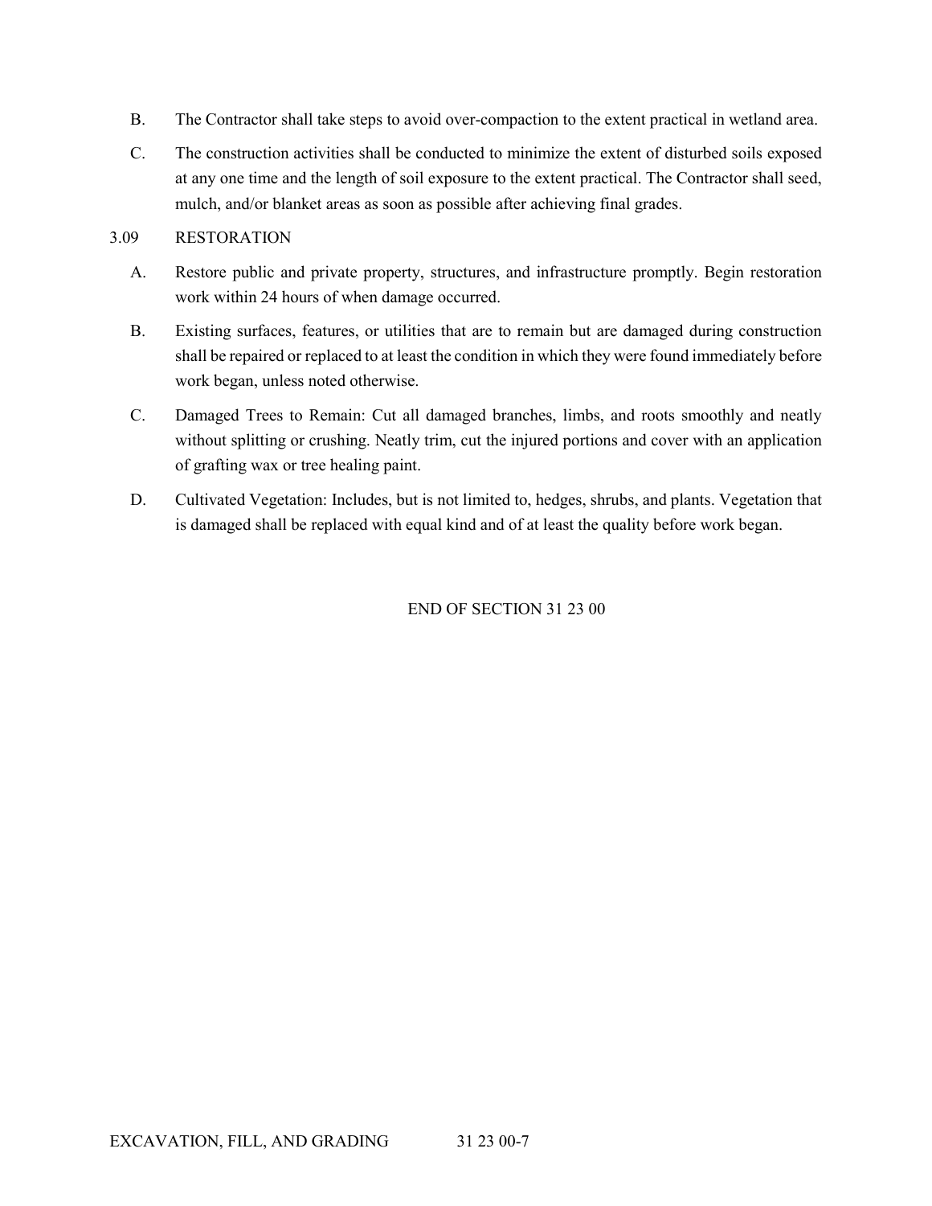B. The Contractor shall take steps to avoid over-compaction to the extent practical in wetland area.

C. The construction activities shall be conducted to minimize the extent of disturbed soils exposed at any one time and the length of soil exposure to the extent practical. The Contractor shall seed, mulch, and/or blanket areas as soon as possible after achieving final grades.

3.09 RESTORATION

A. Restore public and private property, structures, and infrastructure promptly. Begin restoration work within 24 hours of when damage occurred.

B. Existing surfaces, features, or utilities that are to remain but are damaged during construction shall be repaired or replaced to at least the condition in which they were found immediately before work began, unless noted otherwise.

C. Damaged Trees to Remain: Cut all damaged branches, limbs, and roots smoothly and neatly without splitting or crushing. Neatly trim, cut the injured portions and cover with an application of grafting wax or tree healing paint.

D. Cultivated Vegetation: Includes, but is not limited to, hedges, shrubs, and plants. Vegetation that is damaged shall be replaced with equal kind and of at least the quality before work began.

END OF SECTION 31 23 00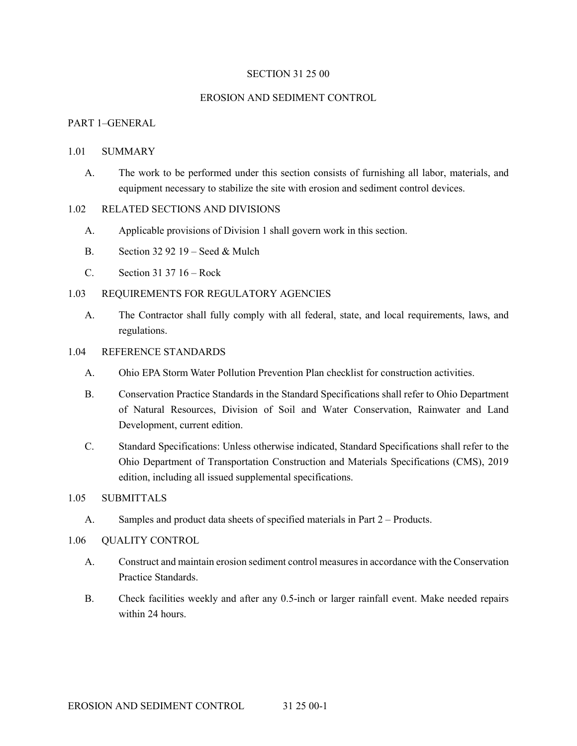# SECTION 31 25 00

# EROSION AND SEDIMENT CONTROL

## PART 1–GENERAL

### 1.01 SUMMARY

A. The work to be performed under this section consists of furnishing all labor, materials, and equipment necessary to stabilize the site with erosion and sediment control devices.

### 1.02 RELATED SECTIONS AND DIVISIONS

A. Applicable provisions of Division 1 shall govern work in this section.

B. Section 32 92 19 – Seed & Mulch

C. Section 31 37 16 – Rock

### 1.03 REQUIREMENTS FOR REGULATORY AGENCIES

A. The Contractor shall fully comply with all federal, state, and local requirements, laws, and regulations.

### 1.04 REFERENCE STANDARDS

A. Ohio EPA Storm Water Pollution Prevention Plan checklist for construction activities.

B. Conservation Practice Standards in the Standard Specifications shall refer to Ohio Department of Natural Resources, Division of Soil and Water Conservation, Rainwater and Land Development, current edition.

C. Standard Specifications: Unless otherwise indicated, Standard Specifications shall refer to the Ohio Department of Transportation Construction and Materials Specifications (CMS), 2019 edition, including all issued supplemental specifications.

### 1.05 SUBMITTALS

A. Samples and product data sheets of specified materials in Part 2 – Products.

### 1.06 QUALITY CONTROL

A. Construct and maintain erosion sediment control measures in accordance with the Conservation Practice Standards.

B. Check facilities weekly and after any 0.5-inch or larger rainfall event. Make needed repairs within 24 hours.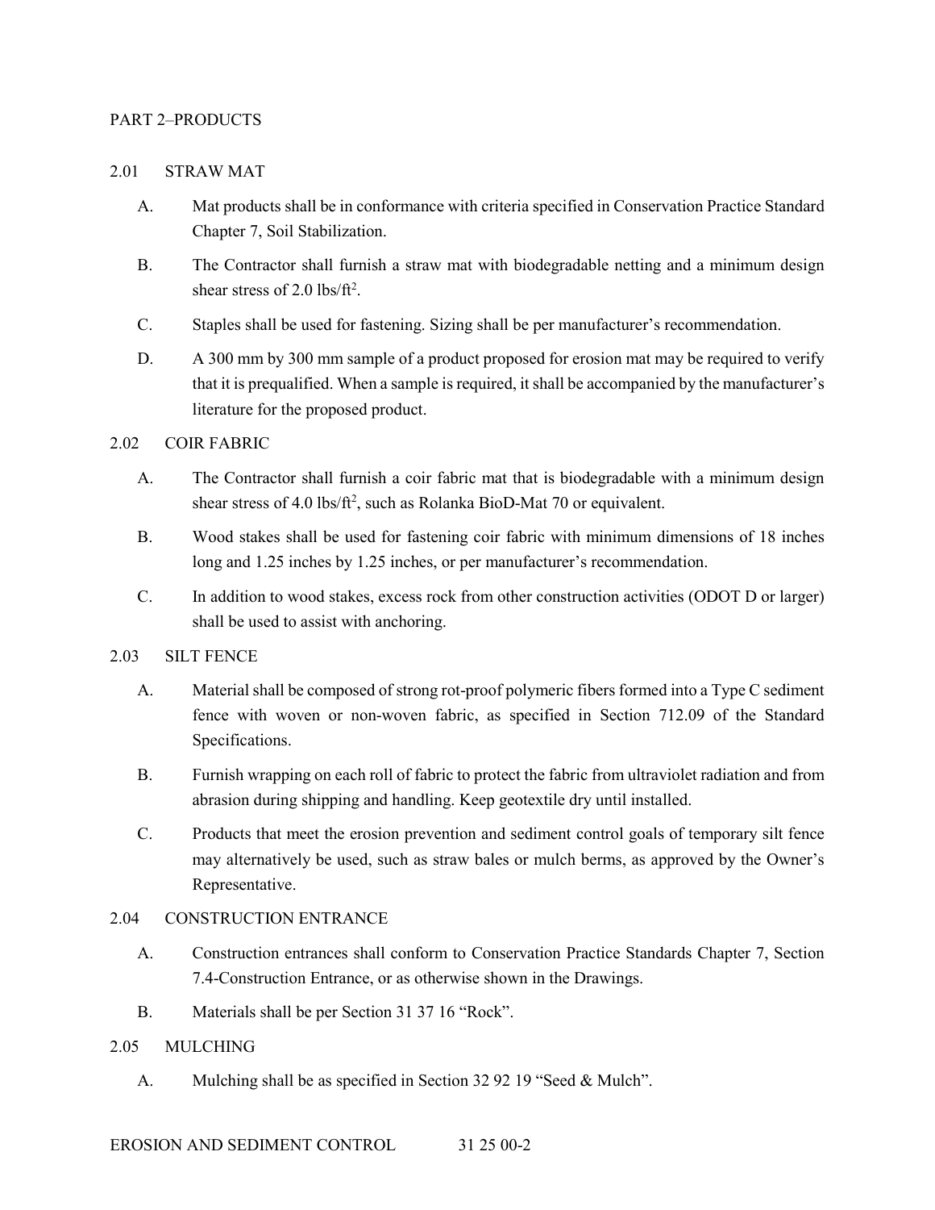## PART 2–PRODUCTS

### 2.01 STRAW MAT

A. Mat products shall be in conformance with criteria specified in Conservation Practice Standard Chapter 7, Soil Stabilization.

B. The Contractor shall furnish a straw mat with biodegradable netting and a minimum design shear stress of 2.0 lbs/ft$^2$.

C. Staples shall be used for fastening. Sizing shall be per manufacturer's recommendation.

D. A 300 mm by 300 mm sample of a product proposed for erosion mat may be required to verify that it is prequalified. When a sample is required, it shall be accompanied by the manufacturer's literature for the proposed product.

### 2.02 COIR FABRIC

A. The Contractor shall furnish a coir fabric mat that is biodegradable with a minimum design shear stress of 4.0 lbs/ft$^2$, such as Rolanka BioD-Mat 70 or equivalent.

B. Wood stakes shall be used for fastening coir fabric with minimum dimensions of 18 inches long and 1.25 inches by 1.25 inches, or per manufacturer's recommendation.

C. In addition to wood stakes, excess rock from other construction activities (ODOT D or larger) shall be used to assist with anchoring.

### 2.03 SILT FENCE

A. Material shall be composed of strong rot-proof polymeric fibers formed into a Type C sediment fence with woven or non-woven fabric, as specified in Section 712.09 of the Standard Specifications.

B. Furnish wrapping on each roll of fabric to protect the fabric from ultraviolet radiation and from abrasion during shipping and handling. Keep geotextile dry until installed.

C. Products that meet the erosion prevention and sediment control goals of temporary silt fence may alternatively be used, such as straw bales or mulch berms, as approved by the Owner's Representative.

### 2.04 CONSTRUCTION ENTRANCE

A. Construction entrances shall conform to Conservation Practice Standards Chapter 7, Section 7.4-Construction Entrance, or as otherwise shown in the Drawings.

B. Materials shall be per Section 31 37 16 "Rock".

### 2.05 MULCHING

A. Mulching shall be as specified in Section 32 92 19 "Seed & Mulch".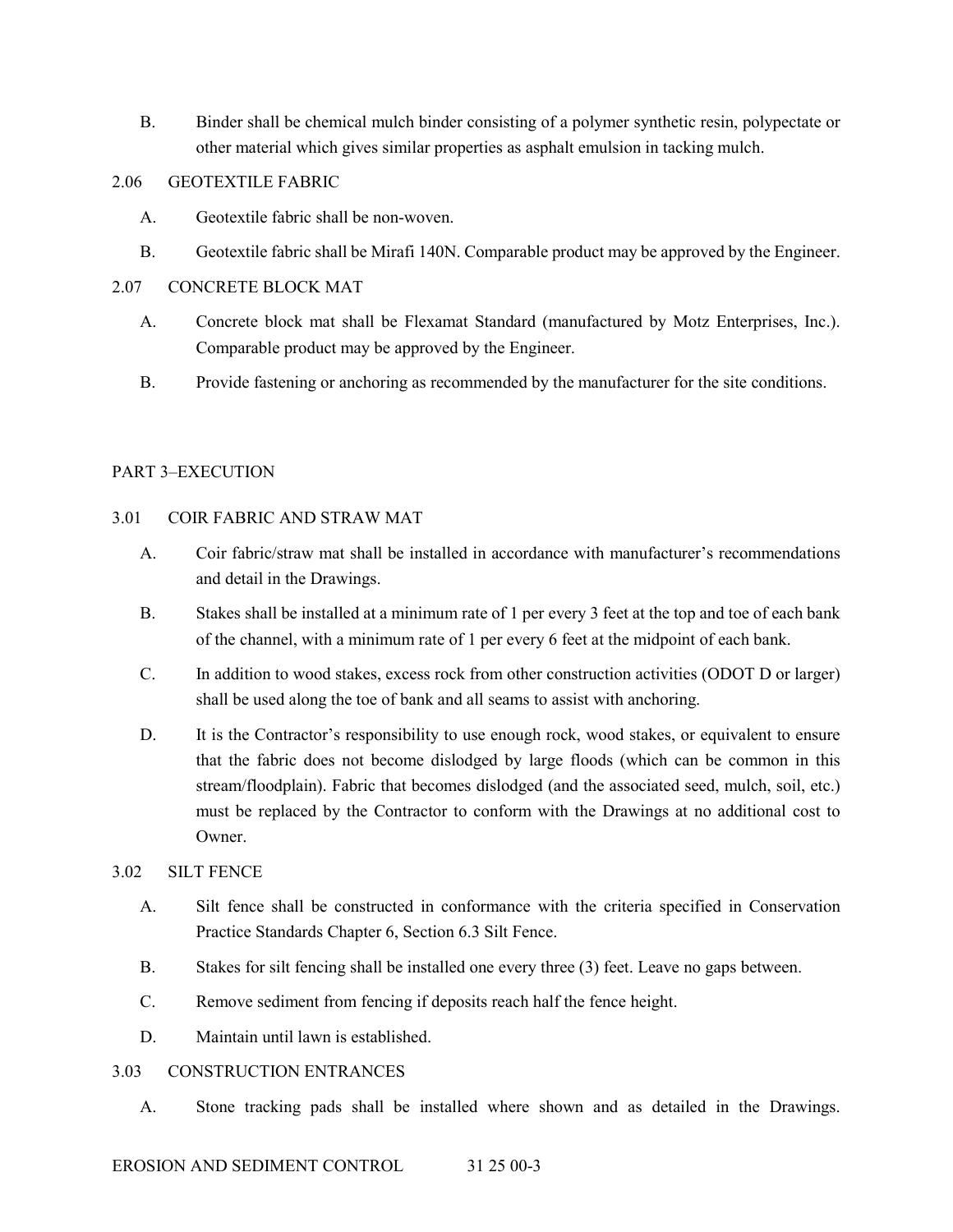B. Binder shall be chemical mulch binder consisting of a polymer synthetic resin, polypectate or other material which gives similar properties as asphalt emulsion in tacking mulch.

### 2.06 GEOTEXTILE FABRIC

A. Geotextile fabric shall be non-woven.

B. Geotextile fabric shall be Mirafi 140N. Comparable product may be approved by the Engineer.

### 2.07 CONCRETE BLOCK MAT

A. Concrete block mat shall be Flexamat Standard (manufactured by Motz Enterprises, Inc.). Comparable product may be approved by the Engineer.

B. Provide fastening or anchoring as recommended by the manufacturer for the site conditions.

## PART 3–EXECUTION

### 3.01 COIR FABRIC AND STRAW MAT

A. Coir fabric/straw mat shall be installed in accordance with manufacturer's recommendations and detail in the Drawings.

B. Stakes shall be installed at a minimum rate of 1 per every 3 feet at the top and toe of each bank of the channel, with a minimum rate of 1 per every 6 feet at the midpoint of each bank.

C. In addition to wood stakes, excess rock from other construction activities (ODOT D or larger) shall be used along the toe of bank and all seams to assist with anchoring.

D. It is the Contractor's responsibility to use enough rock, wood stakes, or equivalent to ensure that the fabric does not become dislodged by large floods (which can be common in this stream/floodplain). Fabric that becomes dislodged (and the associated seed, mulch, soil, etc.) must be replaced by the Contractor to conform with the Drawings at no additional cost to Owner.

### 3.02 SILT FENCE

A. Silt fence shall be constructed in conformance with the criteria specified in Conservation Practice Standards Chapter 6, Section 6.3 Silt Fence.

B. Stakes for silt fencing shall be installed one every three (3) feet. Leave no gaps between.

C. Remove sediment from fencing if deposits reach half the fence height.

D. Maintain until lawn is established.

### 3.03 CONSTRUCTION ENTRANCES

A. Stone tracking pads shall be installed where shown and as detailed in the Drawings.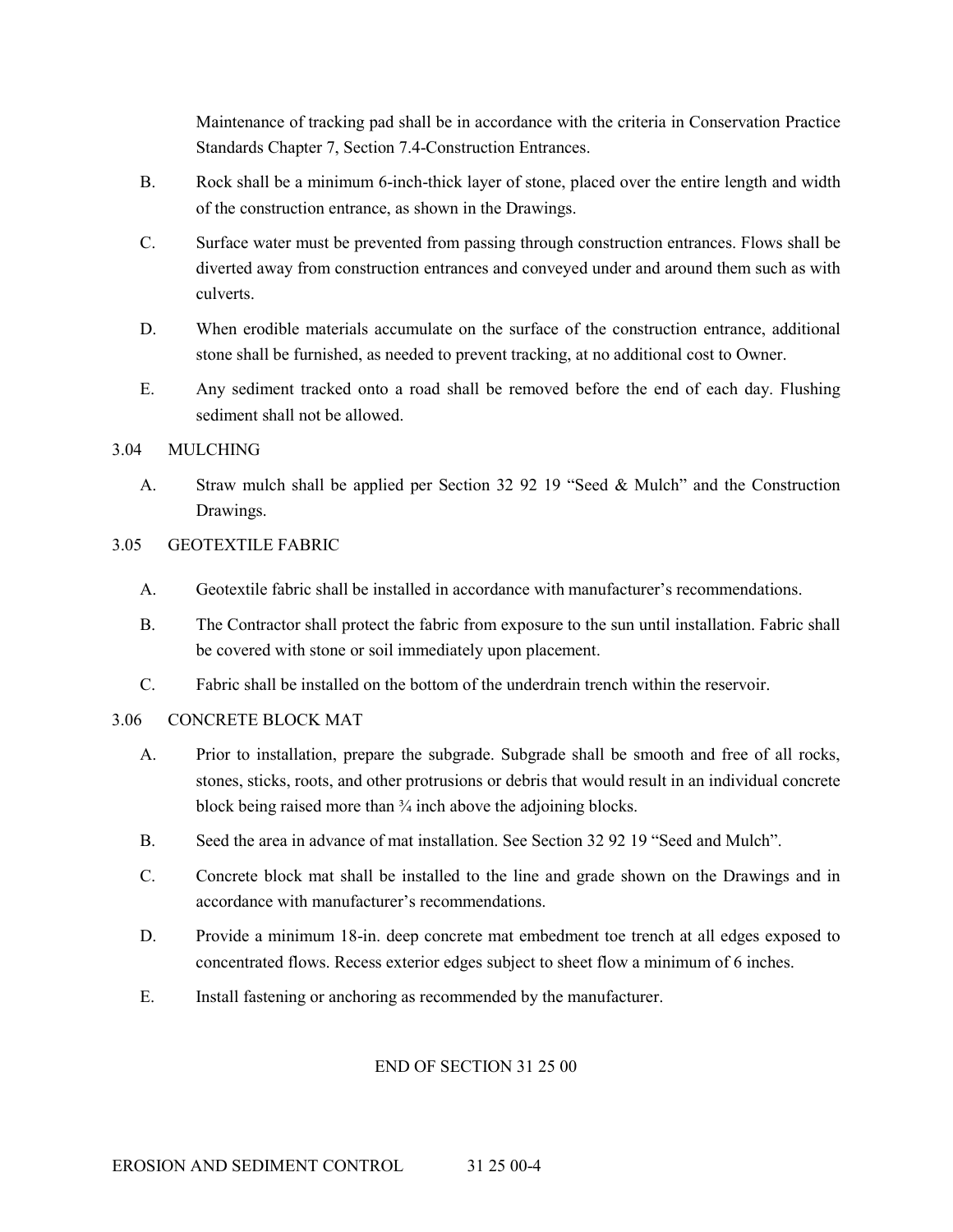Maintenance of tracking pad shall be in accordance with the criteria in Conservation Practice Standards Chapter 7, Section 7.4-Construction Entrances.

B. Rock shall be a minimum 6-inch-thick layer of stone, placed over the entire length and width of the construction entrance, as shown in the Drawings.

C. Surface water must be prevented from passing through construction entrances. Flows shall be diverted away from construction entrances and conveyed under and around them such as with culverts.

D. When erodible materials accumulate on the surface of the construction entrance, additional stone shall be furnished, as needed to prevent tracking, at no additional cost to Owner.

E. Any sediment tracked onto a road shall be removed before the end of each day. Flushing sediment shall not be allowed.

## 3.04 MULCHING

A. Straw mulch shall be applied per Section 32 92 19 "Seed & Mulch" and the Construction Drawings.

## 3.05 GEOTEXTILE FABRIC

A. Geotextile fabric shall be installed in accordance with manufacturer's recommendations.

B. The Contractor shall protect the fabric from exposure to the sun until installation. Fabric shall be covered with stone or soil immediately upon placement.

C. Fabric shall be installed on the bottom of the underdrain trench within the reservoir.

## 3.06 CONCRETE BLOCK MAT

A. Prior to installation, prepare the subgrade. Subgrade shall be smooth and free of all rocks, stones, sticks, roots, and other protrusions or debris that would result in an individual concrete block being raised more than ¾ inch above the adjoining blocks.

B. Seed the area in advance of mat installation. See Section 32 92 19 "Seed and Mulch".

C. Concrete block mat shall be installed to the line and grade shown on the Drawings and in accordance with manufacturer's recommendations.

D. Provide a minimum 18-in. deep concrete mat embedment toe trench at all edges exposed to concentrated flows. Recess exterior edges subject to sheet flow a minimum of 6 inches.

E. Install fastening or anchoring as recommended by the manufacturer.

END OF SECTION 31 25 00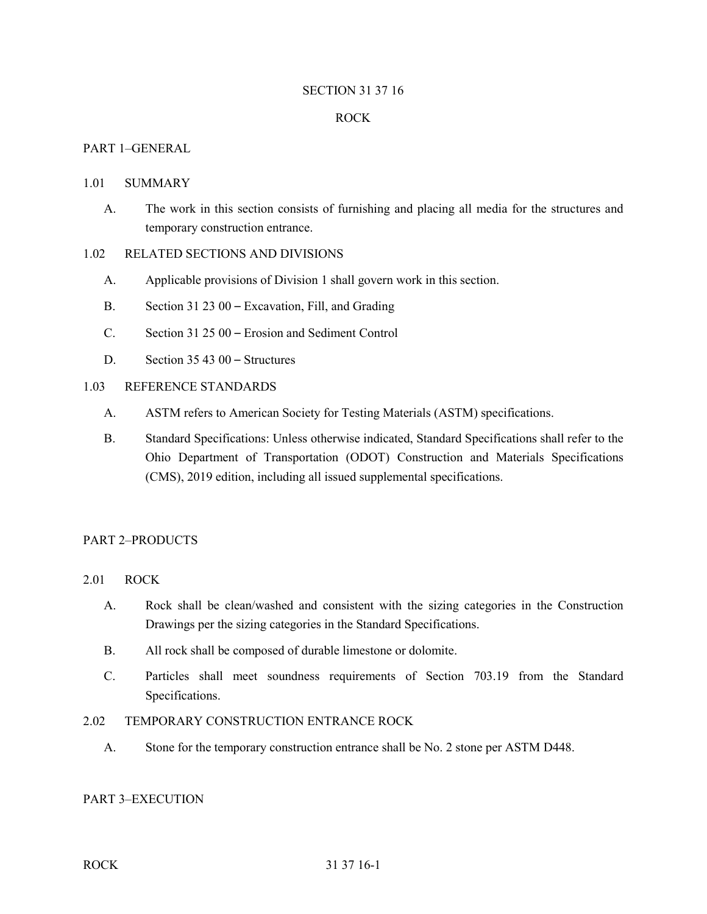# SECTION 31 37 16

# ROCK

## PART 1–GENERAL

### 1.01 SUMMARY

A. The work in this section consists of furnishing and placing all media for the structures and temporary construction entrance.

### 1.02 RELATED SECTIONS AND DIVISIONS

A. Applicable provisions of Division 1 shall govern work in this section.

B. Section 31 23 00 – Excavation, Fill, and Grading

C. Section 31 25 00 – Erosion and Sediment Control

D. Section 35 43 00 – Structures

### 1.03 REFERENCE STANDARDS

A. ASTM refers to American Society for Testing Materials (ASTM) specifications.

B. Standard Specifications: Unless otherwise indicated, Standard Specifications shall refer to the Ohio Department of Transportation (ODOT) Construction and Materials Specifications (CMS), 2019 edition, including all issued supplemental specifications.

## PART 2–PRODUCTS

### 2.01 ROCK

A. Rock shall be clean/washed and consistent with the sizing categories in the Construction Drawings per the sizing categories in the Standard Specifications.

B. All rock shall be composed of durable limestone or dolomite.

C. Particles shall meet soundness requirements of Section 703.19 from the Standard Specifications.

### 2.02 TEMPORARY CONSTRUCTION ENTRANCE ROCK

A. Stone for the temporary construction entrance shall be No. 2 stone per ASTM D448.

## PART 3–EXECUTION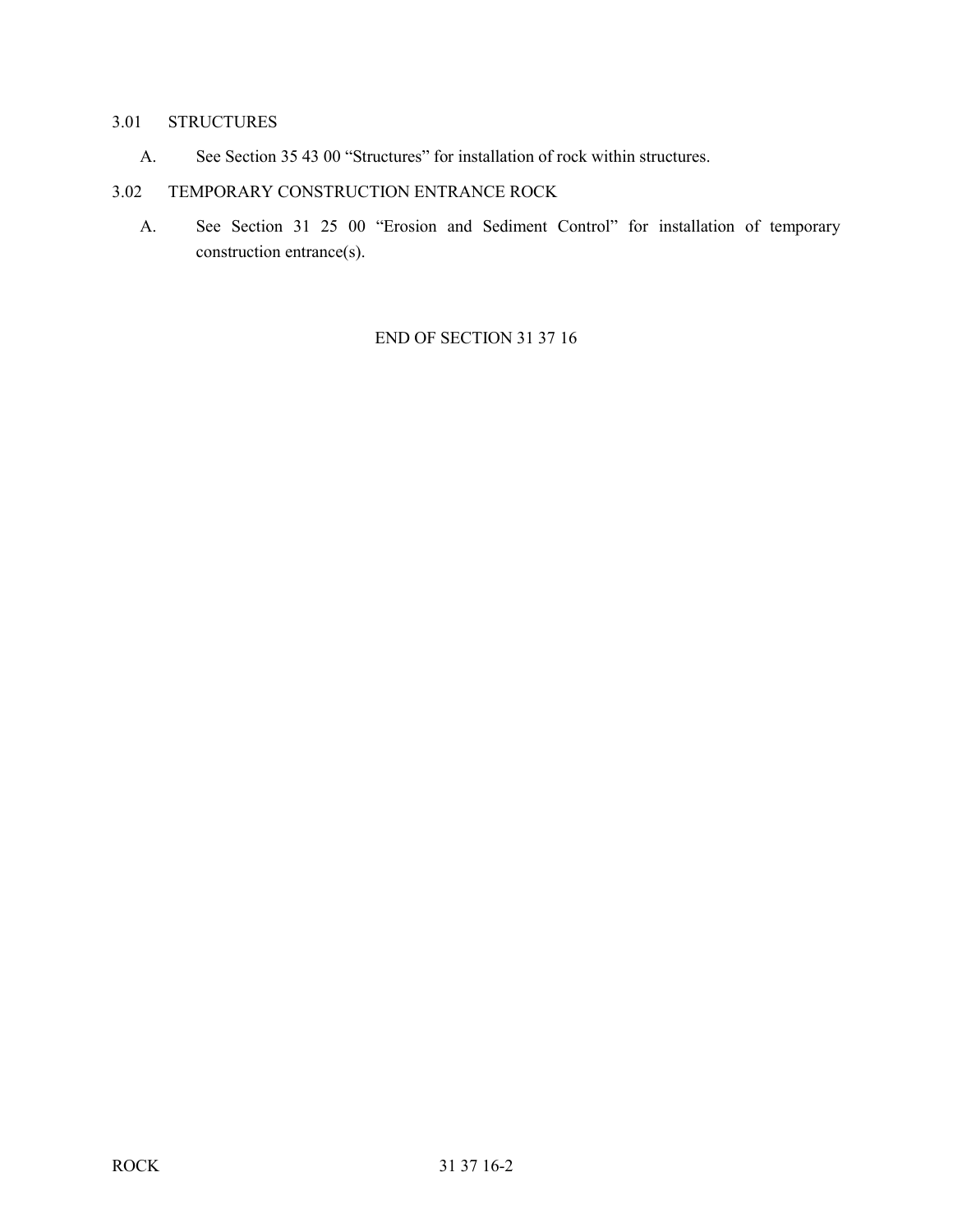### 3.01 STRUCTURES

A. See Section 35 43 00 “Structures” for installation of rock within structures.

### 3.02 TEMPORARY CONSTRUCTION ENTRANCE ROCK

A. See Section 31 25 00 “Erosion and Sediment Control” for installation of temporary construction entrance(s).

END OF SECTION 31 37 16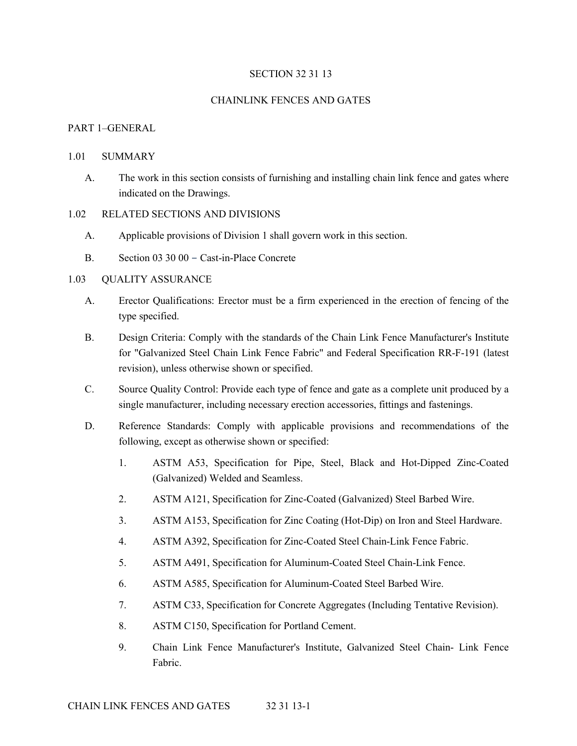# SECTION 32 31 13

# CHAINLINK FENCES AND GATES

## PART 1–GENERAL

### 1.01 SUMMARY

A. The work in this section consists of furnishing and installing chain link fence and gates where indicated on the Drawings.

### 1.02 RELATED SECTIONS AND DIVISIONS

A. Applicable provisions of Division 1 shall govern work in this section.

B. Section 03 30 00 − Cast-in-Place Concrete

### 1.03 QUALITY ASSURANCE

A. Erector Qualifications: Erector must be a firm experienced in the erection of fencing of the type specified.

B. Design Criteria: Comply with the standards of the Chain Link Fence Manufacturer's Institute for "Galvanized Steel Chain Link Fence Fabric" and Federal Specification RR-F-191 (latest revision), unless otherwise shown or specified.

C. Source Quality Control: Provide each type of fence and gate as a complete unit produced by a single manufacturer, including necessary erection accessories, fittings and fastenings.

D. Reference Standards: Comply with applicable provisions and recommendations of the following, except as otherwise shown or specified:

1. ASTM A53, Specification for Pipe, Steel, Black and Hot-Dipped Zinc-Coated (Galvanized) Welded and Seamless.
2. ASTM A121, Specification for Zinc-Coated (Galvanized) Steel Barbed Wire.
3. ASTM A153, Specification for Zinc Coating (Hot-Dip) on Iron and Steel Hardware.
4. ASTM A392, Specification for Zinc-Coated Steel Chain-Link Fence Fabric.
5. ASTM A491, Specification for Aluminum-Coated Steel Chain-Link Fence.
6. ASTM A585, Specification for Aluminum-Coated Steel Barbed Wire.
7. ASTM C33, Specification for Concrete Aggregates (Including Tentative Revision).
8. ASTM C150, Specification for Portland Cement.
9. Chain Link Fence Manufacturer's Institute, Galvanized Steel Chain- Link Fence Fabric.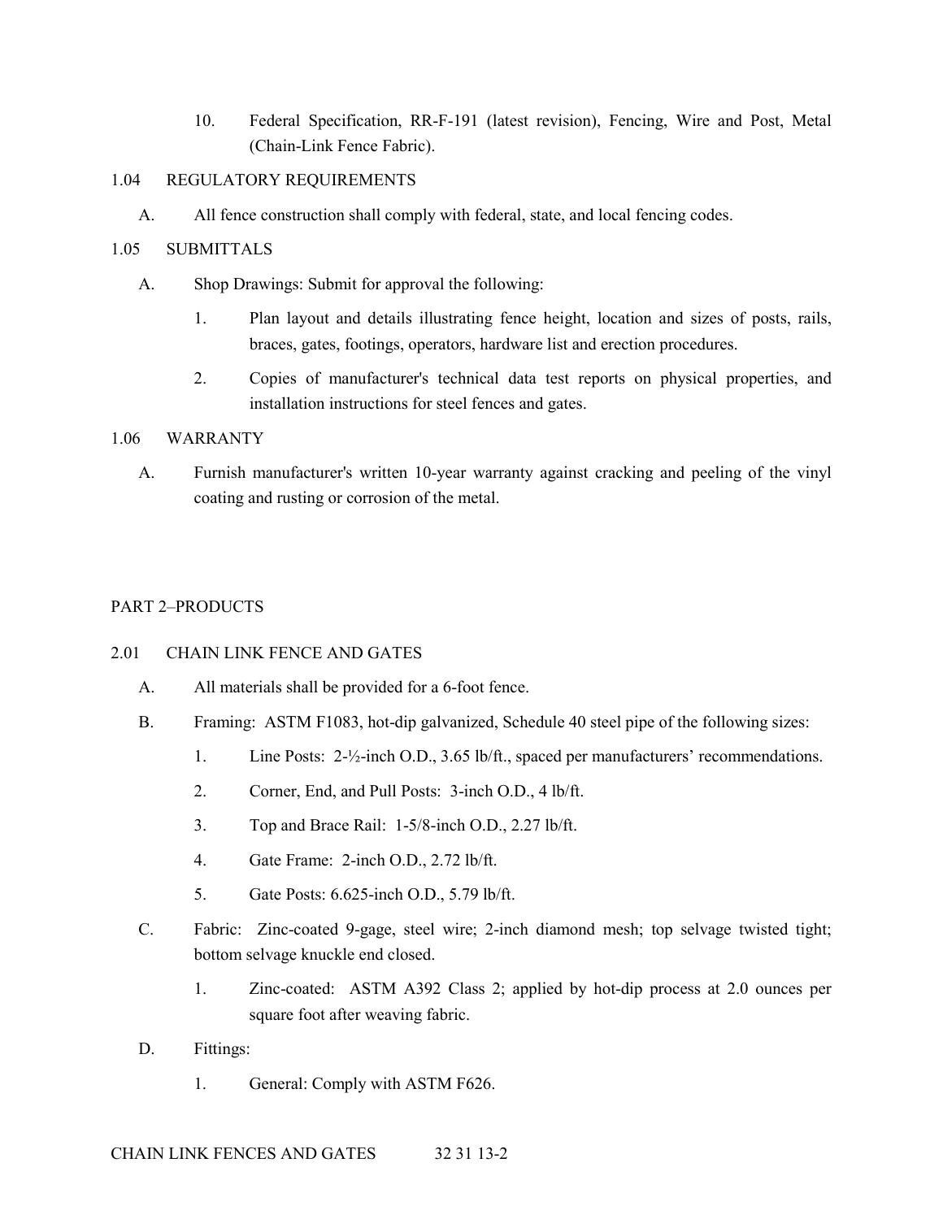10. Federal Specification, RR-F-191 (latest revision), Fencing, Wire and Post, Metal (Chain-Link Fence Fabric).

## 1.04 REGULATORY REQUIREMENTS

A. All fence construction shall comply with federal, state, and local fencing codes.

## 1.05 SUBMITTALS

A. Shop Drawings: Submit for approval the following:

1. Plan layout and details illustrating fence height, location and sizes of posts, rails, braces, gates, footings, operators, hardware list and erection procedures.
2. Copies of manufacturer's technical data test reports on physical properties, and installation instructions for steel fences and gates.

## 1.06 WARRANTY

A. Furnish manufacturer's written 10-year warranty against cracking and peeling of the vinyl coating and rusting or corrosion of the metal.

# PART 2–PRODUCTS

## 2.01 CHAIN LINK FENCE AND GATES

A. All materials shall be provided for a 6-foot fence.

B. Framing: ASTM F1083, hot-dip galvanized, Schedule 40 steel pipe of the following sizes:

1. Line Posts: 2-½-inch O.D., 3.65 lb/ft., spaced per manufacturers' recommendations.
2. Corner, End, and Pull Posts: 3-inch O.D., 4 lb/ft.
3. Top and Brace Rail: 1-5/8-inch O.D., 2.27 lb/ft.
4. Gate Frame: 2-inch O.D., 2.72 lb/ft.
5. Gate Posts: 6.625-inch O.D., 5.79 lb/ft.

C. Fabric: Zinc-coated 9-gage, steel wire; 2-inch diamond mesh; top selvage twisted tight; bottom selvage knuckle end closed.

1. Zinc-coated: ASTM A392 Class 2; applied by hot-dip process at 2.0 ounces per square foot after weaving fabric.

D. Fittings:

1. General: Comply with ASTM F626.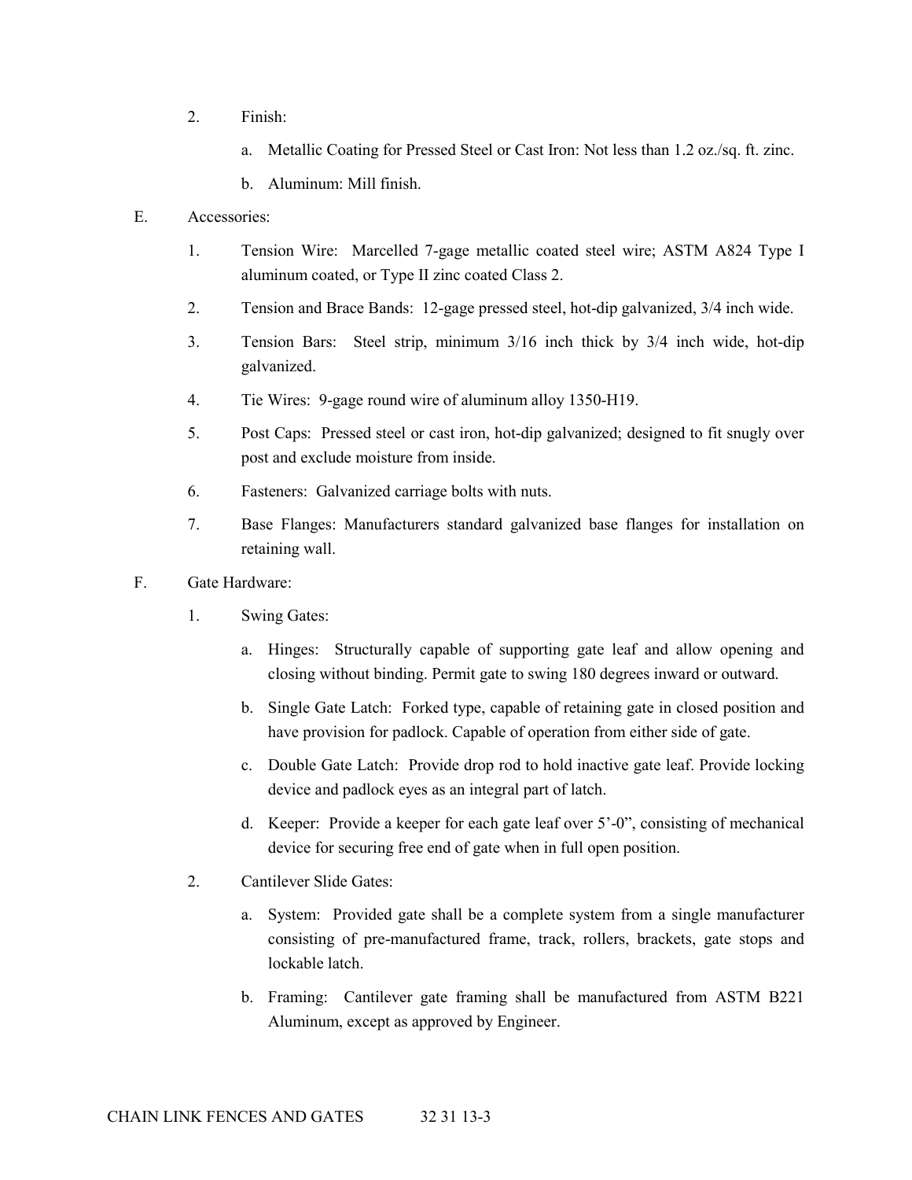2. Finish:

   a. Metallic Coating for Pressed Steel or Cast Iron: Not less than 1.2 oz./sq. ft. zinc.

   b. Aluminum: Mill finish.

E. Accessories:

   1. Tension Wire: Marcelled 7-gage metallic coated steel wire; ASTM A824 Type I aluminum coated, or Type II zinc coated Class 2.

   2. Tension and Brace Bands: 12-gage pressed steel, hot-dip galvanized, 3/4 inch wide.

   3. Tension Bars: Steel strip, minimum 3/16 inch thick by 3/4 inch wide, hot-dip galvanized.

   4. Tie Wires: 9-gage round wire of aluminum alloy 1350-H19.

   5. Post Caps: Pressed steel or cast iron, hot-dip galvanized; designed to fit snugly over post and exclude moisture from inside.

   6. Fasteners: Galvanized carriage bolts with nuts.

   7. Base Flanges: Manufacturers standard galvanized base flanges for installation on retaining wall.

F. Gate Hardware:

   1. Swing Gates:

      a. Hinges: Structurally capable of supporting gate leaf and allow opening and closing without binding. Permit gate to swing 180 degrees inward or outward.

      b. Single Gate Latch: Forked type, capable of retaining gate in closed position and have provision for padlock. Capable of operation from either side of gate.

      c. Double Gate Latch: Provide drop rod to hold inactive gate leaf. Provide locking device and padlock eyes as an integral part of latch.

      d. Keeper: Provide a keeper for each gate leaf over 5'-0", consisting of mechanical device for securing free end of gate when in full open position.

   2. Cantilever Slide Gates:

      a. System: Provided gate shall be a complete system from a single manufacturer consisting of pre-manufactured frame, track, rollers, brackets, gate stops and lockable latch.

      b. Framing: Cantilever gate framing shall be manufactured from ASTM B221 Aluminum, except as approved by Engineer.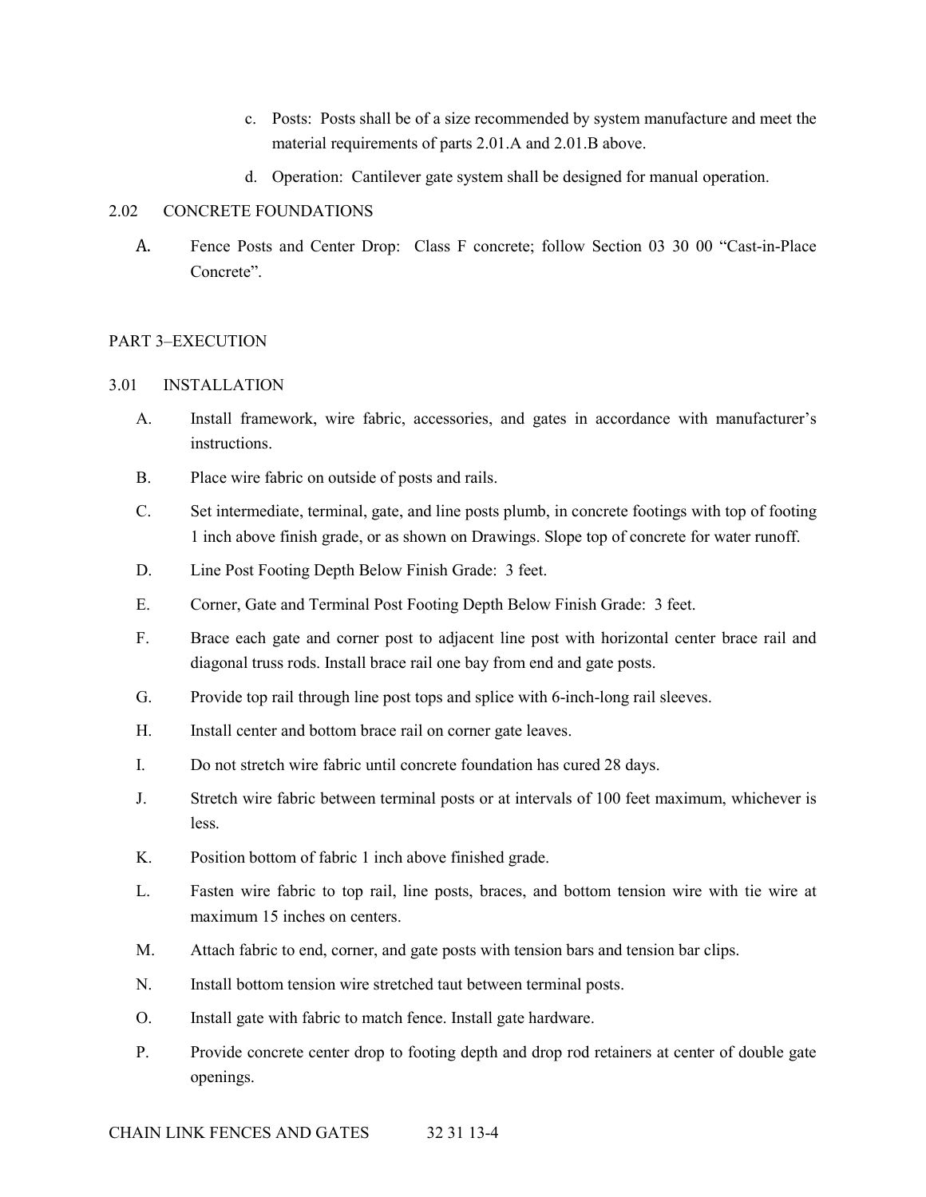c. Posts: Posts shall be of a size recommended by system manufacture and meet the material requirements of parts 2.01.A and 2.01.B above.

d. Operation: Cantilever gate system shall be designed for manual operation.

## 2.02 CONCRETE FOUNDATIONS

A. Fence Posts and Center Drop: Class F concrete; follow Section 03 30 00 "Cast-in-Place Concrete".

# PART 3–EXECUTION

## 3.01 INSTALLATION

A. Install framework, wire fabric, accessories, and gates in accordance with manufacturer's instructions.

B. Place wire fabric on outside of posts and rails.

C. Set intermediate, terminal, gate, and line posts plumb, in concrete footings with top of footing 1 inch above finish grade, or as shown on Drawings. Slope top of concrete for water runoff.

D. Line Post Footing Depth Below Finish Grade: 3 feet.

E. Corner, Gate and Terminal Post Footing Depth Below Finish Grade: 3 feet.

F. Brace each gate and corner post to adjacent line post with horizontal center brace rail and diagonal truss rods. Install brace rail one bay from end and gate posts.

G. Provide top rail through line post tops and splice with 6-inch-long rail sleeves.

H. Install center and bottom brace rail on corner gate leaves.

I. Do not stretch wire fabric until concrete foundation has cured 28 days.

J. Stretch wire fabric between terminal posts or at intervals of 100 feet maximum, whichever is less.

K. Position bottom of fabric 1 inch above finished grade.

L. Fasten wire fabric to top rail, line posts, braces, and bottom tension wire with tie wire at maximum 15 inches on centers.

M. Attach fabric to end, corner, and gate posts with tension bars and tension bar clips.

N. Install bottom tension wire stretched taut between terminal posts.

O. Install gate with fabric to match fence. Install gate hardware.

P. Provide concrete center drop to footing depth and drop rod retainers at center of double gate openings.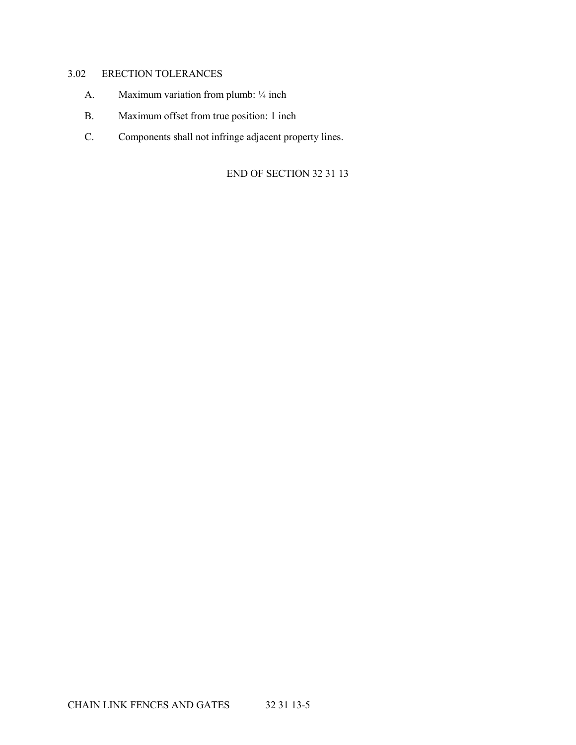### 3.02 ERECTION TOLERANCES

A. Maximum variation from plumb: ¼ inch

B. Maximum offset from true position: 1 inch

C. Components shall not infringe adjacent property lines.

END OF SECTION 32 31 13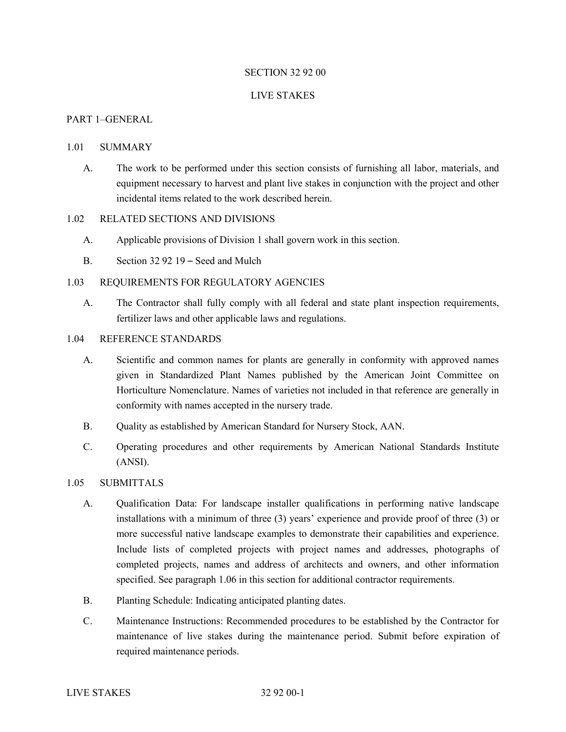# SECTION 32 92 00

# LIVE STAKES

## PART 1–GENERAL

### 1.01 SUMMARY

A. The work to be performed under this section consists of furnishing all labor, materials, and equipment necessary to harvest and plant live stakes in conjunction with the project and other incidental items related to the work described herein.

### 1.02 RELATED SECTIONS AND DIVISIONS

A. Applicable provisions of Division 1 shall govern work in this section.

B. Section 32 92 19 – Seed and Mulch

### 1.03 REQUIREMENTS FOR REGULATORY AGENCIES

A. The Contractor shall fully comply with all federal and state plant inspection requirements, fertilizer laws and other applicable laws and regulations.

### 1.04 REFERENCE STANDARDS

A. Scientific and common names for plants are generally in conformity with approved names given in Standardized Plant Names published by the American Joint Committee on Horticulture Nomenclature. Names of varieties not included in that reference are generally in conformity with names accepted in the nursery trade.

B. Quality as established by American Standard for Nursery Stock, AAN.

C. Operating procedures and other requirements by American National Standards Institute (ANSI).

### 1.05 SUBMITTALS

A. Qualification Data: For landscape installer qualifications in performing native landscape installations with a minimum of three (3) years' experience and provide proof of three (3) or more successful native landscape examples to demonstrate their capabilities and experience. Include lists of completed projects with project names and addresses, photographs of completed projects, names and address of architects and owners, and other information specified. See paragraph 1.06 in this section for additional contractor requirements.

B. Planting Schedule: Indicating anticipated planting dates.

C. Maintenance Instructions: Recommended procedures to be established by the Contractor for maintenance of live stakes during the maintenance period. Submit before expiration of required maintenance periods.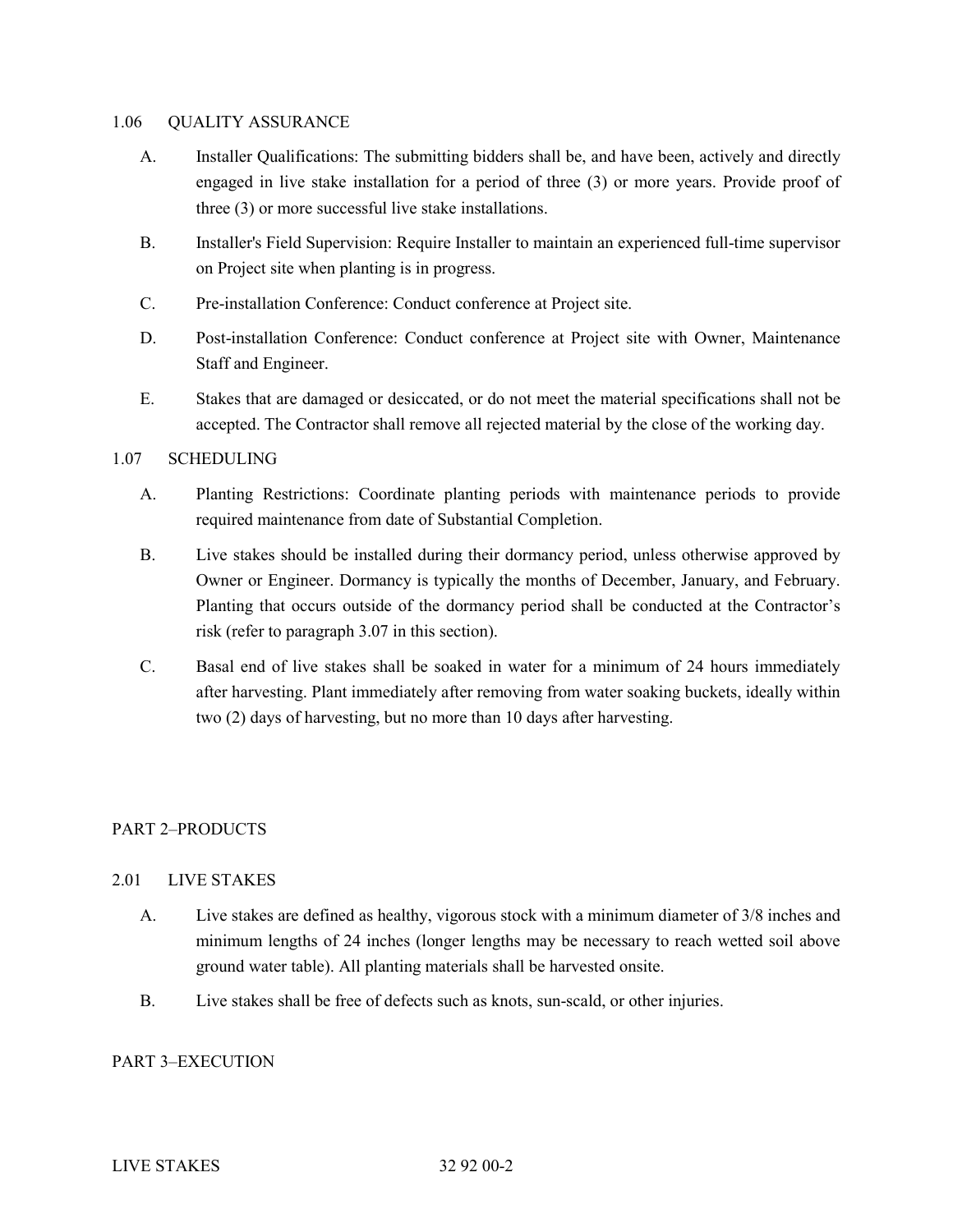### 1.06 QUALITY ASSURANCE

A. Installer Qualifications: The submitting bidders shall be, and have been, actively and directly engaged in live stake installation for a period of three (3) or more years. Provide proof of three (3) or more successful live stake installations.

B. Installer's Field Supervision: Require Installer to maintain an experienced full-time supervisor on Project site when planting is in progress.

C. Pre-installation Conference: Conduct conference at Project site.

D. Post-installation Conference: Conduct conference at Project site with Owner, Maintenance Staff and Engineer.

E. Stakes that are damaged or desiccated, or do not meet the material specifications shall not be accepted. The Contractor shall remove all rejected material by the close of the working day.

### 1.07 SCHEDULING

A. Planting Restrictions: Coordinate planting periods with maintenance periods to provide required maintenance from date of Substantial Completion.

B. Live stakes should be installed during their dormancy period, unless otherwise approved by Owner or Engineer. Dormancy is typically the months of December, January, and February. Planting that occurs outside of the dormancy period shall be conducted at the Contractor's risk (refer to paragraph 3.07 in this section).

C. Basal end of live stakes shall be soaked in water for a minimum of 24 hours immediately after harvesting. Plant immediately after removing from water soaking buckets, ideally within two (2) days of harvesting, but no more than 10 days after harvesting.

## PART 2–PRODUCTS

### 2.01 LIVE STAKES

A. Live stakes are defined as healthy, vigorous stock with a minimum diameter of 3/8 inches and minimum lengths of 24 inches (longer lengths may be necessary to reach wetted soil above ground water table). All planting materials shall be harvested onsite.

B. Live stakes shall be free of defects such as knots, sun-scald, or other injuries.

## PART 3–EXECUTION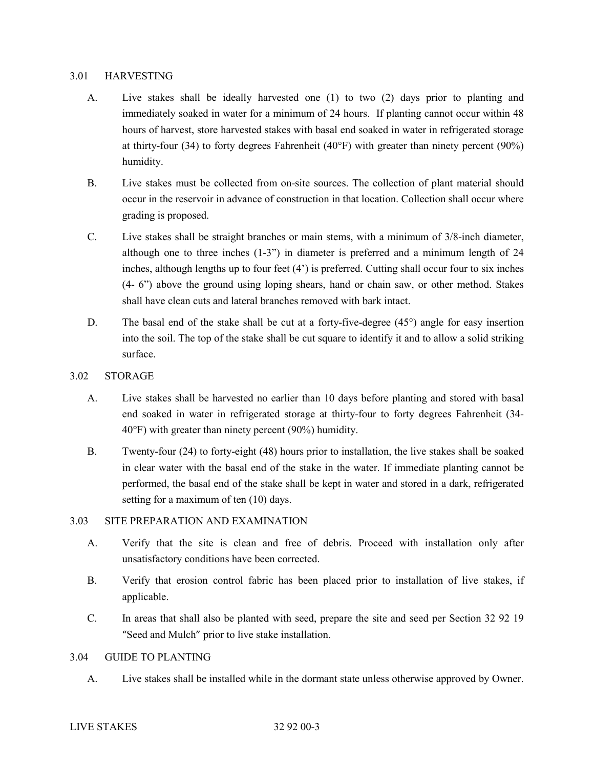## 3.01 HARVESTING

A. Live stakes shall be ideally harvested one (1) to two (2) days prior to planting and immediately soaked in water for a minimum of 24 hours. If planting cannot occur within 48 hours of harvest, store harvested stakes with basal end soaked in water in refrigerated storage at thirty-four (34) to forty degrees Fahrenheit (40°F) with greater than ninety percent (90%) humidity.

B. Live stakes must be collected from on-site sources. The collection of plant material should occur in the reservoir in advance of construction in that location. Collection shall occur where grading is proposed.

C. Live stakes shall be straight branches or main stems, with a minimum of 3/8-inch diameter, although one to three inches (1-3") in diameter is preferred and a minimum length of 24 inches, although lengths up to four feet (4') is preferred. Cutting shall occur four to six inches (4- 6") above the ground using loping shears, hand or chain saw, or other method. Stakes shall have clean cuts and lateral branches removed with bark intact.

D. The basal end of the stake shall be cut at a forty-five-degree (45°) angle for easy insertion into the soil. The top of the stake shall be cut square to identify it and to allow a solid striking surface.

## 3.02 STORAGE

A. Live stakes shall be harvested no earlier than 10 days before planting and stored with basal end soaked in water in refrigerated storage at thirty-four to forty degrees Fahrenheit (34-40°F) with greater than ninety percent (90%) humidity.

B. Twenty-four (24) to forty-eight (48) hours prior to installation, the live stakes shall be soaked in clear water with the basal end of the stake in the water. If immediate planting cannot be performed, the basal end of the stake shall be kept in water and stored in a dark, refrigerated setting for a maximum of ten (10) days.

## 3.03 SITE PREPARATION AND EXAMINATION

A. Verify that the site is clean and free of debris. Proceed with installation only after unsatisfactory conditions have been corrected.

B. Verify that erosion control fabric has been placed prior to installation of live stakes, if applicable.

C. In areas that shall also be planted with seed, prepare the site and seed per Section 32 92 19 "Seed and Mulch" prior to live stake installation.

## 3.04 GUIDE TO PLANTING

A. Live stakes shall be installed while in the dormant state unless otherwise approved by Owner.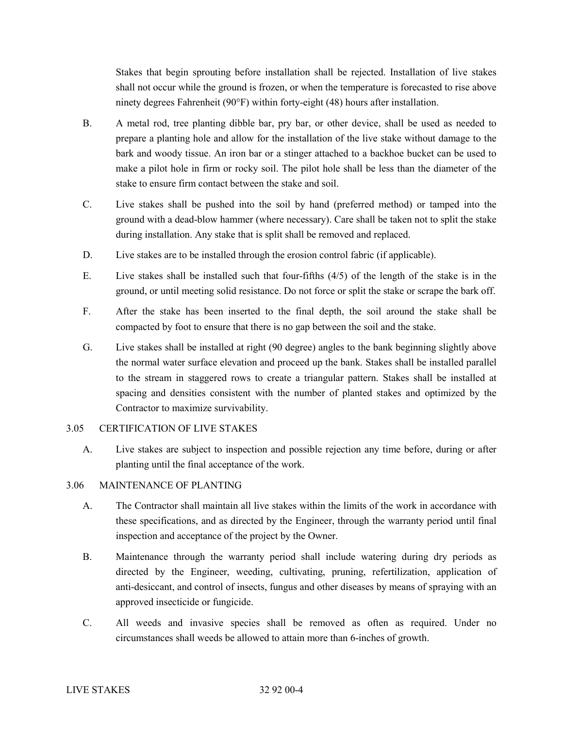Stakes that begin sprouting before installation shall be rejected. Installation of live stakes shall not occur while the ground is frozen, or when the temperature is forecasted to rise above ninety degrees Fahrenheit (90°F) within forty-eight (48) hours after installation.

B. A metal rod, tree planting dibble bar, pry bar, or other device, shall be used as needed to prepare a planting hole and allow for the installation of the live stake without damage to the bark and woody tissue. An iron bar or a stinger attached to a backhoe bucket can be used to make a pilot hole in firm or rocky soil. The pilot hole shall be less than the diameter of the stake to ensure firm contact between the stake and soil.

C. Live stakes shall be pushed into the soil by hand (preferred method) or tamped into the ground with a dead-blow hammer (where necessary). Care shall be taken not to split the stake during installation. Any stake that is split shall be removed and replaced.

D. Live stakes are to be installed through the erosion control fabric (if applicable).

E. Live stakes shall be installed such that four-fifths (4/5) of the length of the stake is in the ground, or until meeting solid resistance. Do not force or split the stake or scrape the bark off.

F. After the stake has been inserted to the final depth, the soil around the stake shall be compacted by foot to ensure that there is no gap between the soil and the stake.

G. Live stakes shall be installed at right (90 degree) angles to the bank beginning slightly above the normal water surface elevation and proceed up the bank. Stakes shall be installed parallel to the stream in staggered rows to create a triangular pattern. Stakes shall be installed at spacing and densities consistent with the number of planted stakes and optimized by the Contractor to maximize survivability.

## 3.05 CERTIFICATION OF LIVE STAKES

A. Live stakes are subject to inspection and possible rejection any time before, during or after planting until the final acceptance of the work.

## 3.06 MAINTENANCE OF PLANTING

A. The Contractor shall maintain all live stakes within the limits of the work in accordance with these specifications, and as directed by the Engineer, through the warranty period until final inspection and acceptance of the project by the Owner.

B. Maintenance through the warranty period shall include watering during dry periods as directed by the Engineer, weeding, cultivating, pruning, refertilization, application of anti-desiccant, and control of insects, fungus and other diseases by means of spraying with an approved insecticide or fungicide.

C. All weeds and invasive species shall be removed as often as required. Under no circumstances shall weeds be allowed to attain more than 6-inches of growth.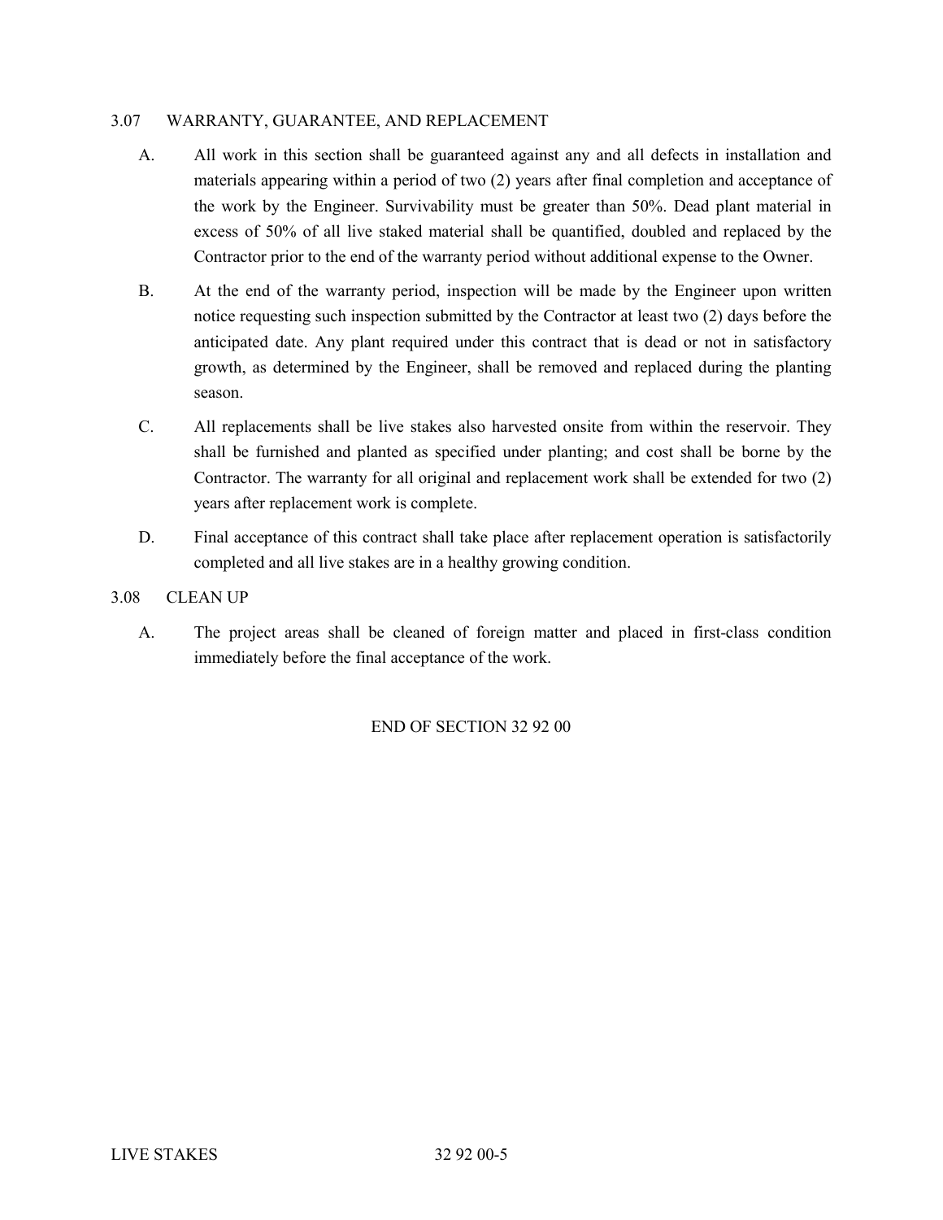## 3.07 WARRANTY, GUARANTEE, AND REPLACEMENT

A. All work in this section shall be guaranteed against any and all defects in installation and materials appearing within a period of two (2) years after final completion and acceptance of the work by the Engineer. Survivability must be greater than 50%. Dead plant material in excess of 50% of all live staked material shall be quantified, doubled and replaced by the Contractor prior to the end of the warranty period without additional expense to the Owner.

B. At the end of the warranty period, inspection will be made by the Engineer upon written notice requesting such inspection submitted by the Contractor at least two (2) days before the anticipated date. Any plant required under this contract that is dead or not in satisfactory growth, as determined by the Engineer, shall be removed and replaced during the planting season.

C. All replacements shall be live stakes also harvested onsite from within the reservoir. They shall be furnished and planted as specified under planting; and cost shall be borne by the Contractor. The warranty for all original and replacement work shall be extended for two (2) years after replacement work is complete.

D. Final acceptance of this contract shall take place after replacement operation is satisfactorily completed and all live stakes are in a healthy growing condition.

## 3.08 CLEAN UP

A. The project areas shall be cleaned of foreign matter and placed in first-class condition immediately before the final acceptance of the work.

END OF SECTION 32 92 00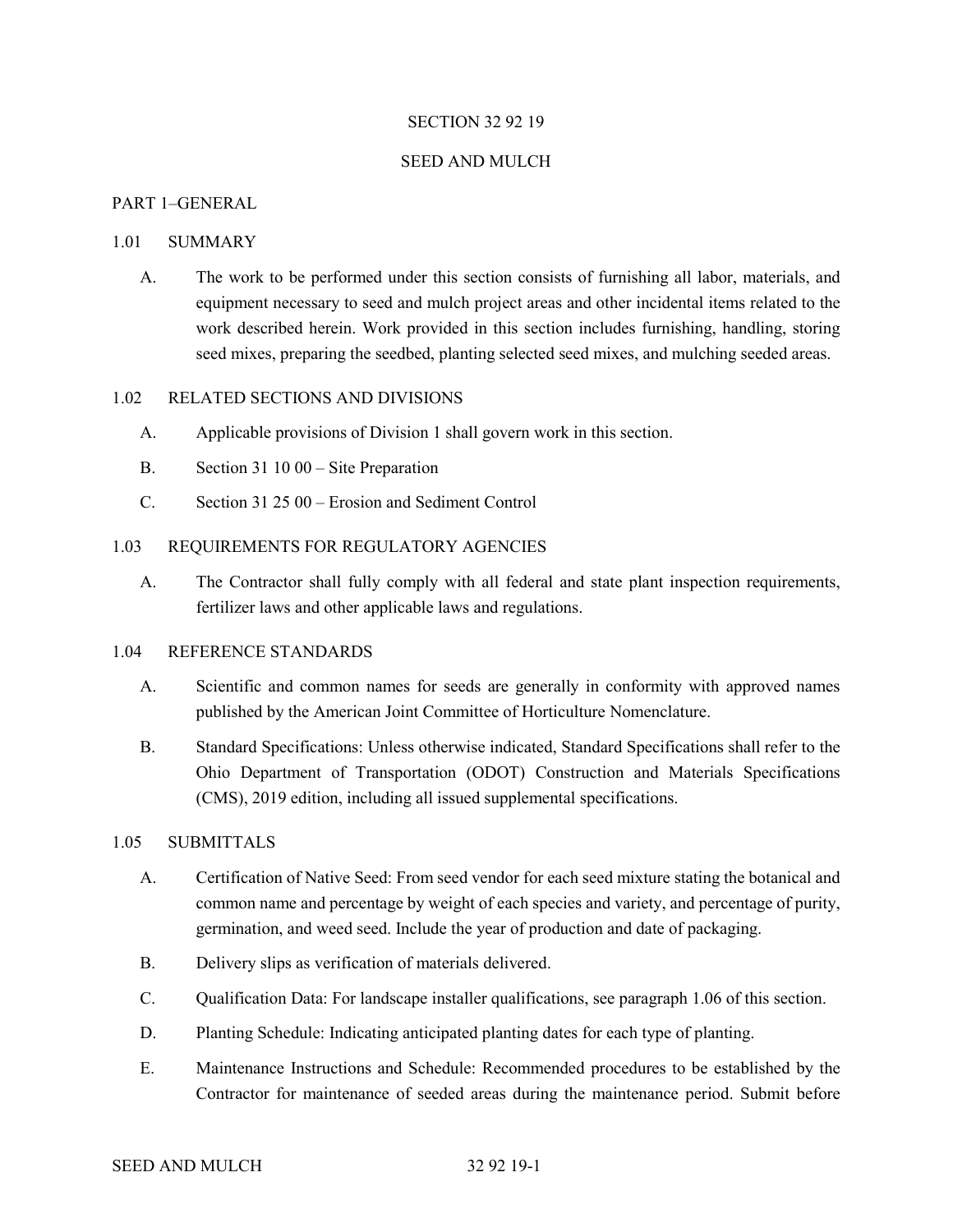# SECTION 32 92 19

# SEED AND MULCH

## PART 1–GENERAL

### 1.01 SUMMARY

A. The work to be performed under this section consists of furnishing all labor, materials, and equipment necessary to seed and mulch project areas and other incidental items related to the work described herein. Work provided in this section includes furnishing, handling, storing seed mixes, preparing the seedbed, planting selected seed mixes, and mulching seeded areas.

### 1.02 RELATED SECTIONS AND DIVISIONS

A. Applicable provisions of Division 1 shall govern work in this section.

B. Section 31 10 00 – Site Preparation

C. Section 31 25 00 – Erosion and Sediment Control

### 1.03 REQUIREMENTS FOR REGULATORY AGENCIES

A. The Contractor shall fully comply with all federal and state plant inspection requirements, fertilizer laws and other applicable laws and regulations.

### 1.04 REFERENCE STANDARDS

A. Scientific and common names for seeds are generally in conformity with approved names published by the American Joint Committee of Horticulture Nomenclature.

B. Standard Specifications: Unless otherwise indicated, Standard Specifications shall refer to the Ohio Department of Transportation (ODOT) Construction and Materials Specifications (CMS), 2019 edition, including all issued supplemental specifications.

### 1.05 SUBMITTALS

A. Certification of Native Seed: From seed vendor for each seed mixture stating the botanical and common name and percentage by weight of each species and variety, and percentage of purity, germination, and weed seed. Include the year of production and date of packaging.

B. Delivery slips as verification of materials delivered.

C. Qualification Data: For landscape installer qualifications, see paragraph 1.06 of this section.

D. Planting Schedule: Indicating anticipated planting dates for each type of planting.

E. Maintenance Instructions and Schedule: Recommended procedures to be established by the Contractor for maintenance of seeded areas during the maintenance period. Submit before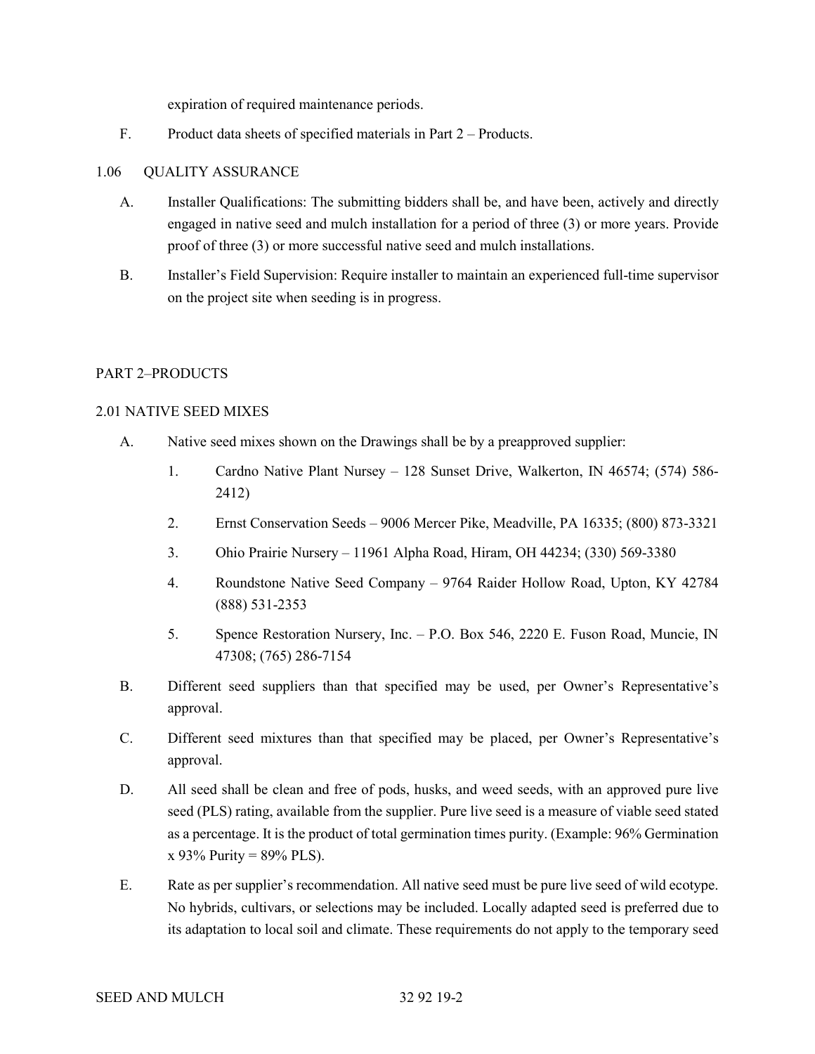expiration of required maintenance periods.

F. Product data sheets of specified materials in Part 2 – Products.

1.06 QUALITY ASSURANCE

A. Installer Qualifications: The submitting bidders shall be, and have been, actively and directly engaged in native seed and mulch installation for a period of three (3) or more years. Provide proof of three (3) or more successful native seed and mulch installations.

B. Installer's Field Supervision: Require installer to maintain an experienced full-time supervisor on the project site when seeding is in progress.

## PART 2–PRODUCTS

### 2.01 NATIVE SEED MIXES

A. Native seed mixes shown on the Drawings shall be by a preapproved supplier:

1. Cardno Native Plant Nursey – 128 Sunset Drive, Walkerton, IN 46574; (574) 586-2412)
2. Ernst Conservation Seeds – 9006 Mercer Pike, Meadville, PA 16335; (800) 873-3321
3. Ohio Prairie Nursery – 11961 Alpha Road, Hiram, OH 44234; (330) 569-3380
4. Roundstone Native Seed Company – 9764 Raider Hollow Road, Upton, KY 42784 (888) 531-2353
5. Spence Restoration Nursery, Inc. – P.O. Box 546, 2220 E. Fuson Road, Muncie, IN 47308; (765) 286-7154

B. Different seed suppliers than that specified may be used, per Owner's Representative's approval.

C. Different seed mixtures than that specified may be placed, per Owner's Representative's approval.

D. All seed shall be clean and free of pods, husks, and weed seeds, with an approved pure live seed (PLS) rating, available from the supplier. Pure live seed is a measure of viable seed stated as a percentage. It is the product of total germination times purity. (Example: 96% Germination x 93% Purity = 89% PLS).

E. Rate as per supplier's recommendation. All native seed must be pure live seed of wild ecotype. No hybrids, cultivars, or selections may be included. Locally adapted seed is preferred due to its adaptation to local soil and climate. These requirements do not apply to the temporary seed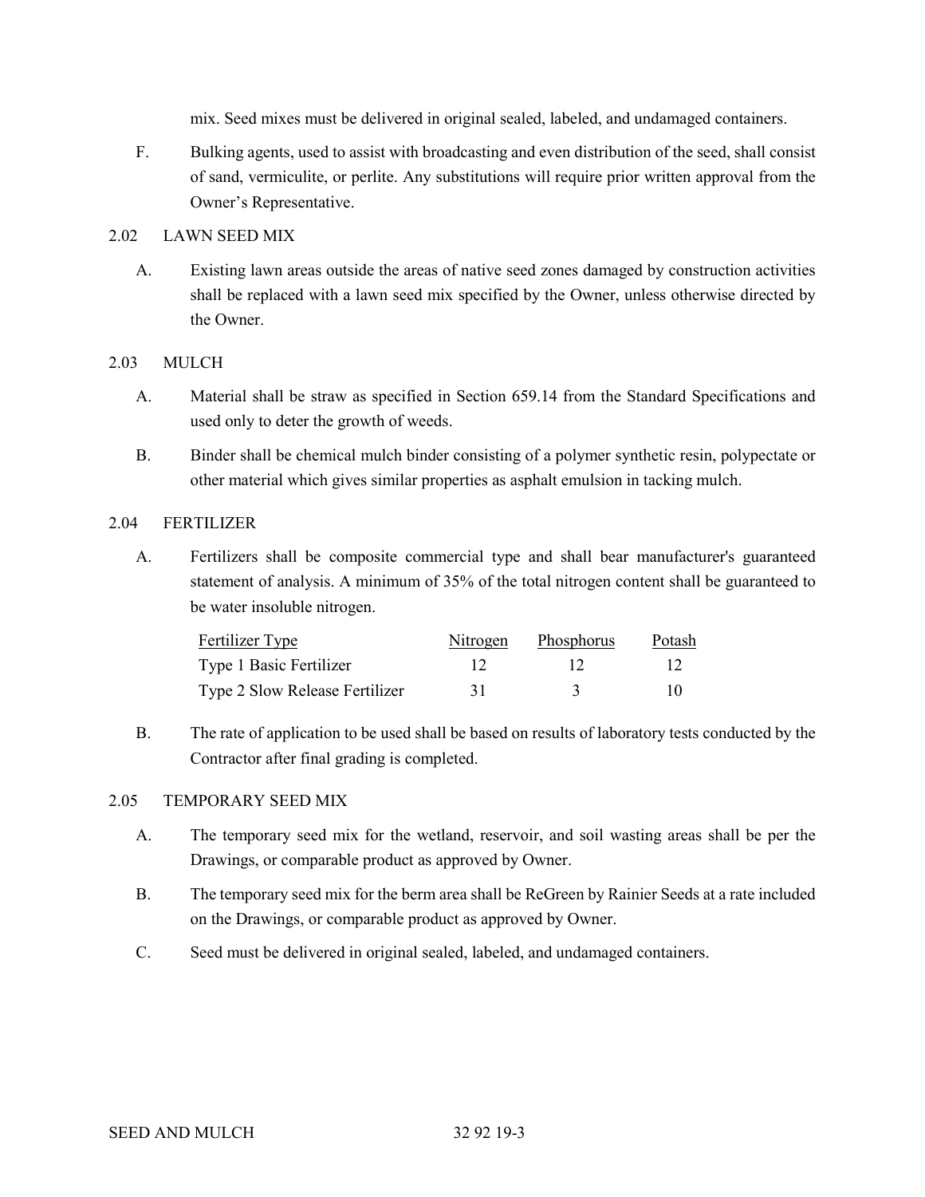mix. Seed mixes must be delivered in original sealed, labeled, and undamaged containers.

F. Bulking agents, used to assist with broadcasting and even distribution of the seed, shall consist of sand, vermiculite, or perlite. Any substitutions will require prior written approval from the Owner's Representative.

## 2.02 LAWN SEED MIX

A. Existing lawn areas outside the areas of native seed zones damaged by construction activities shall be replaced with a lawn seed mix specified by the Owner, unless otherwise directed by the Owner.

## 2.03 MULCH

A. Material shall be straw as specified in Section 659.14 from the Standard Specifications and used only to deter the growth of weeds.

B. Binder shall be chemical mulch binder consisting of a polymer synthetic resin, polypectate or other material which gives similar properties as asphalt emulsion in tacking mulch.

## 2.04 FERTILIZER

A. Fertilizers shall be composite commercial type and shall bear manufacturer's guaranteed statement of analysis. A minimum of 35% of the total nitrogen content shall be guaranteed to be water insoluble nitrogen.

| Fertilizer Type | Nitrogen | Phosphorus | Potash |
|---|---|---|---|
| Type 1 Basic Fertilizer | 12 | 12 | 12 |
| Type 2 Slow Release Fertilizer | 31 | 3 | 10 |

B. The rate of application to be used shall be based on results of laboratory tests conducted by the Contractor after final grading is completed.

## 2.05 TEMPORARY SEED MIX

A. The temporary seed mix for the wetland, reservoir, and soil wasting areas shall be per the Drawings, or comparable product as approved by Owner.

B. The temporary seed mix for the berm area shall be ReGreen by Rainier Seeds at a rate included on the Drawings, or comparable product as approved by Owner.

C. Seed must be delivered in original sealed, labeled, and undamaged containers.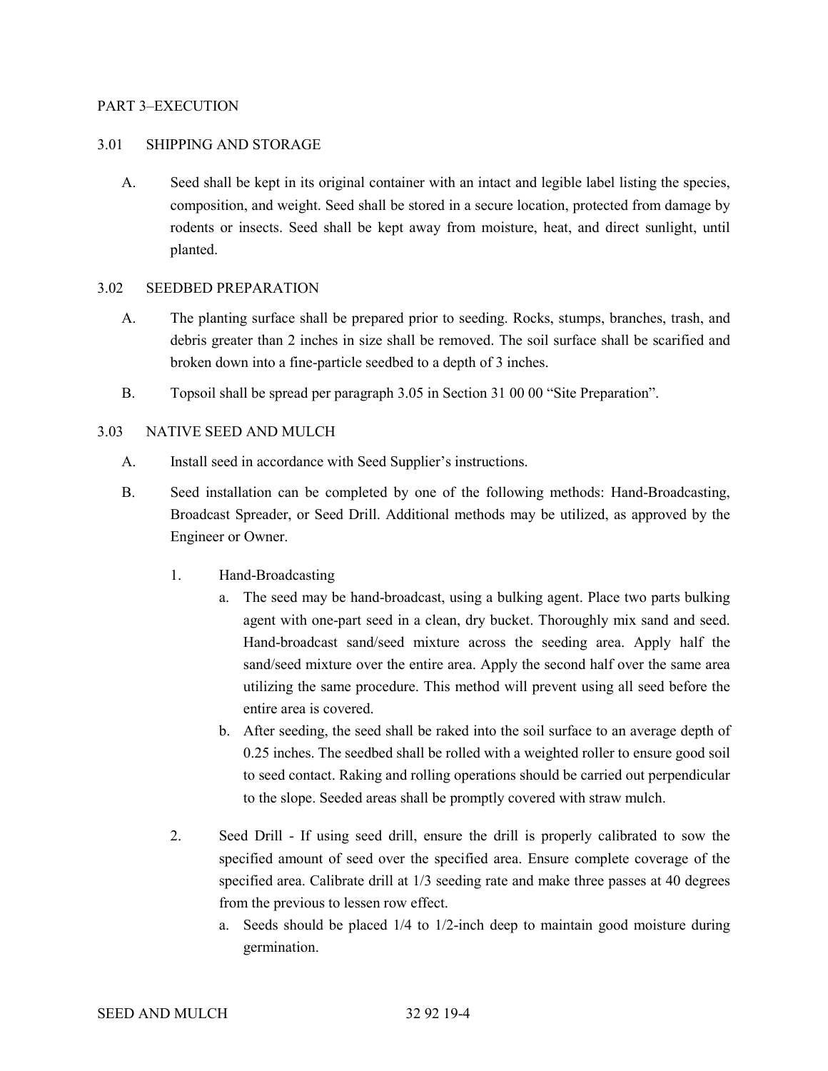## PART 3–EXECUTION

### 3.01 SHIPPING AND STORAGE

A. Seed shall be kept in its original container with an intact and legible label listing the species, composition, and weight. Seed shall be stored in a secure location, protected from damage by rodents or insects. Seed shall be kept away from moisture, heat, and direct sunlight, until planted.

### 3.02 SEEDBED PREPARATION

A. The planting surface shall be prepared prior to seeding. Rocks, stumps, branches, trash, and debris greater than 2 inches in size shall be removed. The soil surface shall be scarified and broken down into a fine-particle seedbed to a depth of 3 inches.

B. Topsoil shall be spread per paragraph 3.05 in Section 31 00 00 "Site Preparation".

### 3.03 NATIVE SEED AND MULCH

A. Install seed in accordance with Seed Supplier's instructions.

B. Seed installation can be completed by one of the following methods: Hand-Broadcasting, Broadcast Spreader, or Seed Drill. Additional methods may be utilized, as approved by the Engineer or Owner.

1. Hand-Broadcasting
   a. The seed may be hand-broadcast, using a bulking agent. Place two parts bulking agent with one-part seed in a clean, dry bucket. Thoroughly mix sand and seed. Hand-broadcast sand/seed mixture across the seeding area. Apply half the sand/seed mixture over the entire area. Apply the second half over the same area utilizing the same procedure. This method will prevent using all seed before the entire area is covered.
   b. After seeding, the seed shall be raked into the soil surface to an average depth of 0.25 inches. The seedbed shall be rolled with a weighted roller to ensure good soil to seed contact. Raking and rolling operations should be carried out perpendicular to the slope. Seeded areas shall be promptly covered with straw mulch.

2. Seed Drill - If using seed drill, ensure the drill is properly calibrated to sow the specified amount of seed over the specified area. Ensure complete coverage of the specified area. Calibrate drill at 1/3 seeding rate and make three passes at 40 degrees from the previous to lessen row effect.
   a. Seeds should be placed 1/4 to 1/2-inch deep to maintain good moisture during germination.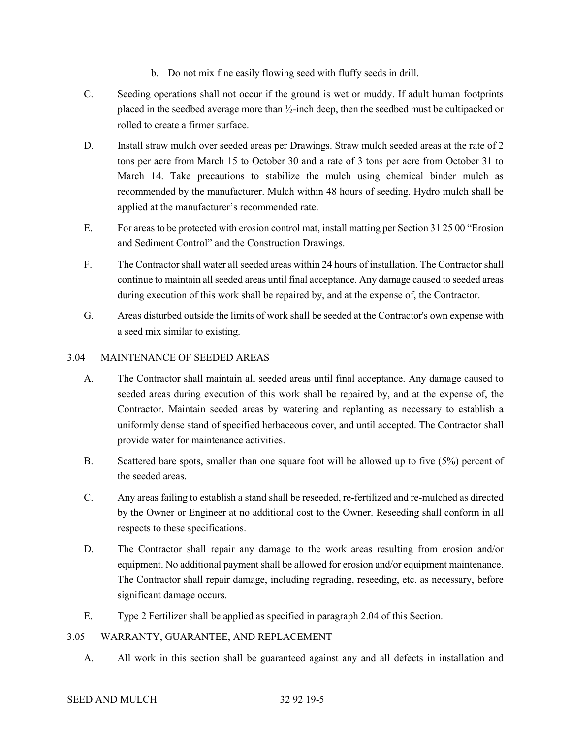b. Do not mix fine easily flowing seed with fluffy seeds in drill.

C. Seeding operations shall not occur if the ground is wet or muddy. If adult human footprints placed in the seedbed average more than ½-inch deep, then the seedbed must be cultipacked or rolled to create a firmer surface.

D. Install straw mulch over seeded areas per Drawings. Straw mulch seeded areas at the rate of 2 tons per acre from March 15 to October 30 and a rate of 3 tons per acre from October 31 to March 14. Take precautions to stabilize the mulch using chemical binder mulch as recommended by the manufacturer. Mulch within 48 hours of seeding. Hydro mulch shall be applied at the manufacturer's recommended rate.

E. For areas to be protected with erosion control mat, install matting per Section 31 25 00 "Erosion and Sediment Control" and the Construction Drawings.

F. The Contractor shall water all seeded areas within 24 hours of installation. The Contractor shall continue to maintain all seeded areas until final acceptance. Any damage caused to seeded areas during execution of this work shall be repaired by, and at the expense of, the Contractor.

G. Areas disturbed outside the limits of work shall be seeded at the Contractor's own expense with a seed mix similar to existing.

## 3.04 MAINTENANCE OF SEEDED AREAS

A. The Contractor shall maintain all seeded areas until final acceptance. Any damage caused to seeded areas during execution of this work shall be repaired by, and at the expense of, the Contractor. Maintain seeded areas by watering and replanting as necessary to establish a uniformly dense stand of specified herbaceous cover, and until accepted. The Contractor shall provide water for maintenance activities.

B. Scattered bare spots, smaller than one square foot will be allowed up to five (5%) percent of the seeded areas.

C. Any areas failing to establish a stand shall be reseeded, re-fertilized and re-mulched as directed by the Owner or Engineer at no additional cost to the Owner. Reseeding shall conform in all respects to these specifications.

D. The Contractor shall repair any damage to the work areas resulting from erosion and/or equipment. No additional payment shall be allowed for erosion and/or equipment maintenance. The Contractor shall repair damage, including regrading, reseeding, etc. as necessary, before significant damage occurs.

E. Type 2 Fertilizer shall be applied as specified in paragraph 2.04 of this Section.

## 3.05 WARRANTY, GUARANTEE, AND REPLACEMENT

A. All work in this section shall be guaranteed against any and all defects in installation and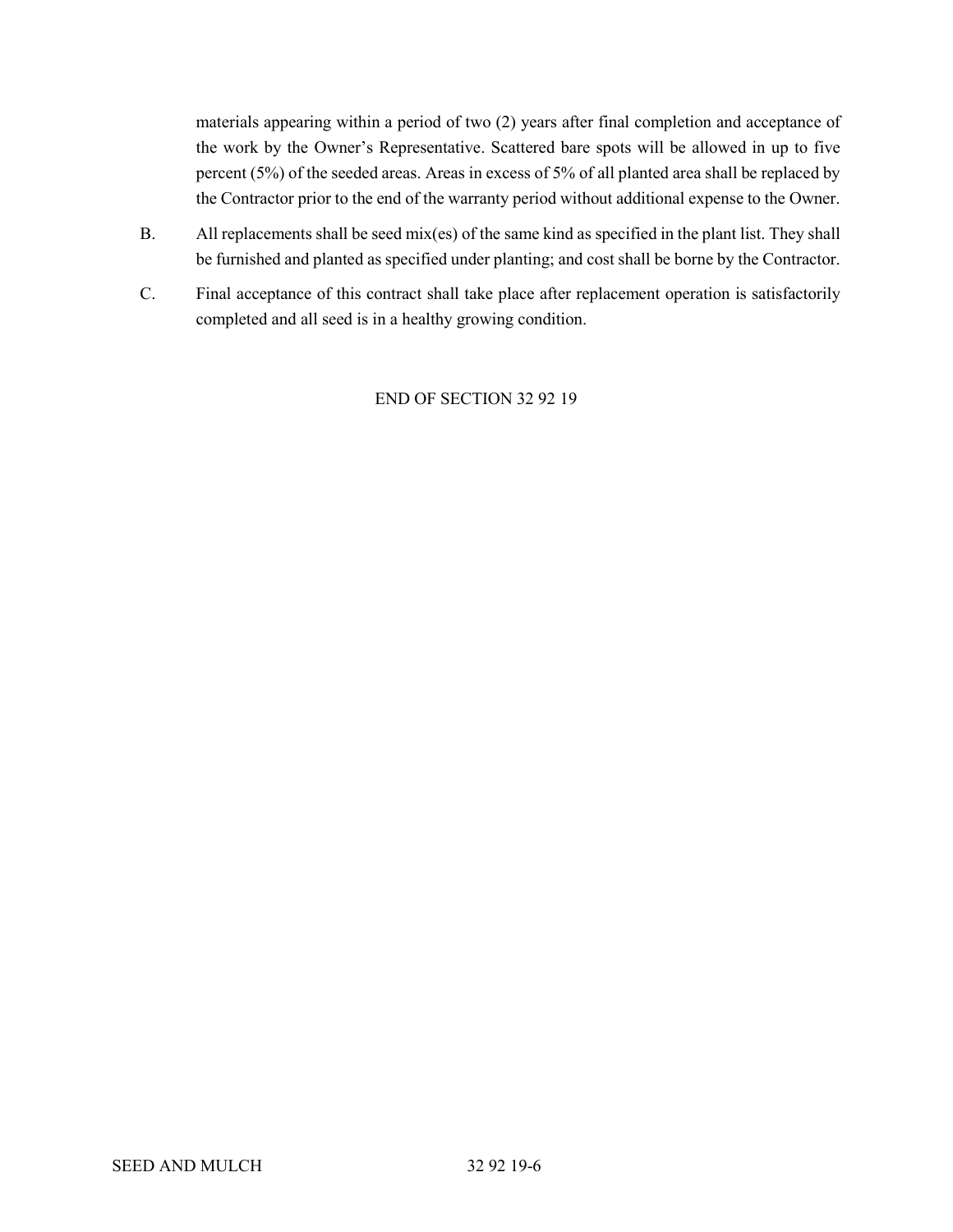materials appearing within a period of two (2) years after final completion and acceptance of the work by the Owner's Representative. Scattered bare spots will be allowed in up to five percent (5%) of the seeded areas. Areas in excess of 5% of all planted area shall be replaced by the Contractor prior to the end of the warranty period without additional expense to the Owner.

B. All replacements shall be seed mix(es) of the same kind as specified in the plant list. They shall be furnished and planted as specified under planting; and cost shall be borne by the Contractor.

C. Final acceptance of this contract shall take place after replacement operation is satisfactorily completed and all seed is in a healthy growing condition.

END OF SECTION 32 92 19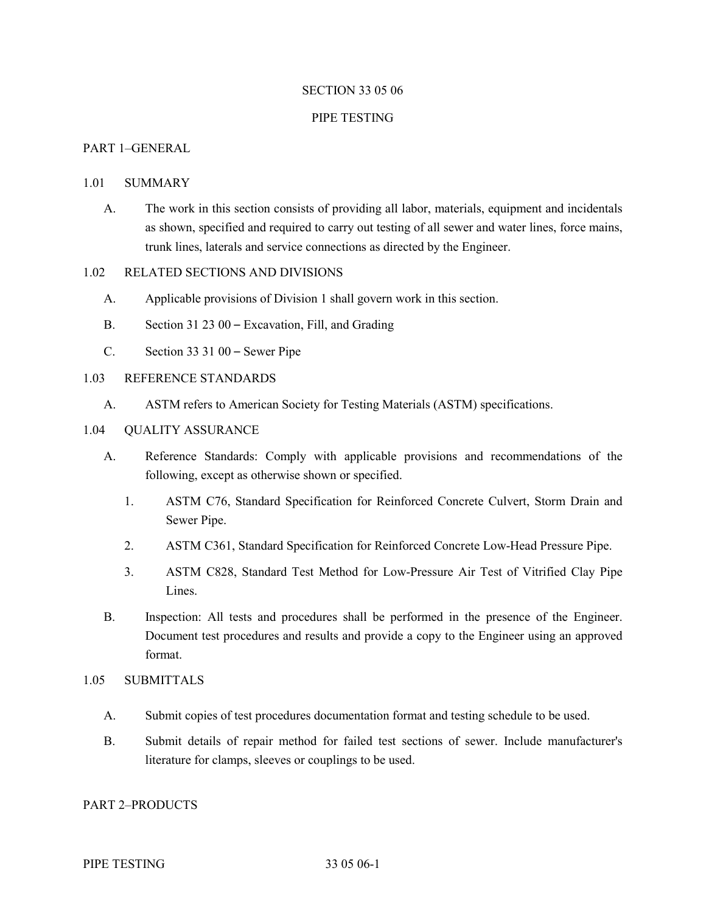# SECTION 33 05 06

# PIPE TESTING

## PART 1–GENERAL

### 1.01 SUMMARY

A. The work in this section consists of providing all labor, materials, equipment and incidentals as shown, specified and required to carry out testing of all sewer and water lines, force mains, trunk lines, laterals and service connections as directed by the Engineer.

### 1.02 RELATED SECTIONS AND DIVISIONS

A. Applicable provisions of Division 1 shall govern work in this section.

B. Section 31 23 00 – Excavation, Fill, and Grading

C. Section 33 31 00 – Sewer Pipe

### 1.03 REFERENCE STANDARDS

A. ASTM refers to American Society for Testing Materials (ASTM) specifications.

### 1.04 QUALITY ASSURANCE

A. Reference Standards: Comply with applicable provisions and recommendations of the following, except as otherwise shown or specified.

1. ASTM C76, Standard Specification for Reinforced Concrete Culvert, Storm Drain and Sewer Pipe.

2. ASTM C361, Standard Specification for Reinforced Concrete Low-Head Pressure Pipe.

3. ASTM C828, Standard Test Method for Low-Pressure Air Test of Vitrified Clay Pipe Lines.

B. Inspection: All tests and procedures shall be performed in the presence of the Engineer. Document test procedures and results and provide a copy to the Engineer using an approved format.

### 1.05 SUBMITTALS

A. Submit copies of test procedures documentation format and testing schedule to be used.

B. Submit details of repair method for failed test sections of sewer. Include manufacturer's literature for clamps, sleeves or couplings to be used.

## PART 2–PRODUCTS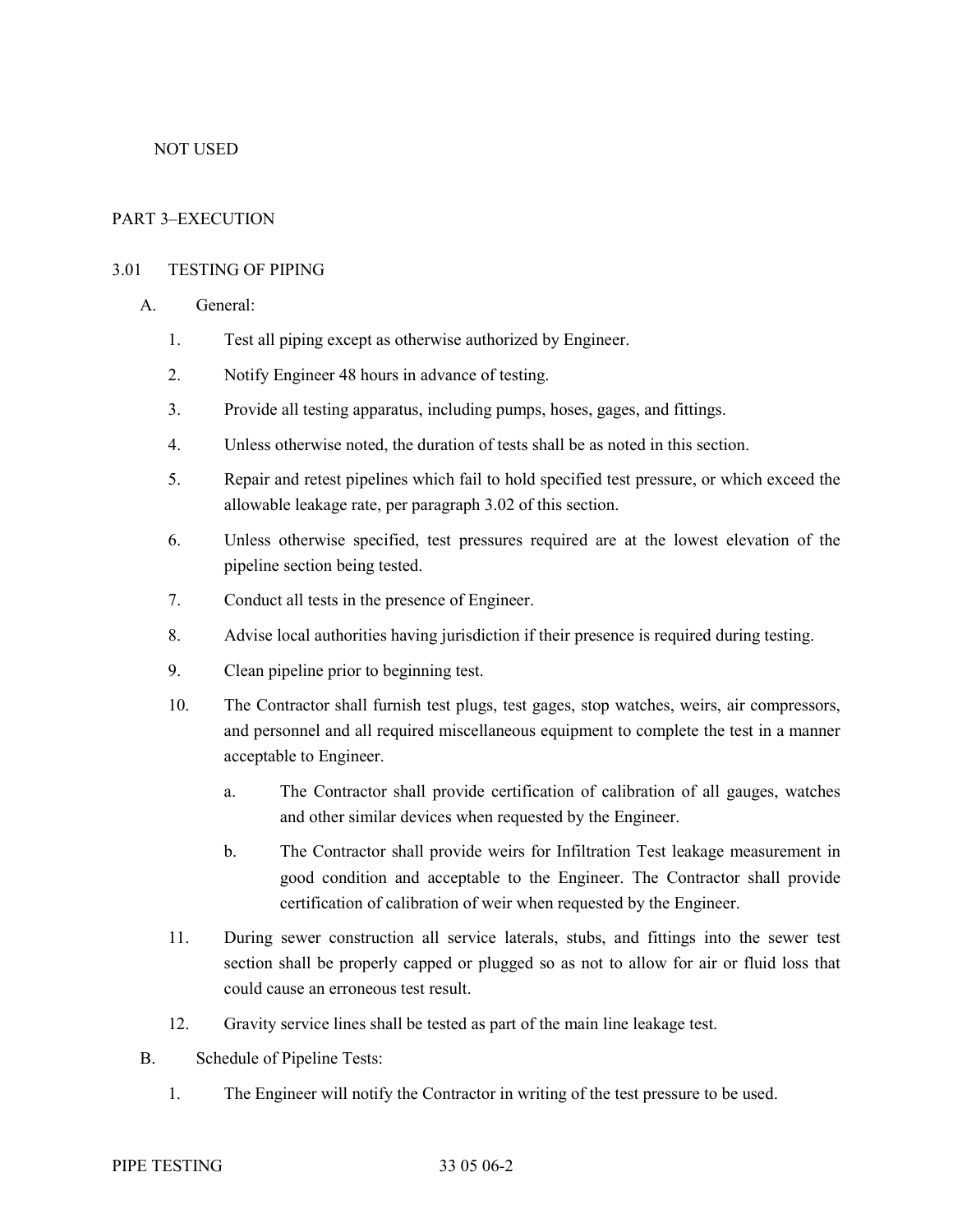NOT USED

## PART 3–EXECUTION

### 3.01 TESTING OF PIPING

A. General:

1. Test all piping except as otherwise authorized by Engineer.
2. Notify Engineer 48 hours in advance of testing.
3. Provide all testing apparatus, including pumps, hoses, gages, and fittings.
4. Unless otherwise noted, the duration of tests shall be as noted in this section.
5. Repair and retest pipelines which fail to hold specified test pressure, or which exceed the allowable leakage rate, per paragraph 3.02 of this section.
6. Unless otherwise specified, test pressures required are at the lowest elevation of the pipeline section being tested.
7. Conduct all tests in the presence of Engineer.
8. Advise local authorities having jurisdiction if their presence is required during testing.
9. Clean pipeline prior to beginning test.
10. The Contractor shall furnish test plugs, test gages, stop watches, weirs, air compressors, and personnel and all required miscellaneous equipment to complete the test in a manner acceptable to Engineer.
    a. The Contractor shall provide certification of calibration of all gauges, watches and other similar devices when requested by the Engineer.
    b. The Contractor shall provide weirs for Infiltration Test leakage measurement in good condition and acceptable to the Engineer. The Contractor shall provide certification of calibration of weir when requested by the Engineer.
11. During sewer construction all service laterals, stubs, and fittings into the sewer test section shall be properly capped or plugged so as not to allow for air or fluid loss that could cause an erroneous test result.
12. Gravity service lines shall be tested as part of the main line leakage test.

B. Schedule of Pipeline Tests:

1. The Engineer will notify the Contractor in writing of the test pressure to be used.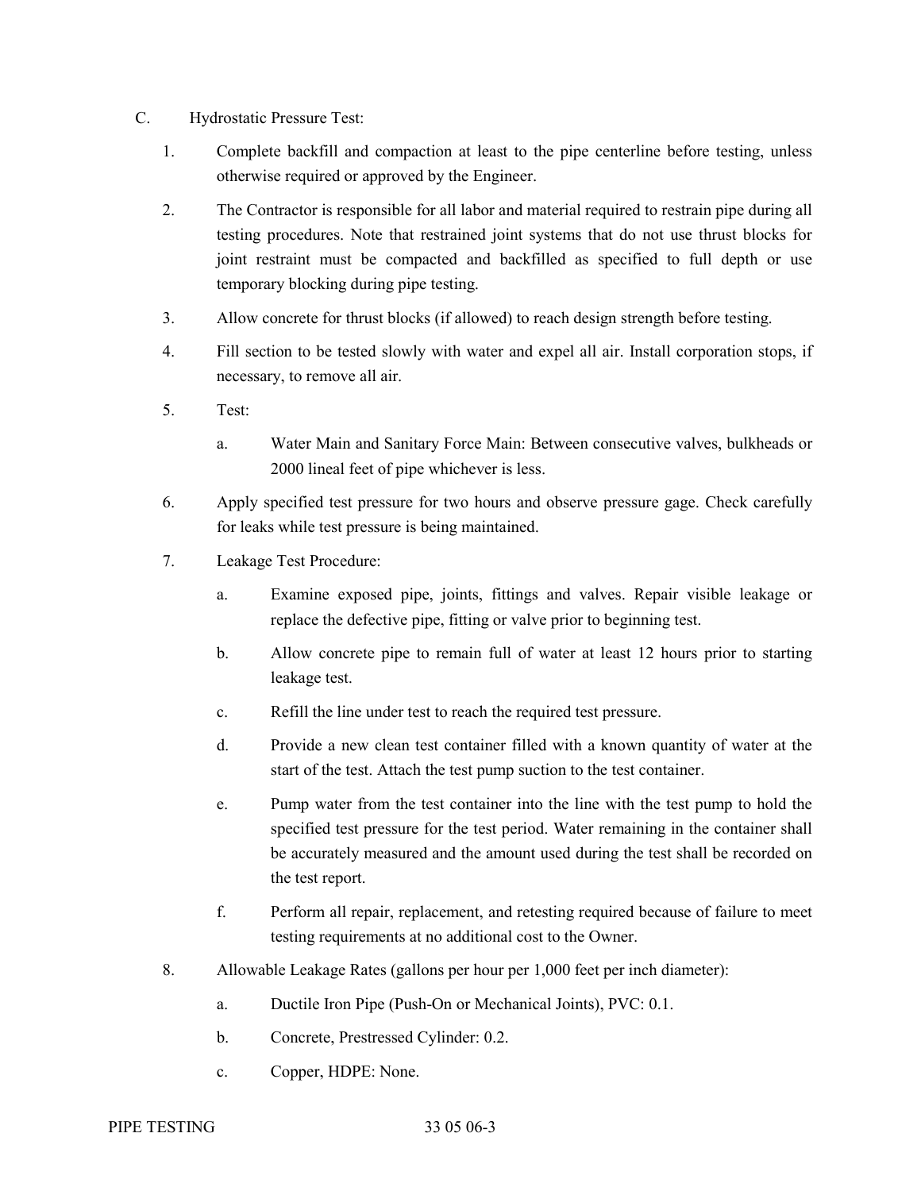C. Hydrostatic Pressure Test:

1. Complete backfill and compaction at least to the pipe centerline before testing, unless otherwise required or approved by the Engineer.

2. The Contractor is responsible for all labor and material required to restrain pipe during all testing procedures. Note that restrained joint systems that do not use thrust blocks for joint restraint must be compacted and backfilled as specified to full depth or use temporary blocking during pipe testing.

3. Allow concrete for thrust blocks (if allowed) to reach design strength before testing.

4. Fill section to be tested slowly with water and expel all air. Install corporation stops, if necessary, to remove all air.

5. Test:

   a. Water Main and Sanitary Force Main: Between consecutive valves, bulkheads or 2000 lineal feet of pipe whichever is less.

6. Apply specified test pressure for two hours and observe pressure gage. Check carefully for leaks while test pressure is being maintained.

7. Leakage Test Procedure:

   a. Examine exposed pipe, joints, fittings and valves. Repair visible leakage or replace the defective pipe, fitting or valve prior to beginning test.

   b. Allow concrete pipe to remain full of water at least 12 hours prior to starting leakage test.

   c. Refill the line under test to reach the required test pressure.

   d. Provide a new clean test container filled with a known quantity of water at the start of the test. Attach the test pump suction to the test container.

   e. Pump water from the test container into the line with the test pump to hold the specified test pressure for the test period. Water remaining in the container shall be accurately measured and the amount used during the test shall be recorded on the test report.

   f. Perform all repair, replacement, and retesting required because of failure to meet testing requirements at no additional cost to the Owner.

8. Allowable Leakage Rates (gallons per hour per 1,000 feet per inch diameter):

   a. Ductile Iron Pipe (Push-On or Mechanical Joints), PVC: 0.1.

   b. Concrete, Prestressed Cylinder: 0.2.

   c. Copper, HDPE: None.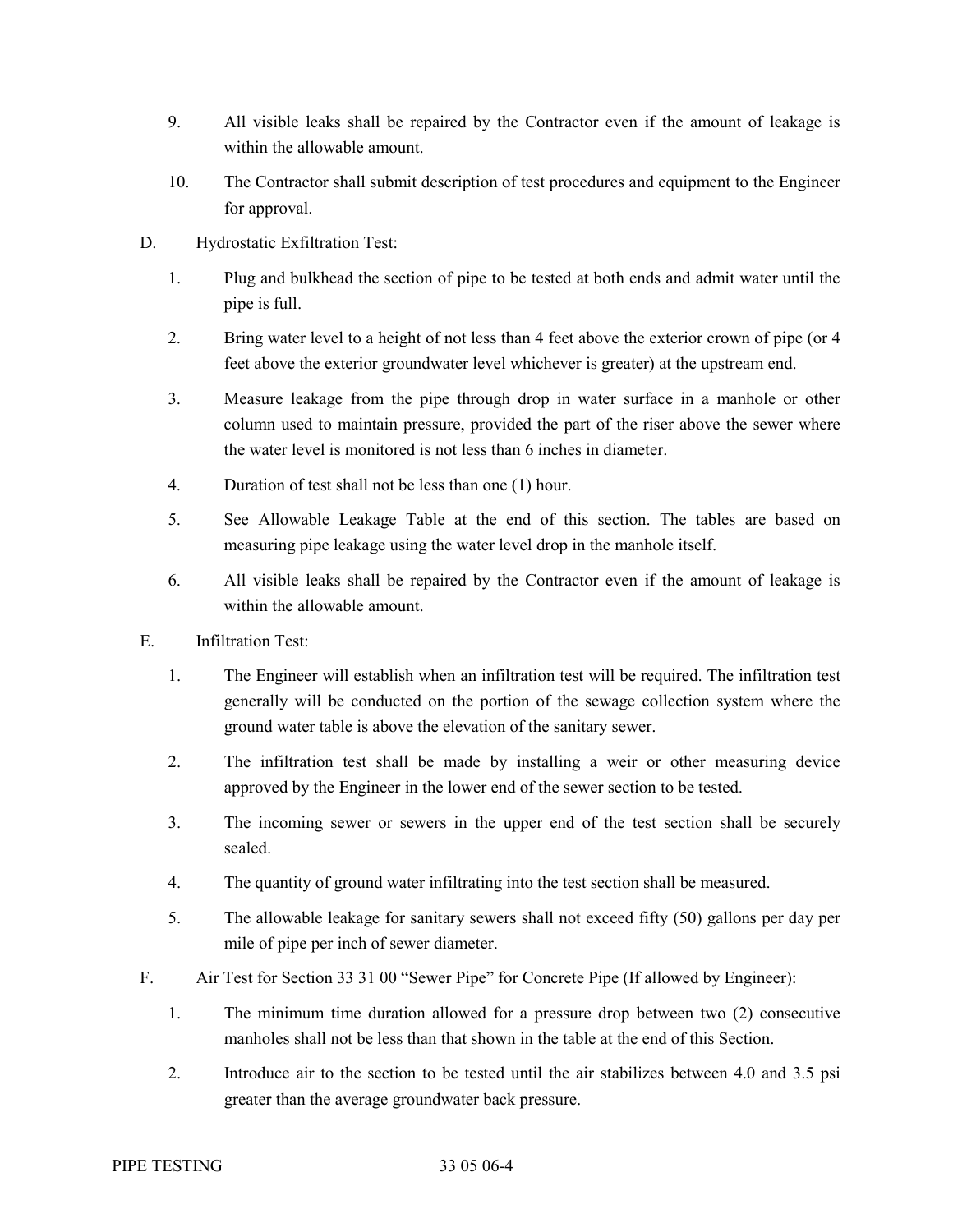9. All visible leaks shall be repaired by the Contractor even if the amount of leakage is within the allowable amount.

10. The Contractor shall submit description of test procedures and equipment to the Engineer for approval.

D. Hydrostatic Exfiltration Test:

1. Plug and bulkhead the section of pipe to be tested at both ends and admit water until the pipe is full.

2. Bring water level to a height of not less than 4 feet above the exterior crown of pipe (or 4 feet above the exterior groundwater level whichever is greater) at the upstream end.

3. Measure leakage from the pipe through drop in water surface in a manhole or other column used to maintain pressure, provided the part of the riser above the sewer where the water level is monitored is not less than 6 inches in diameter.

4. Duration of test shall not be less than one (1) hour.

5. See Allowable Leakage Table at the end of this section. The tables are based on measuring pipe leakage using the water level drop in the manhole itself.

6. All visible leaks shall be repaired by the Contractor even if the amount of leakage is within the allowable amount.

E. Infiltration Test:

1. The Engineer will establish when an infiltration test will be required. The infiltration test generally will be conducted on the portion of the sewage collection system where the ground water table is above the elevation of the sanitary sewer.

2. The infiltration test shall be made by installing a weir or other measuring device approved by the Engineer in the lower end of the sewer section to be tested.

3. The incoming sewer or sewers in the upper end of the test section shall be securely sealed.

4. The quantity of ground water infiltrating into the test section shall be measured.

5. The allowable leakage for sanitary sewers shall not exceed fifty (50) gallons per day per mile of pipe per inch of sewer diameter.

F. Air Test for Section 33 31 00 "Sewer Pipe" for Concrete Pipe (If allowed by Engineer):

1. The minimum time duration allowed for a pressure drop between two (2) consecutive manholes shall not be less than that shown in the table at the end of this Section.

2. Introduce air to the section to be tested until the air stabilizes between 4.0 and 3.5 psi greater than the average groundwater back pressure.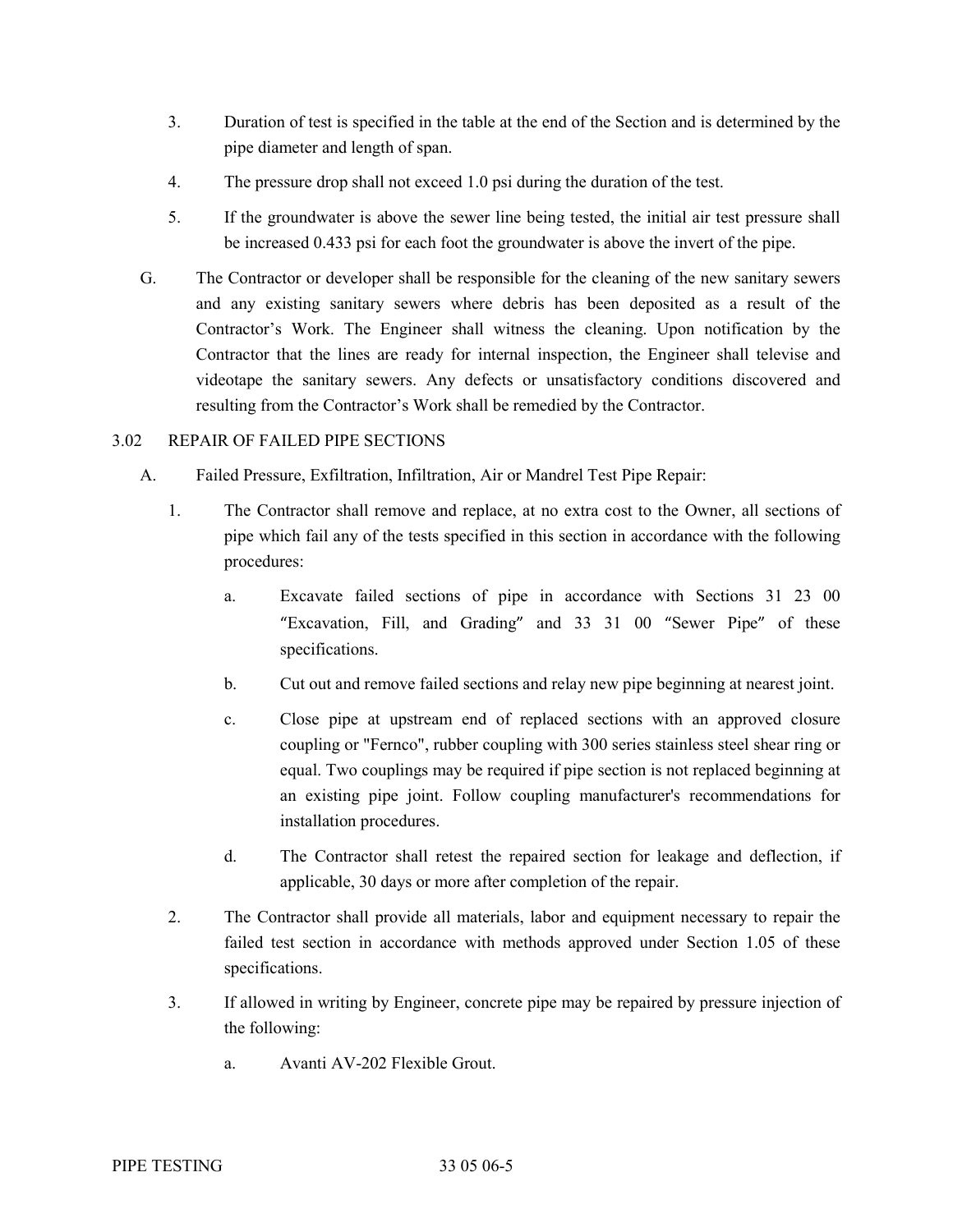3. Duration of test is specified in the table at the end of the Section and is determined by the pipe diameter and length of span.

4. The pressure drop shall not exceed 1.0 psi during the duration of the test.

5. If the groundwater is above the sewer line being tested, the initial air test pressure shall be increased 0.433 psi for each foot the groundwater is above the invert of the pipe.

G. The Contractor or developer shall be responsible for the cleaning of the new sanitary sewers and any existing sanitary sewers where debris has been deposited as a result of the Contractor's Work. The Engineer shall witness the cleaning. Upon notification by the Contractor that the lines are ready for internal inspection, the Engineer shall televise and videotape the sanitary sewers. Any defects or unsatisfactory conditions discovered and resulting from the Contractor's Work shall be remedied by the Contractor.

3.02 REPAIR OF FAILED PIPE SECTIONS

A. Failed Pressure, Exfiltration, Infiltration, Air or Mandrel Test Pipe Repair:

1. The Contractor shall remove and replace, at no extra cost to the Owner, all sections of pipe which fail any of the tests specified in this section in accordance with the following procedures:

   a. Excavate failed sections of pipe in accordance with Sections 31 23 00 "Excavation, Fill, and Grading" and 33 31 00 "Sewer Pipe" of these specifications.

   b. Cut out and remove failed sections and relay new pipe beginning at nearest joint.

   c. Close pipe at upstream end of replaced sections with an approved closure coupling or "Fernco", rubber coupling with 300 series stainless steel shear ring or equal. Two couplings may be required if pipe section is not replaced beginning at an existing pipe joint. Follow coupling manufacturer's recommendations for installation procedures.

   d. The Contractor shall retest the repaired section for leakage and deflection, if applicable, 30 days or more after completion of the repair.

2. The Contractor shall provide all materials, labor and equipment necessary to repair the failed test section in accordance with methods approved under Section 1.05 of these specifications.

3. If allowed in writing by Engineer, concrete pipe may be repaired by pressure injection of the following:

   a. Avanti AV-202 Flexible Grout.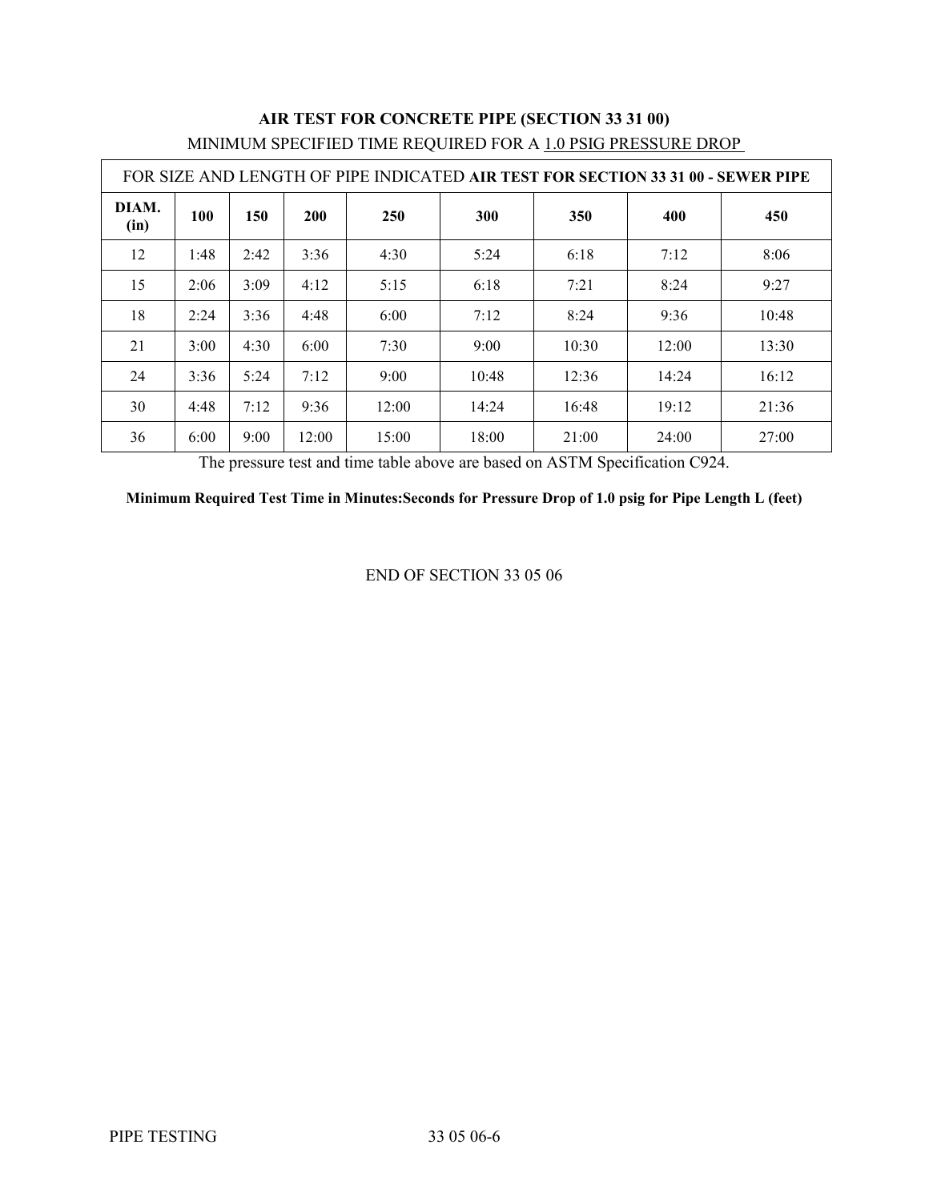**AIR TEST FOR CONCRETE PIPE (SECTION 33 31 00)**

MINIMUM SPECIFIED TIME REQUIRED FOR A 1.0 PSIG PRESSURE DROP

| FOR SIZE AND LENGTH OF PIPE INDICATED **AIR TEST FOR SECTION 33 31 00 - SEWER PIPE** | | | | | | | | |
|---|---|---|---|---|---|---|---|---|
| **DIAM. (in)** | **100** | **150** | **200** | **250** | **300** | **350** | **400** | **450** |
| 12 | 1:48 | 2:42 | 3:36 | 4:30 | 5:24 | 6:18 | 7:12 | 8:06 |
| 15 | 2:06 | 3:09 | 4:12 | 5:15 | 6:18 | 7:21 | 8:24 | 9:27 |
| 18 | 2:24 | 3:36 | 4:48 | 6:00 | 7:12 | 8:24 | 9:36 | 10:48 |
| 21 | 3:00 | 4:30 | 6:00 | 7:30 | 9:00 | 10:30 | 12:00 | 13:30 |
| 24 | 3:36 | 5:24 | 7:12 | 9:00 | 10:48 | 12:36 | 14:24 | 16:12 |
| 30 | 4:48 | 7:12 | 9:36 | 12:00 | 14:24 | 16:48 | 19:12 | 21:36 |
| 36 | 6:00 | 9:00 | 12:00 | 15:00 | 18:00 | 21:00 | 24:00 | 27:00 |

The pressure test and time table above are based on ASTM Specification C924.

**Minimum Required Test Time in Minutes:Seconds for Pressure Drop of 1.0 psig for Pipe Length L (feet)**

END OF SECTION 33 05 06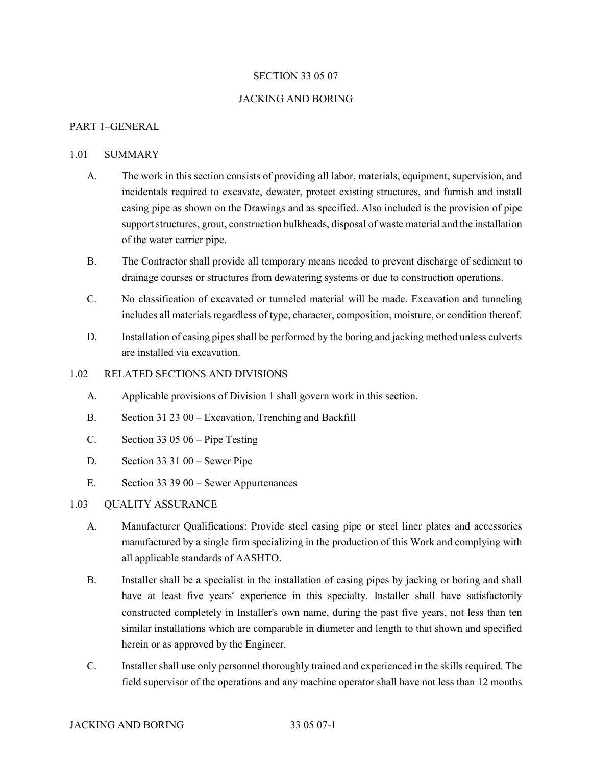# SECTION 33 05 07

# JACKING AND BORING

## PART 1–GENERAL

### 1.01 SUMMARY

A. The work in this section consists of providing all labor, materials, equipment, supervision, and incidentals required to excavate, dewater, protect existing structures, and furnish and install casing pipe as shown on the Drawings and as specified. Also included is the provision of pipe support structures, grout, construction bulkheads, disposal of waste material and the installation of the water carrier pipe.

B. The Contractor shall provide all temporary means needed to prevent discharge of sediment to drainage courses or structures from dewatering systems or due to construction operations.

C. No classification of excavated or tunneled material will be made. Excavation and tunneling includes all materials regardless of type, character, composition, moisture, or condition thereof.

D. Installation of casing pipes shall be performed by the boring and jacking method unless culverts are installed via excavation.

### 1.02 RELATED SECTIONS AND DIVISIONS

A. Applicable provisions of Division 1 shall govern work in this section.

B. Section 31 23 00 – Excavation, Trenching and Backfill

C. Section 33 05 06 – Pipe Testing

D. Section 33 31 00 – Sewer Pipe

E. Section 33 39 00 – Sewer Appurtenances

### 1.03 QUALITY ASSURANCE

A. Manufacturer Qualifications: Provide steel casing pipe or steel liner plates and accessories manufactured by a single firm specializing in the production of this Work and complying with all applicable standards of AASHTO.

B. Installer shall be a specialist in the installation of casing pipes by jacking or boring and shall have at least five years′ experience in this specialty. Installer shall have satisfactorily constructed completely in Installer's own name, during the past five years, not less than ten similar installations which are comparable in diameter and length to that shown and specified herein or as approved by the Engineer.

C. Installer shall use only personnel thoroughly trained and experienced in the skills required. The field supervisor of the operations and any machine operator shall have not less than 12 months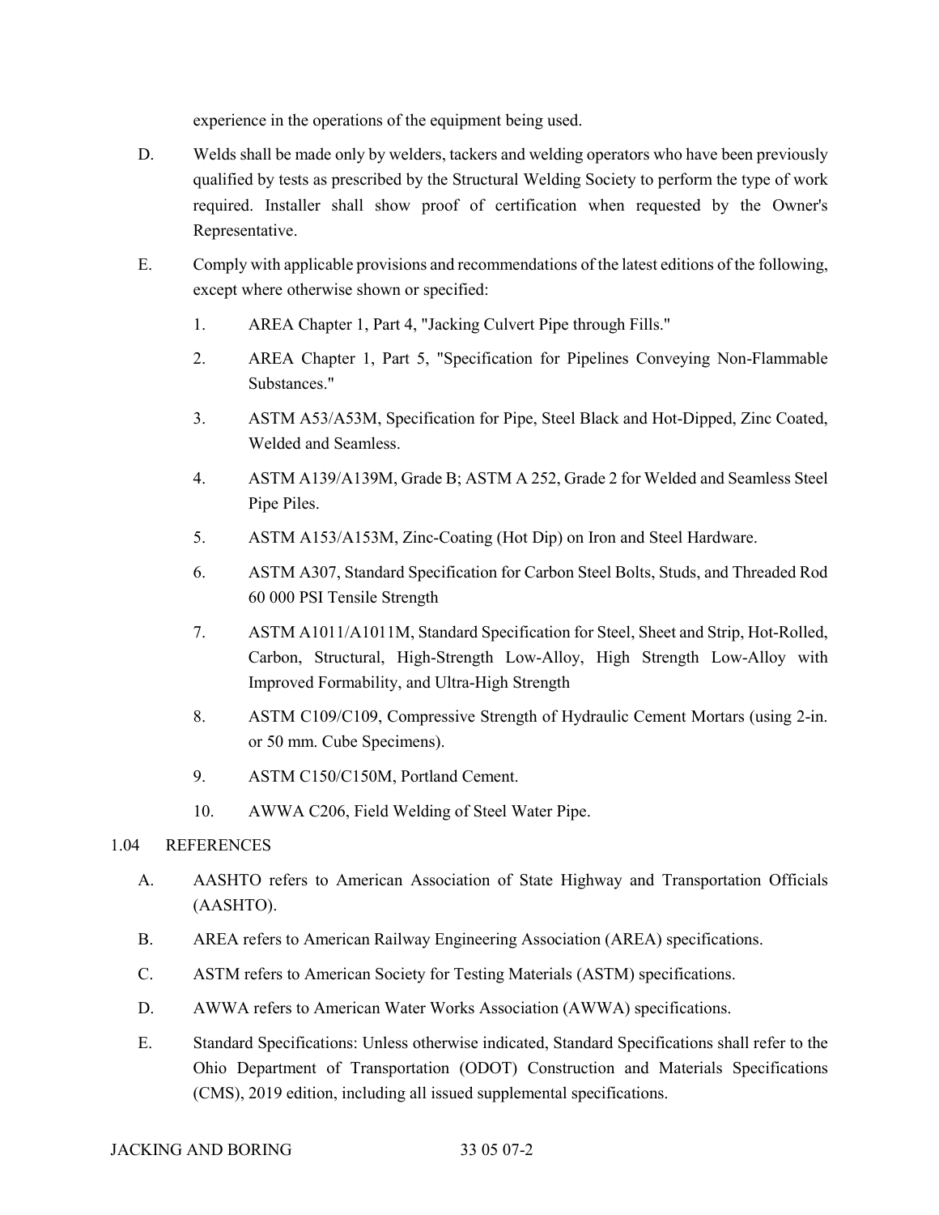experience in the operations of the equipment being used.

D. Welds shall be made only by welders, tackers and welding operators who have been previously qualified by tests as prescribed by the Structural Welding Society to perform the type of work required. Installer shall show proof of certification when requested by the Owner's Representative.

E. Comply with applicable provisions and recommendations of the latest editions of the following, except where otherwise shown or specified:

1. AREA Chapter 1, Part 4, "Jacking Culvert Pipe through Fills."
2. AREA Chapter 1, Part 5, "Specification for Pipelines Conveying Non-Flammable Substances."
3. ASTM A53/A53M, Specification for Pipe, Steel Black and Hot-Dipped, Zinc Coated, Welded and Seamless.
4. ASTM A139/A139M, Grade B; ASTM A 252, Grade 2 for Welded and Seamless Steel Pipe Piles.
5. ASTM A153/A153M, Zinc-Coating (Hot Dip) on Iron and Steel Hardware.
6. ASTM A307, Standard Specification for Carbon Steel Bolts, Studs, and Threaded Rod 60 000 PSI Tensile Strength
7. ASTM A1011/A1011M, Standard Specification for Steel, Sheet and Strip, Hot-Rolled, Carbon, Structural, High-Strength Low-Alloy, High Strength Low-Alloy with Improved Formability, and Ultra-High Strength
8. ASTM C109/C109, Compressive Strength of Hydraulic Cement Mortars (using 2-in. or 50 mm. Cube Specimens).
9. ASTM C150/C150M, Portland Cement.
10. AWWA C206, Field Welding of Steel Water Pipe.

1.04 REFERENCES

A. AASHTO refers to American Association of State Highway and Transportation Officials (AASHTO).

B. AREA refers to American Railway Engineering Association (AREA) specifications.

C. ASTM refers to American Society for Testing Materials (ASTM) specifications.

D. AWWA refers to American Water Works Association (AWWA) specifications.

E. Standard Specifications: Unless otherwise indicated, Standard Specifications shall refer to the Ohio Department of Transportation (ODOT) Construction and Materials Specifications (CMS), 2019 edition, including all issued supplemental specifications.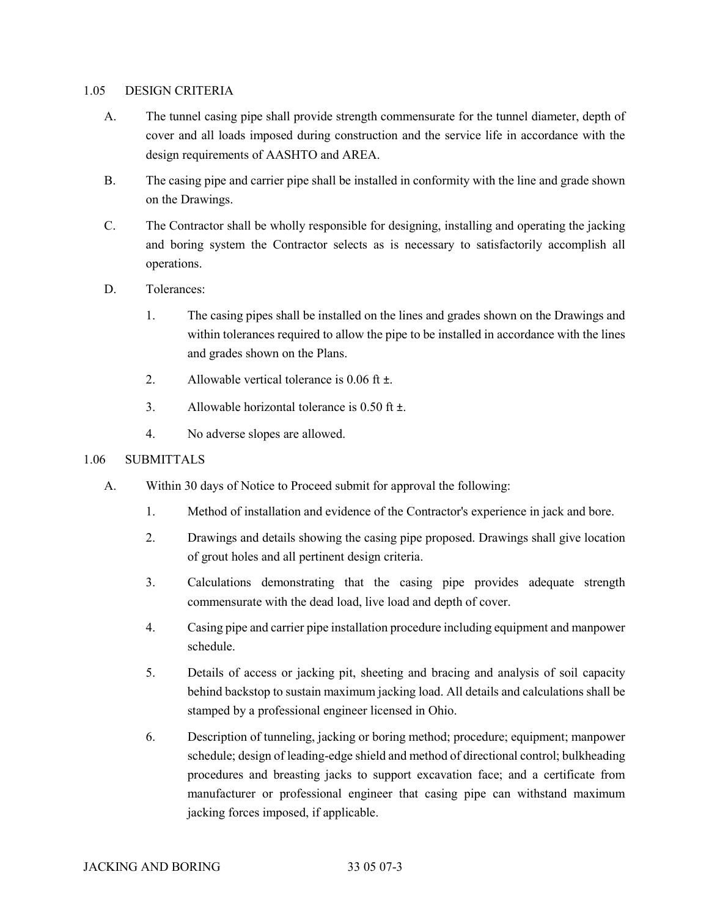## 1.05 DESIGN CRITERIA

A. The tunnel casing pipe shall provide strength commensurate for the tunnel diameter, depth of cover and all loads imposed during construction and the service life in accordance with the design requirements of AASHTO and AREA.

B. The casing pipe and carrier pipe shall be installed in conformity with the line and grade shown on the Drawings.

C. The Contractor shall be wholly responsible for designing, installing and operating the jacking and boring system the Contractor selects as is necessary to satisfactorily accomplish all operations.

D. Tolerances:

1. The casing pipes shall be installed on the lines and grades shown on the Drawings and within tolerances required to allow the pipe to be installed in accordance with the lines and grades shown on the Plans.
2. Allowable vertical tolerance is 0.06 ft ±.
3. Allowable horizontal tolerance is 0.50 ft ±.
4. No adverse slopes are allowed.

## 1.06 SUBMITTALS

A. Within 30 days of Notice to Proceed submit for approval the following:

1. Method of installation and evidence of the Contractor's experience in jack and bore.
2. Drawings and details showing the casing pipe proposed. Drawings shall give location of grout holes and all pertinent design criteria.
3. Calculations demonstrating that the casing pipe provides adequate strength commensurate with the dead load, live load and depth of cover.
4. Casing pipe and carrier pipe installation procedure including equipment and manpower schedule.
5. Details of access or jacking pit, sheeting and bracing and analysis of soil capacity behind backstop to sustain maximum jacking load. All details and calculations shall be stamped by a professional engineer licensed in Ohio.
6. Description of tunneling, jacking or boring method; procedure; equipment; manpower schedule; design of leading-edge shield and method of directional control; bulkheading procedures and breasting jacks to support excavation face; and a certificate from manufacturer or professional engineer that casing pipe can withstand maximum jacking forces imposed, if applicable.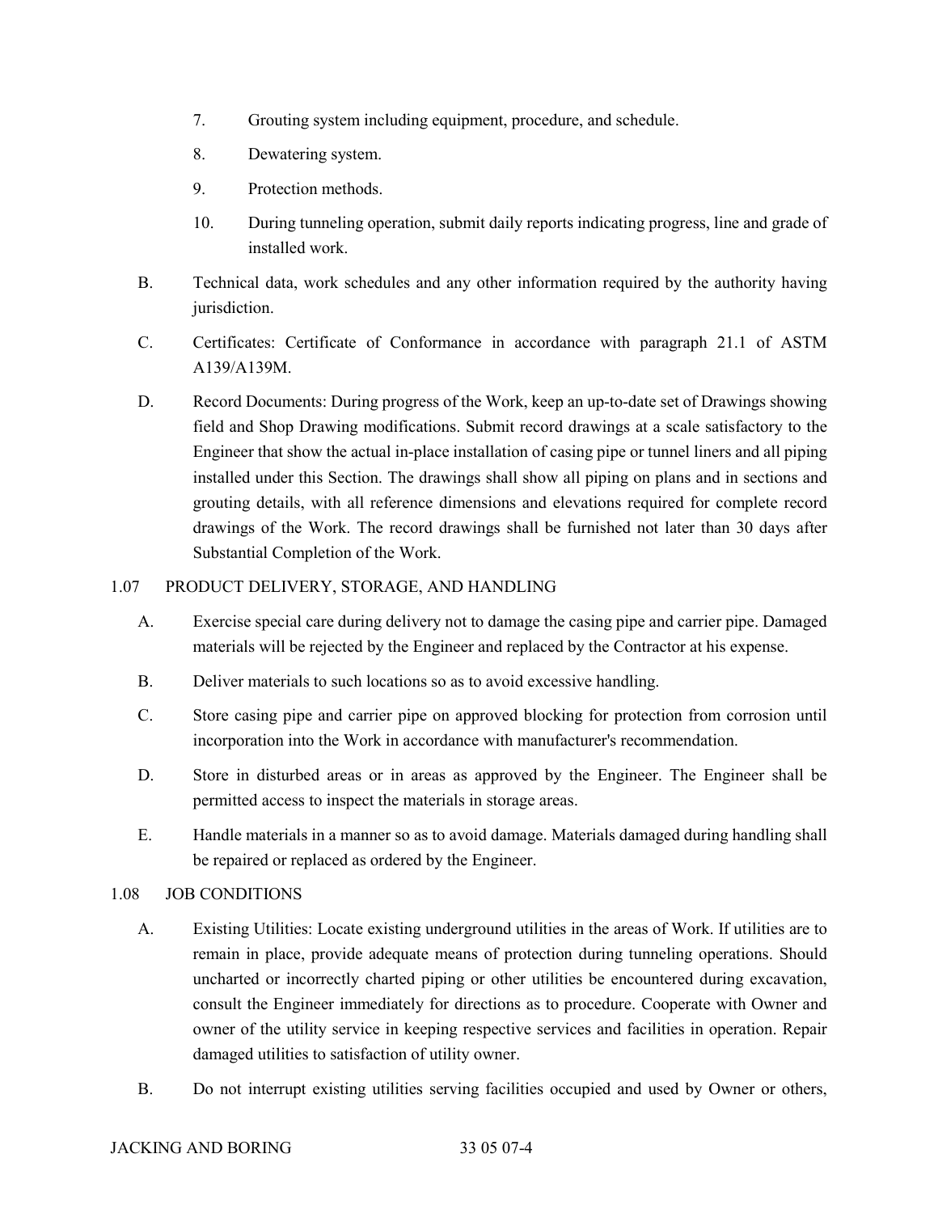7. Grouting system including equipment, procedure, and schedule.

8. Dewatering system.

9. Protection methods.

10. During tunneling operation, submit daily reports indicating progress, line and grade of installed work.

B. Technical data, work schedules and any other information required by the authority having jurisdiction.

C. Certificates: Certificate of Conformance in accordance with paragraph 21.1 of ASTM A139/A139M.

D. Record Documents: During progress of the Work, keep an up-to-date set of Drawings showing field and Shop Drawing modifications. Submit record drawings at a scale satisfactory to the Engineer that show the actual in-place installation of casing pipe or tunnel liners and all piping installed under this Section. The drawings shall show all piping on plans and in sections and grouting details, with all reference dimensions and elevations required for complete record drawings of the Work. The record drawings shall be furnished not later than 30 days after Substantial Completion of the Work.

## 1.07 PRODUCT DELIVERY, STORAGE, AND HANDLING

A. Exercise special care during delivery not to damage the casing pipe and carrier pipe. Damaged materials will be rejected by the Engineer and replaced by the Contractor at his expense.

B. Deliver materials to such locations so as to avoid excessive handling.

C. Store casing pipe and carrier pipe on approved blocking for protection from corrosion until incorporation into the Work in accordance with manufacturer's recommendation.

D. Store in disturbed areas or in areas as approved by the Engineer. The Engineer shall be permitted access to inspect the materials in storage areas.

E. Handle materials in a manner so as to avoid damage. Materials damaged during handling shall be repaired or replaced as ordered by the Engineer.

## 1.08 JOB CONDITIONS

A. Existing Utilities: Locate existing underground utilities in the areas of Work. If utilities are to remain in place, provide adequate means of protection during tunneling operations. Should uncharted or incorrectly charted piping or other utilities be encountered during excavation, consult the Engineer immediately for directions as to procedure. Cooperate with Owner and owner of the utility service in keeping respective services and facilities in operation. Repair damaged utilities to satisfaction of utility owner.

B. Do not interrupt existing utilities serving facilities occupied and used by Owner or others,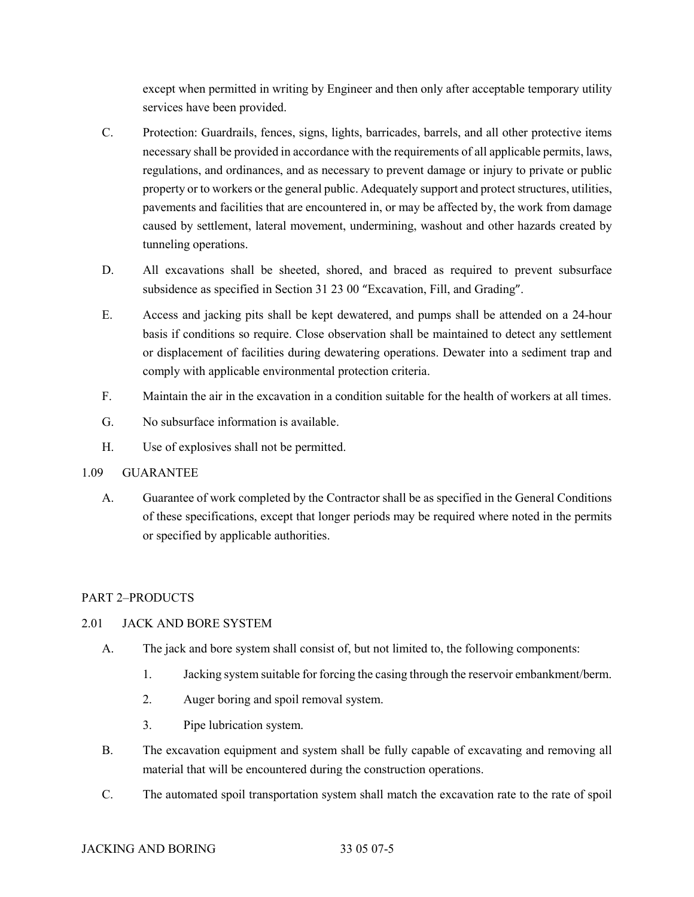except when permitted in writing by Engineer and then only after acceptable temporary utility services have been provided.

C. Protection: Guardrails, fences, signs, lights, barricades, barrels, and all other protective items necessary shall be provided in accordance with the requirements of all applicable permits, laws, regulations, and ordinances, and as necessary to prevent damage or injury to private or public property or to workers or the general public. Adequately support and protect structures, utilities, pavements and facilities that are encountered in, or may be affected by, the work from damage caused by settlement, lateral movement, undermining, washout and other hazards created by tunneling operations.

D. All excavations shall be sheeted, shored, and braced as required to prevent subsurface subsidence as specified in Section 31 23 00 "Excavation, Fill, and Grading".

E. Access and jacking pits shall be kept dewatered, and pumps shall be attended on a 24-hour basis if conditions so require. Close observation shall be maintained to detect any settlement or displacement of facilities during dewatering operations. Dewater into a sediment trap and comply with applicable environmental protection criteria.

F. Maintain the air in the excavation in a condition suitable for the health of workers at all times.

G. No subsurface information is available.

H. Use of explosives shall not be permitted.

1.09 GUARANTEE

A. Guarantee of work completed by the Contractor shall be as specified in the General Conditions of these specifications, except that longer periods may be required where noted in the permits or specified by applicable authorities.

## PART 2–PRODUCTS

2.01 JACK AND BORE SYSTEM

A. The jack and bore system shall consist of, but not limited to, the following components:

1. Jacking system suitable for forcing the casing through the reservoir embankment/berm.
2. Auger boring and spoil removal system.
3. Pipe lubrication system.

B. The excavation equipment and system shall be fully capable of excavating and removing all material that will be encountered during the construction operations.

C. The automated spoil transportation system shall match the excavation rate to the rate of spoil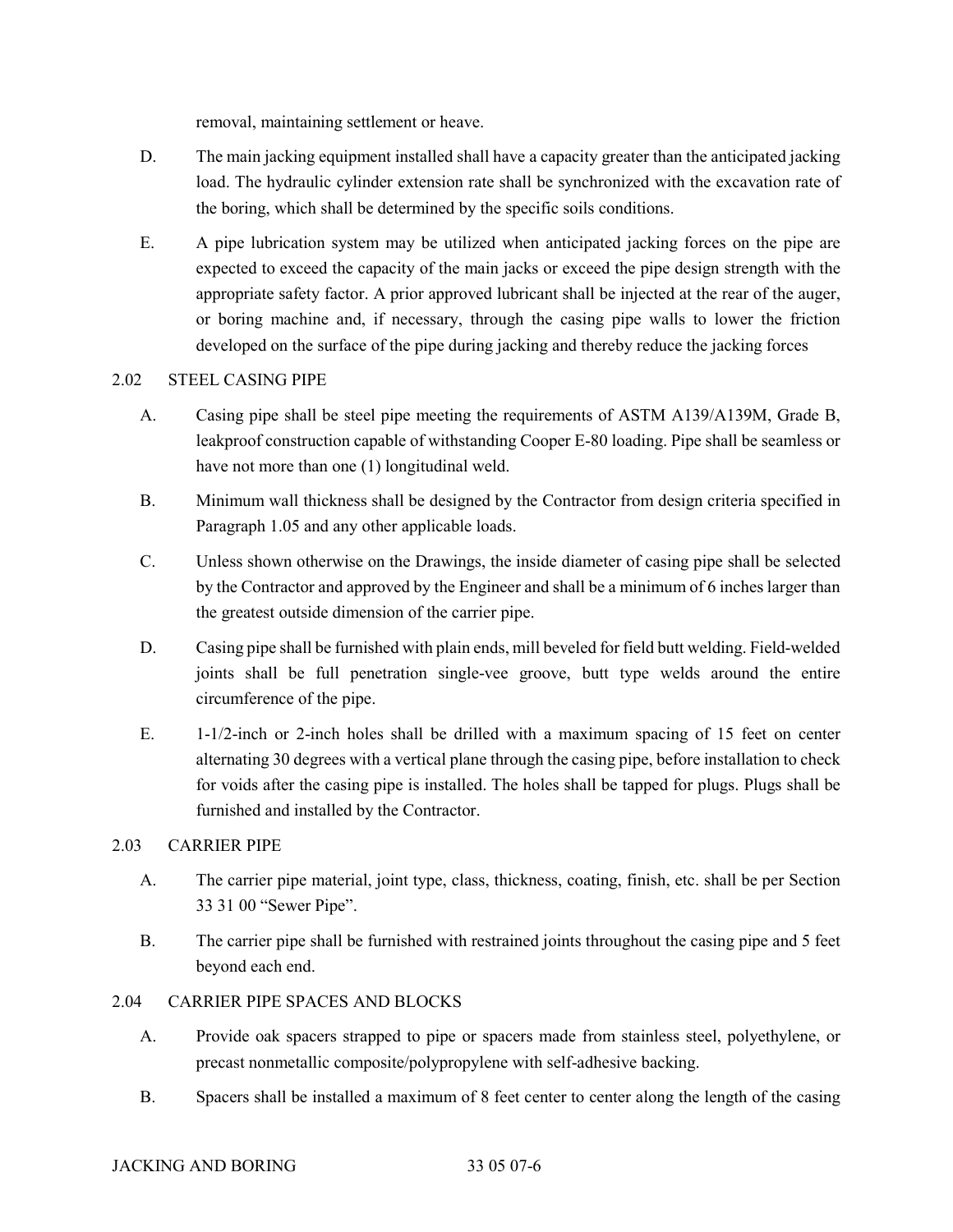removal, maintaining settlement or heave.

D. The main jacking equipment installed shall have a capacity greater than the anticipated jacking load. The hydraulic cylinder extension rate shall be synchronized with the excavation rate of the boring, which shall be determined by the specific soils conditions.

E. A pipe lubrication system may be utilized when anticipated jacking forces on the pipe are expected to exceed the capacity of the main jacks or exceed the pipe design strength with the appropriate safety factor. A prior approved lubricant shall be injected at the rear of the auger, or boring machine and, if necessary, through the casing pipe walls to lower the friction developed on the surface of the pipe during jacking and thereby reduce the jacking forces

## 2.02 STEEL CASING PIPE

A. Casing pipe shall be steel pipe meeting the requirements of ASTM A139/A139M, Grade B, leakproof construction capable of withstanding Cooper E-80 loading. Pipe shall be seamless or have not more than one (1) longitudinal weld.

B. Minimum wall thickness shall be designed by the Contractor from design criteria specified in Paragraph 1.05 and any other applicable loads.

C. Unless shown otherwise on the Drawings, the inside diameter of casing pipe shall be selected by the Contractor and approved by the Engineer and shall be a minimum of 6 inches larger than the greatest outside dimension of the carrier pipe.

D. Casing pipe shall be furnished with plain ends, mill beveled for field butt welding. Field-welded joints shall be full penetration single-vee groove, butt type welds around the entire circumference of the pipe.

E. 1-1/2-inch or 2-inch holes shall be drilled with a maximum spacing of 15 feet on center alternating 30 degrees with a vertical plane through the casing pipe, before installation to check for voids after the casing pipe is installed. The holes shall be tapped for plugs. Plugs shall be furnished and installed by the Contractor.

## 2.03 CARRIER PIPE

A. The carrier pipe material, joint type, class, thickness, coating, finish, etc. shall be per Section 33 31 00 "Sewer Pipe".

B. The carrier pipe shall be furnished with restrained joints throughout the casing pipe and 5 feet beyond each end.

## 2.04 CARRIER PIPE SPACES AND BLOCKS

A. Provide oak spacers strapped to pipe or spacers made from stainless steel, polyethylene, or precast nonmetallic composite/polypropylene with self-adhesive backing.

B. Spacers shall be installed a maximum of 8 feet center to center along the length of the casing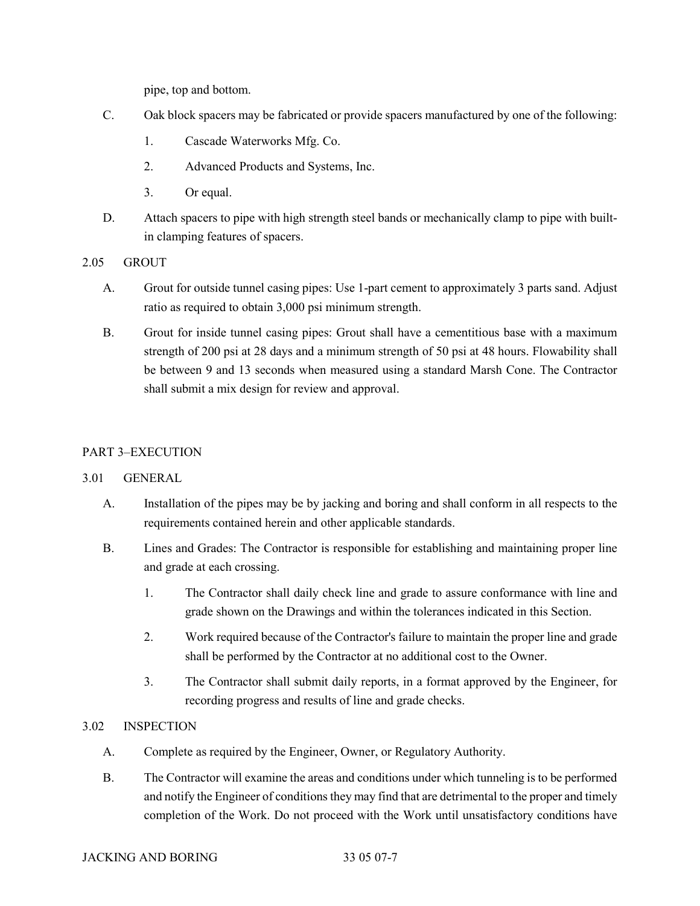pipe, top and bottom.

C. Oak block spacers may be fabricated or provide spacers manufactured by one of the following:

1. Cascade Waterworks Mfg. Co.
2. Advanced Products and Systems, Inc.
3. Or equal.

D. Attach spacers to pipe with high strength steel bands or mechanically clamp to pipe with built-in clamping features of spacers.

### 2.05 GROUT

A. Grout for outside tunnel casing pipes: Use 1-part cement to approximately 3 parts sand. Adjust ratio as required to obtain 3,000 psi minimum strength.

B. Grout for inside tunnel casing pipes: Grout shall have a cementitious base with a maximum strength of 200 psi at 28 days and a minimum strength of 50 psi at 48 hours. Flowability shall be between 9 and 13 seconds when measured using a standard Marsh Cone. The Contractor shall submit a mix design for review and approval.

## PART 3–EXECUTION

### 3.01 GENERAL

A. Installation of the pipes may be by jacking and boring and shall conform in all respects to the requirements contained herein and other applicable standards.

B. Lines and Grades: The Contractor is responsible for establishing and maintaining proper line and grade at each crossing.

1. The Contractor shall daily check line and grade to assure conformance with line and grade shown on the Drawings and within the tolerances indicated in this Section.
2. Work required because of the Contractor's failure to maintain the proper line and grade shall be performed by the Contractor at no additional cost to the Owner.
3. The Contractor shall submit daily reports, in a format approved by the Engineer, for recording progress and results of line and grade checks.

### 3.02 INSPECTION

A. Complete as required by the Engineer, Owner, or Regulatory Authority.

B. The Contractor will examine the areas and conditions under which tunneling is to be performed and notify the Engineer of conditions they may find that are detrimental to the proper and timely completion of the Work. Do not proceed with the Work until unsatisfactory conditions have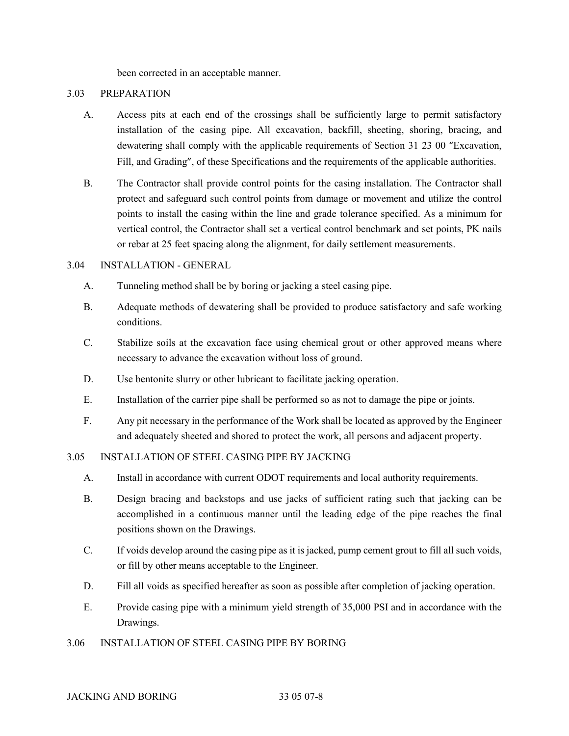been corrected in an acceptable manner.

## 3.03 PREPARATION

A. Access pits at each end of the crossings shall be sufficiently large to permit satisfactory installation of the casing pipe. All excavation, backfill, sheeting, shoring, bracing, and dewatering shall comply with the applicable requirements of Section 31 23 00 "Excavation, Fill, and Grading", of these Specifications and the requirements of the applicable authorities.

B. The Contractor shall provide control points for the casing installation. The Contractor shall protect and safeguard such control points from damage or movement and utilize the control points to install the casing within the line and grade tolerance specified. As a minimum for vertical control, the Contractor shall set a vertical control benchmark and set points, PK nails or rebar at 25 feet spacing along the alignment, for daily settlement measurements.

## 3.04 INSTALLATION - GENERAL

A. Tunneling method shall be by boring or jacking a steel casing pipe.

B. Adequate methods of dewatering shall be provided to produce satisfactory and safe working conditions.

C. Stabilize soils at the excavation face using chemical grout or other approved means where necessary to advance the excavation without loss of ground.

D. Use bentonite slurry or other lubricant to facilitate jacking operation.

E. Installation of the carrier pipe shall be performed so as not to damage the pipe or joints.

F. Any pit necessary in the performance of the Work shall be located as approved by the Engineer and adequately sheeted and shored to protect the work, all persons and adjacent property.

## 3.05 INSTALLATION OF STEEL CASING PIPE BY JACKING

A. Install in accordance with current ODOT requirements and local authority requirements.

B. Design bracing and backstops and use jacks of sufficient rating such that jacking can be accomplished in a continuous manner until the leading edge of the pipe reaches the final positions shown on the Drawings.

C. If voids develop around the casing pipe as it is jacked, pump cement grout to fill all such voids, or fill by other means acceptable to the Engineer.

D. Fill all voids as specified hereafter as soon as possible after completion of jacking operation.

E. Provide casing pipe with a minimum yield strength of 35,000 PSI and in accordance with the Drawings.

## 3.06 INSTALLATION OF STEEL CASING PIPE BY BORING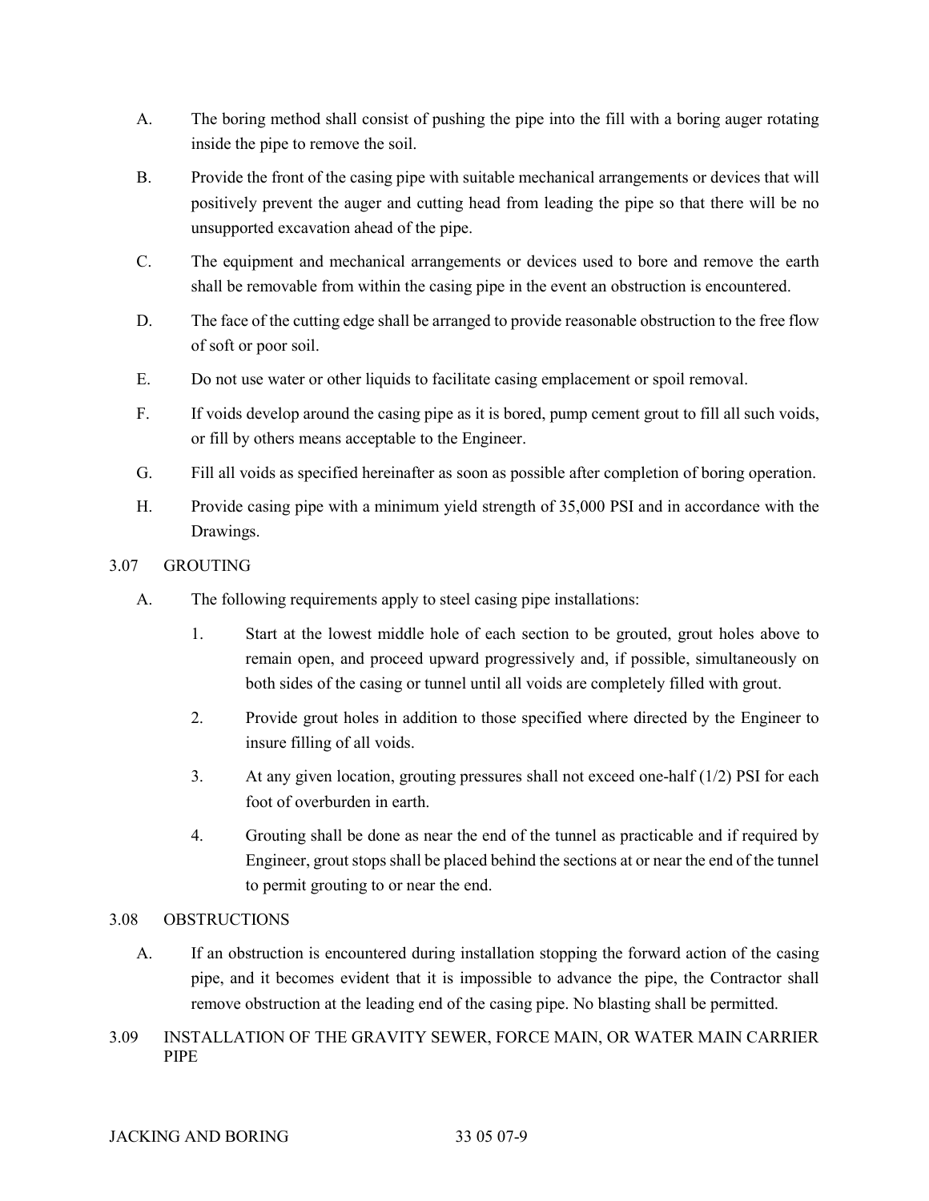A. The boring method shall consist of pushing the pipe into the fill with a boring auger rotating inside the pipe to remove the soil.

B. Provide the front of the casing pipe with suitable mechanical arrangements or devices that will positively prevent the auger and cutting head from leading the pipe so that there will be no unsupported excavation ahead of the pipe.

C. The equipment and mechanical arrangements or devices used to bore and remove the earth shall be removable from within the casing pipe in the event an obstruction is encountered.

D. The face of the cutting edge shall be arranged to provide reasonable obstruction to the free flow of soft or poor soil.

E. Do not use water or other liquids to facilitate casing emplacement or spoil removal.

F. If voids develop around the casing pipe as it is bored, pump cement grout to fill all such voids, or fill by others means acceptable to the Engineer.

G. Fill all voids as specified hereinafter as soon as possible after completion of boring operation.

H. Provide casing pipe with a minimum yield strength of 35,000 PSI and in accordance with the Drawings.

## 3.07 GROUTING

A. The following requirements apply to steel casing pipe installations:

1. Start at the lowest middle hole of each section to be grouted, grout holes above to remain open, and proceed upward progressively and, if possible, simultaneously on both sides of the casing or tunnel until all voids are completely filled with grout.

2. Provide grout holes in addition to those specified where directed by the Engineer to insure filling of all voids.

3. At any given location, grouting pressures shall not exceed one-half (1/2) PSI for each foot of overburden in earth.

4. Grouting shall be done as near the end of the tunnel as practicable and if required by Engineer, grout stops shall be placed behind the sections at or near the end of the tunnel to permit grouting to or near the end.

## 3.08 OBSTRUCTIONS

A. If an obstruction is encountered during installation stopping the forward action of the casing pipe, and it becomes evident that it is impossible to advance the pipe, the Contractor shall remove obstruction at the leading end of the casing pipe. No blasting shall be permitted.

## 3.09 INSTALLATION OF THE GRAVITY SEWER, FORCE MAIN, OR WATER MAIN CARRIER PIPE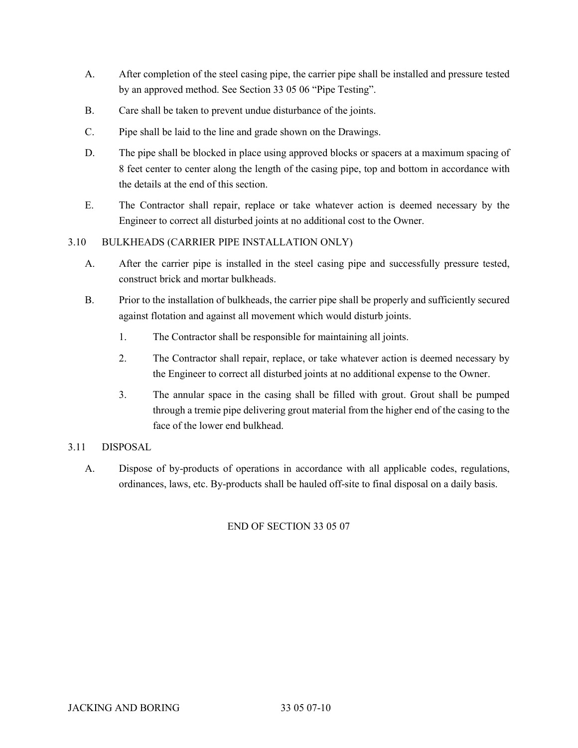A. After completion of the steel casing pipe, the carrier pipe shall be installed and pressure tested by an approved method. See Section 33 05 06 "Pipe Testing".

B. Care shall be taken to prevent undue disturbance of the joints.

C. Pipe shall be laid to the line and grade shown on the Drawings.

D. The pipe shall be blocked in place using approved blocks or spacers at a maximum spacing of 8 feet center to center along the length of the casing pipe, top and bottom in accordance with the details at the end of this section.

E. The Contractor shall repair, replace or take whatever action is deemed necessary by the Engineer to correct all disturbed joints at no additional cost to the Owner.

### 3.10 BULKHEADS (CARRIER PIPE INSTALLATION ONLY)

A. After the carrier pipe is installed in the steel casing pipe and successfully pressure tested, construct brick and mortar bulkheads.

B. Prior to the installation of bulkheads, the carrier pipe shall be properly and sufficiently secured against flotation and against all movement which would disturb joints.

1. The Contractor shall be responsible for maintaining all joints.
2. The Contractor shall repair, replace, or take whatever action is deemed necessary by the Engineer to correct all disturbed joints at no additional expense to the Owner.
3. The annular space in the casing shall be filled with grout. Grout shall be pumped through a tremie pipe delivering grout material from the higher end of the casing to the face of the lower end bulkhead.

### 3.11 DISPOSAL

A. Dispose of by-products of operations in accordance with all applicable codes, regulations, ordinances, laws, etc. By-products shall be hauled off-site to final disposal on a daily basis.

END OF SECTION 33 05 07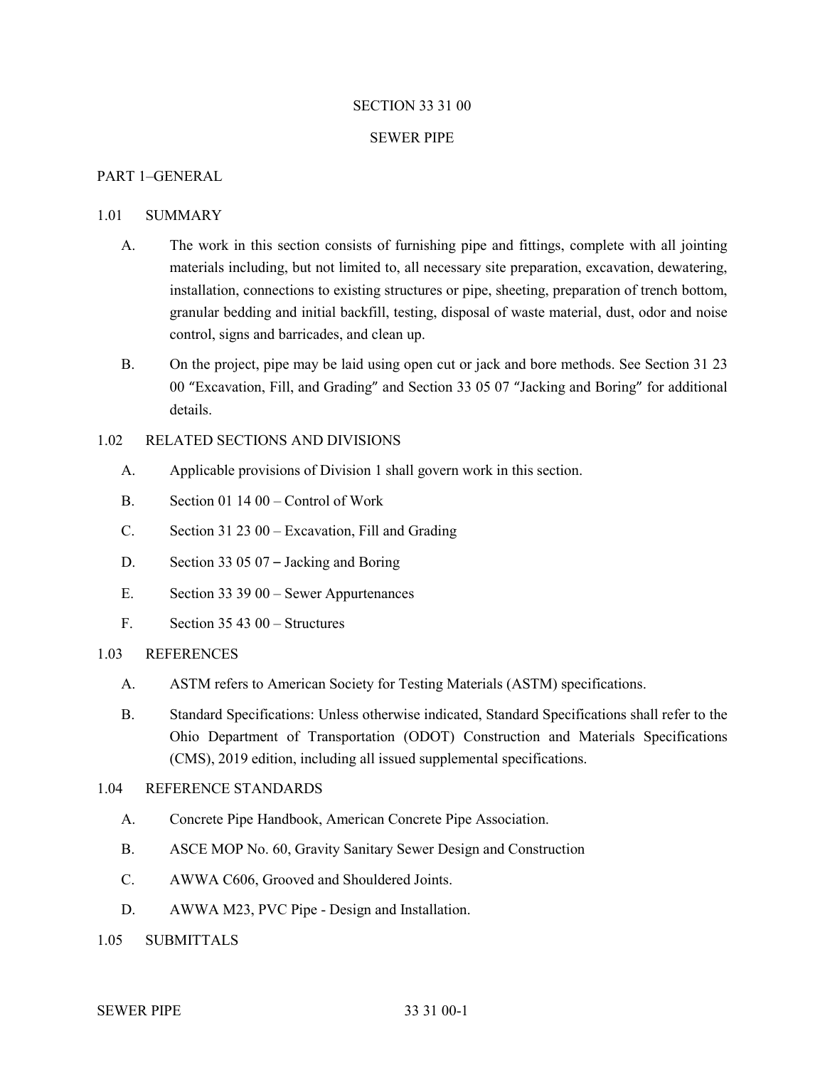# SECTION 33 31 00

# SEWER PIPE

## PART 1–GENERAL

### 1.01 SUMMARY

A. The work in this section consists of furnishing pipe and fittings, complete with all jointing materials including, but not limited to, all necessary site preparation, excavation, dewatering, installation, connections to existing structures or pipe, sheeting, preparation of trench bottom, granular bedding and initial backfill, testing, disposal of waste material, dust, odor and noise control, signs and barricades, and clean up.

B. On the project, pipe may be laid using open cut or jack and bore methods. See Section 31 23 00 "Excavation, Fill, and Grading" and Section 33 05 07 "Jacking and Boring" for additional details.

### 1.02 RELATED SECTIONS AND DIVISIONS

A. Applicable provisions of Division 1 shall govern work in this section.

B. Section 01 14 00 – Control of Work

C. Section 31 23 00 – Excavation, Fill and Grading

D. Section 33 05 07 – Jacking and Boring

E. Section 33 39 00 – Sewer Appurtenances

F. Section 35 43 00 – Structures

### 1.03 REFERENCES

A. ASTM refers to American Society for Testing Materials (ASTM) specifications.

B. Standard Specifications: Unless otherwise indicated, Standard Specifications shall refer to the Ohio Department of Transportation (ODOT) Construction and Materials Specifications (CMS), 2019 edition, including all issued supplemental specifications.

### 1.04 REFERENCE STANDARDS

A. Concrete Pipe Handbook, American Concrete Pipe Association.

B. ASCE MOP No. 60, Gravity Sanitary Sewer Design and Construction

C. AWWA C606, Grooved and Shouldered Joints.

D. AWWA M23, PVC Pipe - Design and Installation.

### 1.05 SUBMITTALS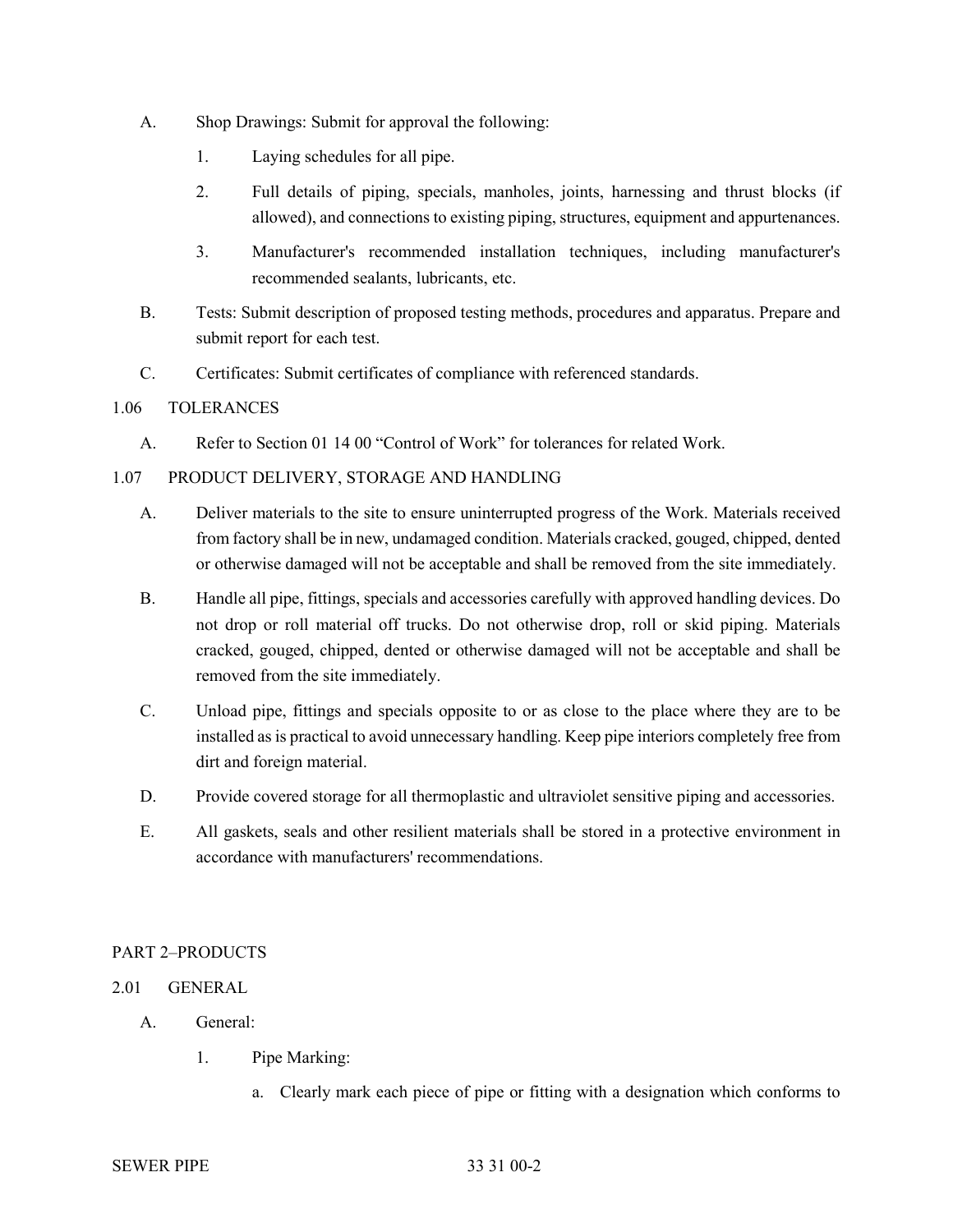A. Shop Drawings: Submit for approval the following:

   1. Laying schedules for all pipe.

   2. Full details of piping, specials, manholes, joints, harnessing and thrust blocks (if allowed), and connections to existing piping, structures, equipment and appurtenances.

   3. Manufacturer's recommended installation techniques, including manufacturer's recommended sealants, lubricants, etc.

B. Tests: Submit description of proposed testing methods, procedures and apparatus. Prepare and submit report for each test.

C. Certificates: Submit certificates of compliance with referenced standards.

## 1.06 TOLERANCES

A. Refer to Section 01 14 00 "Control of Work" for tolerances for related Work.

## 1.07 PRODUCT DELIVERY, STORAGE AND HANDLING

A. Deliver materials to the site to ensure uninterrupted progress of the Work. Materials received from factory shall be in new, undamaged condition. Materials cracked, gouged, chipped, dented or otherwise damaged will not be acceptable and shall be removed from the site immediately.

B. Handle all pipe, fittings, specials and accessories carefully with approved handling devices. Do not drop or roll material off trucks. Do not otherwise drop, roll or skid piping. Materials cracked, gouged, chipped, dented or otherwise damaged will not be acceptable and shall be removed from the site immediately.

C. Unload pipe, fittings and specials opposite to or as close to the place where they are to be installed as is practical to avoid unnecessary handling. Keep pipe interiors completely free from dirt and foreign material.

D. Provide covered storage for all thermoplastic and ultraviolet sensitive piping and accessories.

E. All gaskets, seals and other resilient materials shall be stored in a protective environment in accordance with manufacturers' recommendations.

# PART 2–PRODUCTS

## 2.01 GENERAL

A. General:

   1. Pipe Marking:

      a. Clearly mark each piece of pipe or fitting with a designation which conforms to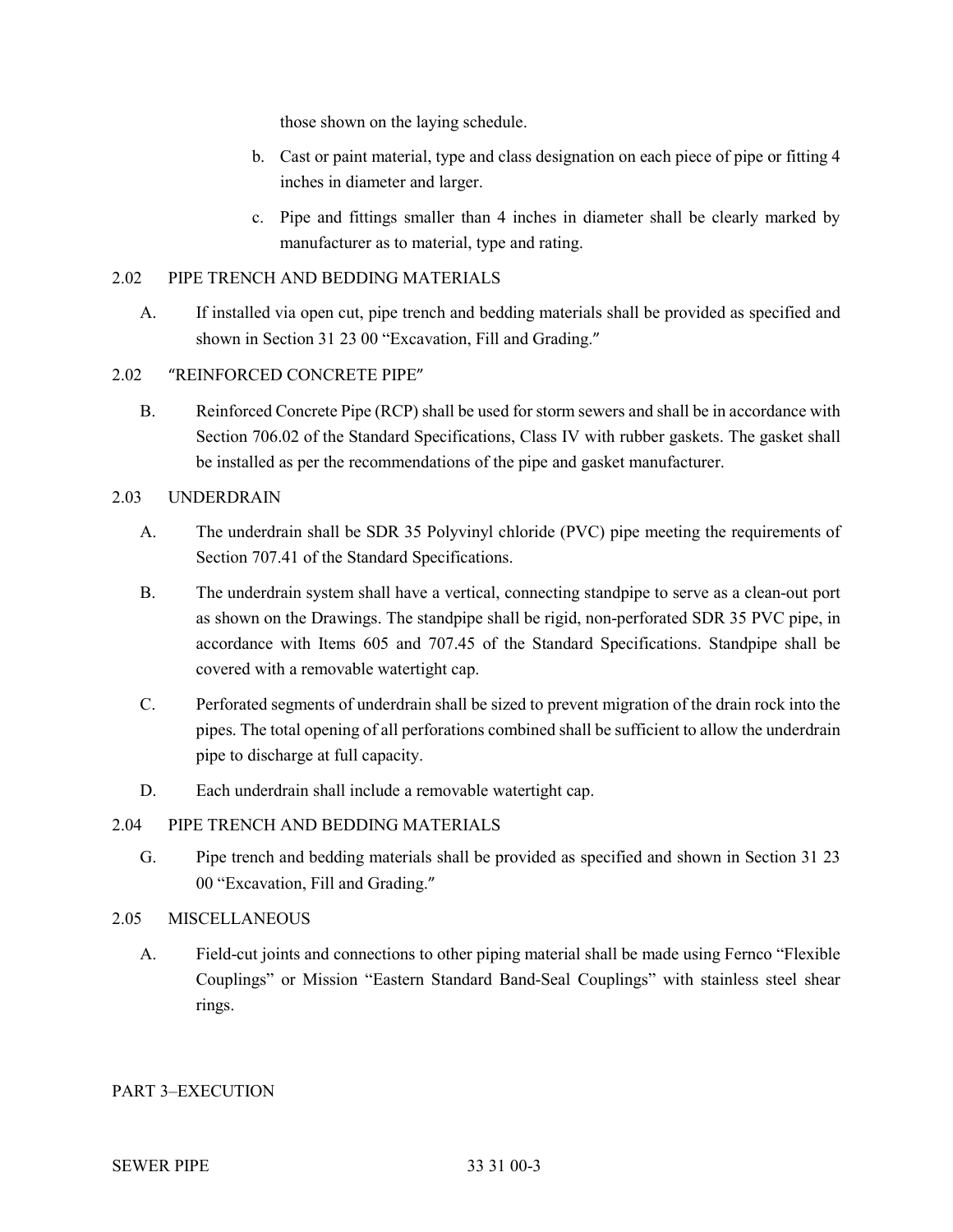those shown on the laying schedule.

b. Cast or paint material, type and class designation on each piece of pipe or fitting 4 inches in diameter and larger.

c. Pipe and fittings smaller than 4 inches in diameter shall be clearly marked by manufacturer as to material, type and rating.

## 2.02 PIPE TRENCH AND BEDDING MATERIALS

A. If installed via open cut, pipe trench and bedding materials shall be provided as specified and shown in Section 31 23 00 "Excavation, Fill and Grading."

## 2.02 "REINFORCED CONCRETE PIPE"

B. Reinforced Concrete Pipe (RCP) shall be used for storm sewers and shall be in accordance with Section 706.02 of the Standard Specifications, Class IV with rubber gaskets. The gasket shall be installed as per the recommendations of the pipe and gasket manufacturer.

## 2.03 UNDERDRAIN

A. The underdrain shall be SDR 35 Polyvinyl chloride (PVC) pipe meeting the requirements of Section 707.41 of the Standard Specifications.

B. The underdrain system shall have a vertical, connecting standpipe to serve as a clean-out port as shown on the Drawings. The standpipe shall be rigid, non-perforated SDR 35 PVC pipe, in accordance with Items 605 and 707.45 of the Standard Specifications. Standpipe shall be covered with a removable watertight cap.

C. Perforated segments of underdrain shall be sized to prevent migration of the drain rock into the pipes. The total opening of all perforations combined shall be sufficient to allow the underdrain pipe to discharge at full capacity.

D. Each underdrain shall include a removable watertight cap.

## 2.04 PIPE TRENCH AND BEDDING MATERIALS

G. Pipe trench and bedding materials shall be provided as specified and shown in Section 31 23 00 "Excavation, Fill and Grading."

## 2.05 MISCELLANEOUS

A. Field-cut joints and connections to other piping material shall be made using Fernco "Flexible Couplings" or Mission "Eastern Standard Band-Seal Couplings" with stainless steel shear rings.

# PART 3–EXECUTION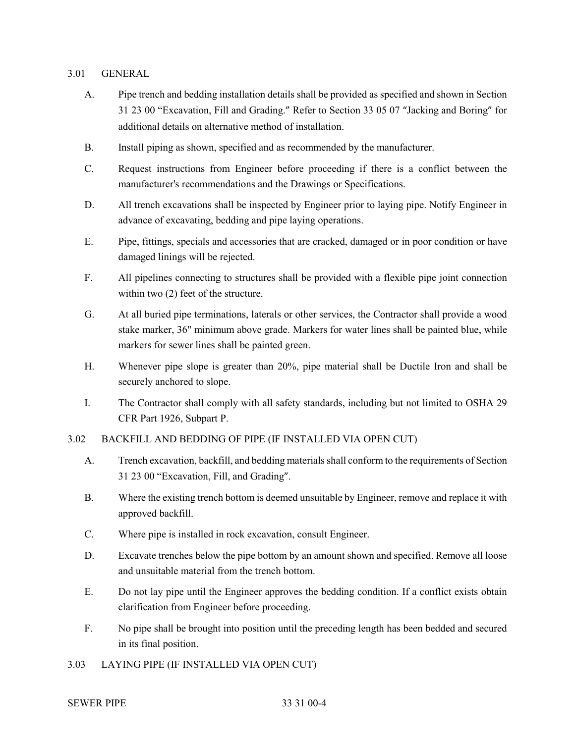## 3.01 GENERAL

A. Pipe trench and bedding installation details shall be provided as specified and shown in Section 31 23 00 "Excavation, Fill and Grading." Refer to Section 33 05 07 "Jacking and Boring" for additional details on alternative method of installation.

B. Install piping as shown, specified and as recommended by the manufacturer.

C. Request instructions from Engineer before proceeding if there is a conflict between the manufacturer's recommendations and the Drawings or Specifications.

D. All trench excavations shall be inspected by Engineer prior to laying pipe. Notify Engineer in advance of excavating, bedding and pipe laying operations.

E. Pipe, fittings, specials and accessories that are cracked, damaged or in poor condition or have damaged linings will be rejected.

F. All pipelines connecting to structures shall be provided with a flexible pipe joint connection within two (2) feet of the structure.

G. At all buried pipe terminations, laterals or other services, the Contractor shall provide a wood stake marker, 36" minimum above grade. Markers for water lines shall be painted blue, while markers for sewer lines shall be painted green.

H. Whenever pipe slope is greater than 20%, pipe material shall be Ductile Iron and shall be securely anchored to slope.

I. The Contractor shall comply with all safety standards, including but not limited to OSHA 29 CFR Part 1926, Subpart P.

## 3.02 BACKFILL AND BEDDING OF PIPE (IF INSTALLED VIA OPEN CUT)

A. Trench excavation, backfill, and bedding materials shall conform to the requirements of Section 31 23 00 "Excavation, Fill, and Grading".

B. Where the existing trench bottom is deemed unsuitable by Engineer, remove and replace it with approved backfill.

C. Where pipe is installed in rock excavation, consult Engineer.

D. Excavate trenches below the pipe bottom by an amount shown and specified. Remove all loose and unsuitable material from the trench bottom.

E. Do not lay pipe until the Engineer approves the bedding condition. If a conflict exists obtain clarification from Engineer before proceeding.

F. No pipe shall be brought into position until the preceding length has been bedded and secured in its final position.

## 3.03 LAYING PIPE (IF INSTALLED VIA OPEN CUT)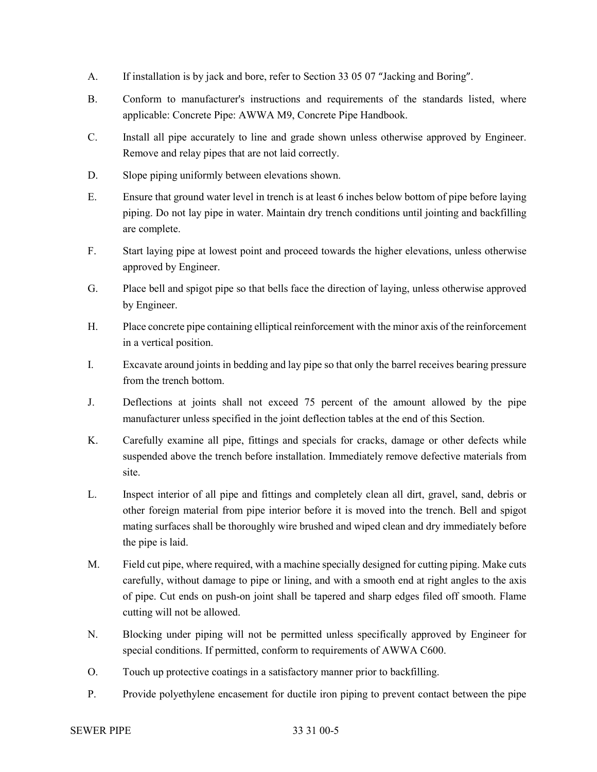A. If installation is by jack and bore, refer to Section 33 05 07 "Jacking and Boring".

B. Conform to manufacturer's instructions and requirements of the standards listed, where applicable: Concrete Pipe: AWWA M9, Concrete Pipe Handbook.

C. Install all pipe accurately to line and grade shown unless otherwise approved by Engineer. Remove and relay pipes that are not laid correctly.

D. Slope piping uniformly between elevations shown.

E. Ensure that ground water level in trench is at least 6 inches below bottom of pipe before laying piping. Do not lay pipe in water. Maintain dry trench conditions until jointing and backfilling are complete.

F. Start laying pipe at lowest point and proceed towards the higher elevations, unless otherwise approved by Engineer.

G. Place bell and spigot pipe so that bells face the direction of laying, unless otherwise approved by Engineer.

H. Place concrete pipe containing elliptical reinforcement with the minor axis of the reinforcement in a vertical position.

I. Excavate around joints in bedding and lay pipe so that only the barrel receives bearing pressure from the trench bottom.

J. Deflections at joints shall not exceed 75 percent of the amount allowed by the pipe manufacturer unless specified in the joint deflection tables at the end of this Section.

K. Carefully examine all pipe, fittings and specials for cracks, damage or other defects while suspended above the trench before installation. Immediately remove defective materials from site.

L. Inspect interior of all pipe and fittings and completely clean all dirt, gravel, sand, debris or other foreign material from pipe interior before it is moved into the trench. Bell and spigot mating surfaces shall be thoroughly wire brushed and wiped clean and dry immediately before the pipe is laid.

M. Field cut pipe, where required, with a machine specially designed for cutting piping. Make cuts carefully, without damage to pipe or lining, and with a smooth end at right angles to the axis of pipe. Cut ends on push-on joint shall be tapered and sharp edges filed off smooth. Flame cutting will not be allowed.

N. Blocking under piping will not be permitted unless specifically approved by Engineer for special conditions. If permitted, conform to requirements of AWWA C600.

O. Touch up protective coatings in a satisfactory manner prior to backfilling.

P. Provide polyethylene encasement for ductile iron piping to prevent contact between the pipe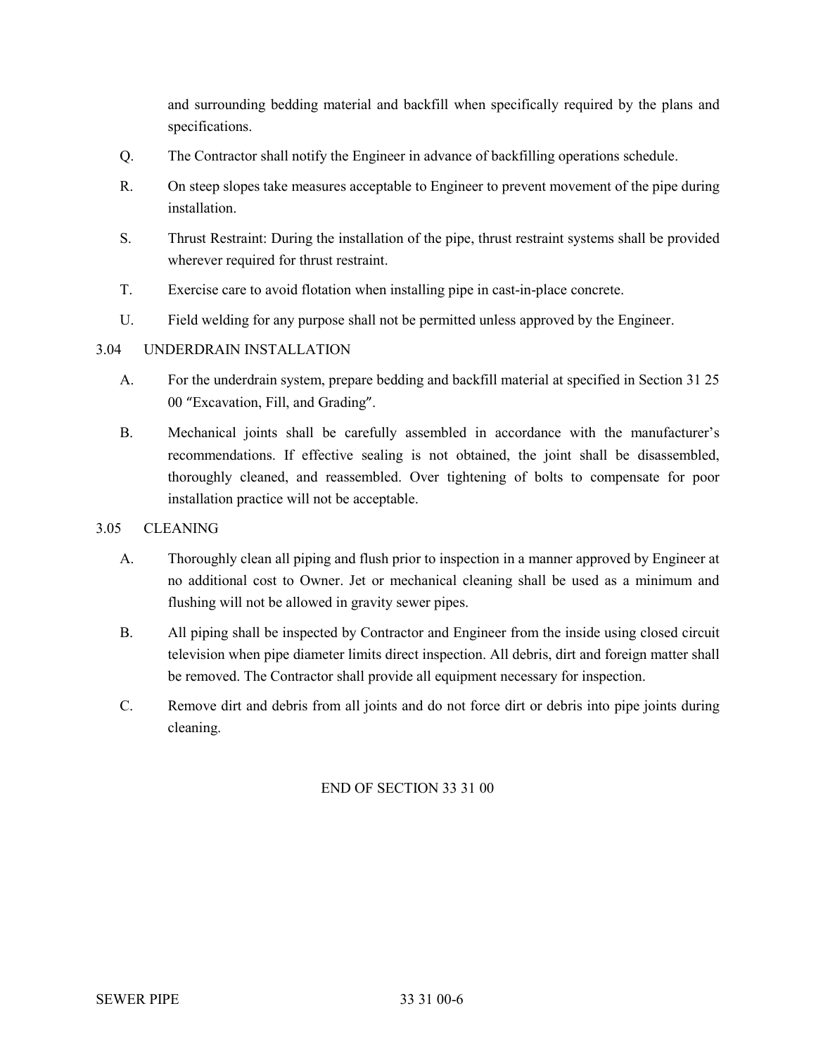and surrounding bedding material and backfill when specifically required by the plans and specifications.

Q. The Contractor shall notify the Engineer in advance of backfilling operations schedule.

R. On steep slopes take measures acceptable to Engineer to prevent movement of the pipe during installation.

S. Thrust Restraint: During the installation of the pipe, thrust restraint systems shall be provided wherever required for thrust restraint.

T. Exercise care to avoid flotation when installing pipe in cast-in-place concrete.

U. Field welding for any purpose shall not be permitted unless approved by the Engineer.

3.04 UNDERDRAIN INSTALLATION

A. For the underdrain system, prepare bedding and backfill material at specified in Section 31 25 00 "Excavation, Fill, and Grading".

B. Mechanical joints shall be carefully assembled in accordance with the manufacturer's recommendations. If effective sealing is not obtained, the joint shall be disassembled, thoroughly cleaned, and reassembled. Over tightening of bolts to compensate for poor installation practice will not be acceptable.

3.05 CLEANING

A. Thoroughly clean all piping and flush prior to inspection in a manner approved by Engineer at no additional cost to Owner. Jet or mechanical cleaning shall be used as a minimum and flushing will not be allowed in gravity sewer pipes.

B. All piping shall be inspected by Contractor and Engineer from the inside using closed circuit television when pipe diameter limits direct inspection. All debris, dirt and foreign matter shall be removed. The Contractor shall provide all equipment necessary for inspection.

C. Remove dirt and debris from all joints and do not force dirt or debris into pipe joints during cleaning.

END OF SECTION 33 31 00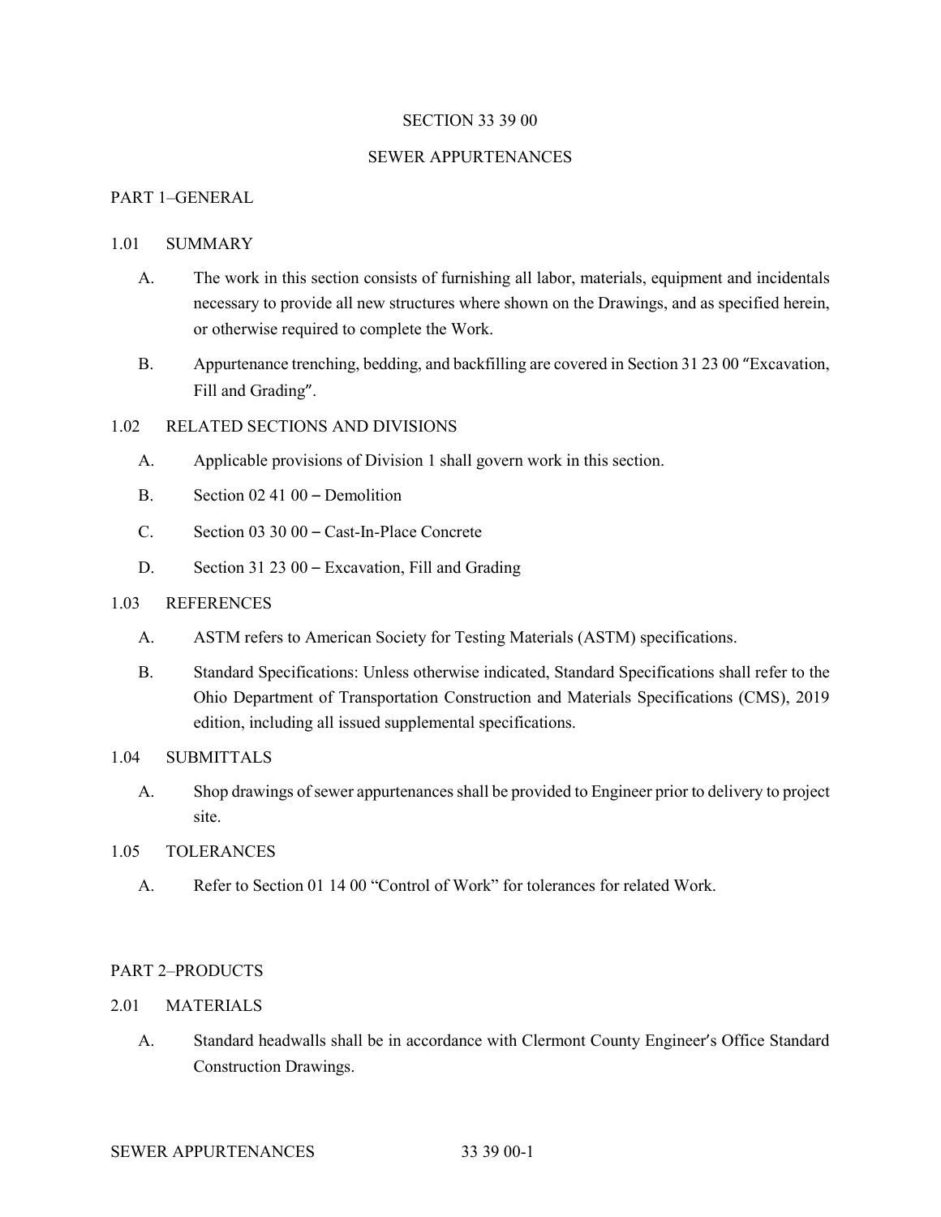# SECTION 33 39 00

# SEWER APPURTENANCES

## PART 1–GENERAL

### 1.01 SUMMARY

A. The work in this section consists of furnishing all labor, materials, equipment and incidentals necessary to provide all new structures where shown on the Drawings, and as specified herein, or otherwise required to complete the Work.

B. Appurtenance trenching, bedding, and backfilling are covered in Section 31 23 00 "Excavation, Fill and Grading".

### 1.02 RELATED SECTIONS AND DIVISIONS

A. Applicable provisions of Division 1 shall govern work in this section.

B. Section 02 41 00 – Demolition

C. Section 03 30 00 – Cast-In-Place Concrete

D. Section 31 23 00 – Excavation, Fill and Grading

### 1.03 REFERENCES

A. ASTM refers to American Society for Testing Materials (ASTM) specifications.

B. Standard Specifications: Unless otherwise indicated, Standard Specifications shall refer to the Ohio Department of Transportation Construction and Materials Specifications (CMS), 2019 edition, including all issued supplemental specifications.

### 1.04 SUBMITTALS

A. Shop drawings of sewer appurtenances shall be provided to Engineer prior to delivery to project site.

### 1.05 TOLERANCES

A. Refer to Section 01 14 00 "Control of Work" for tolerances for related Work.

## PART 2–PRODUCTS

### 2.01 MATERIALS

A. Standard headwalls shall be in accordance with Clermont County Engineer's Office Standard Construction Drawings.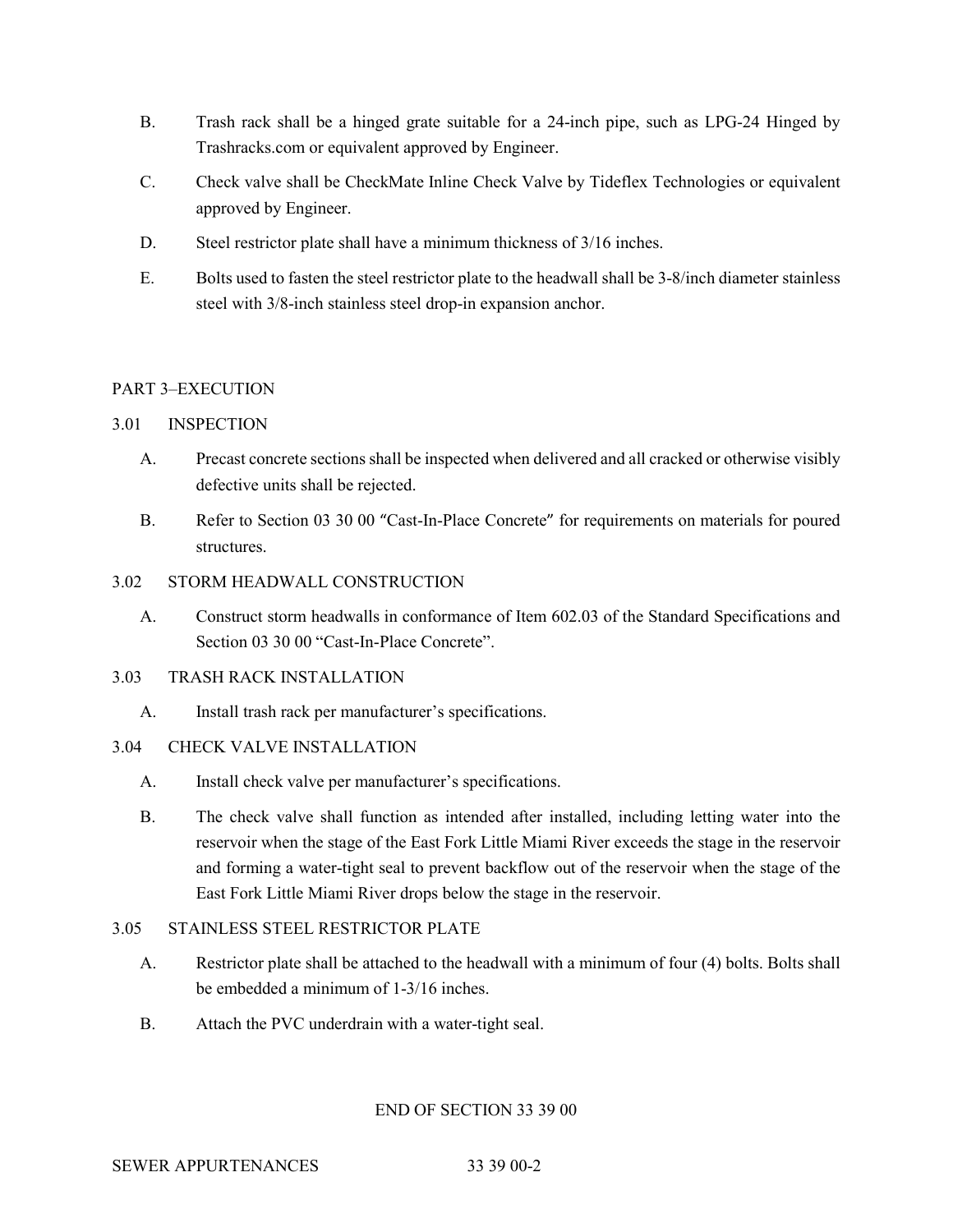B. Trash rack shall be a hinged grate suitable for a 24-inch pipe, such as LPG-24 Hinged by Trashracks.com or equivalent approved by Engineer.

C. Check valve shall be CheckMate Inline Check Valve by Tideflex Technologies or equivalent approved by Engineer.

D. Steel restrictor plate shall have a minimum thickness of 3/16 inches.

E. Bolts used to fasten the steel restrictor plate to the headwall shall be 3-8/inch diameter stainless steel with 3/8-inch stainless steel drop-in expansion anchor.

## PART 3–EXECUTION

### 3.01 INSPECTION

A. Precast concrete sections shall be inspected when delivered and all cracked or otherwise visibly defective units shall be rejected.

B. Refer to Section 03 30 00 "Cast-In-Place Concrete" for requirements on materials for poured structures.

### 3.02 STORM HEADWALL CONSTRUCTION

A. Construct storm headwalls in conformance of Item 602.03 of the Standard Specifications and Section 03 30 00 "Cast-In-Place Concrete".

### 3.03 TRASH RACK INSTALLATION

A. Install trash rack per manufacturer's specifications.

### 3.04 CHECK VALVE INSTALLATION

A. Install check valve per manufacturer's specifications.

B. The check valve shall function as intended after installed, including letting water into the reservoir when the stage of the East Fork Little Miami River exceeds the stage in the reservoir and forming a water-tight seal to prevent backflow out of the reservoir when the stage of the East Fork Little Miami River drops below the stage in the reservoir.

### 3.05 STAINLESS STEEL RESTRICTOR PLATE

A. Restrictor plate shall be attached to the headwall with a minimum of four (4) bolts. Bolts shall be embedded a minimum of 1-3/16 inches.

B. Attach the PVC underdrain with a water-tight seal.

END OF SECTION 33 39 00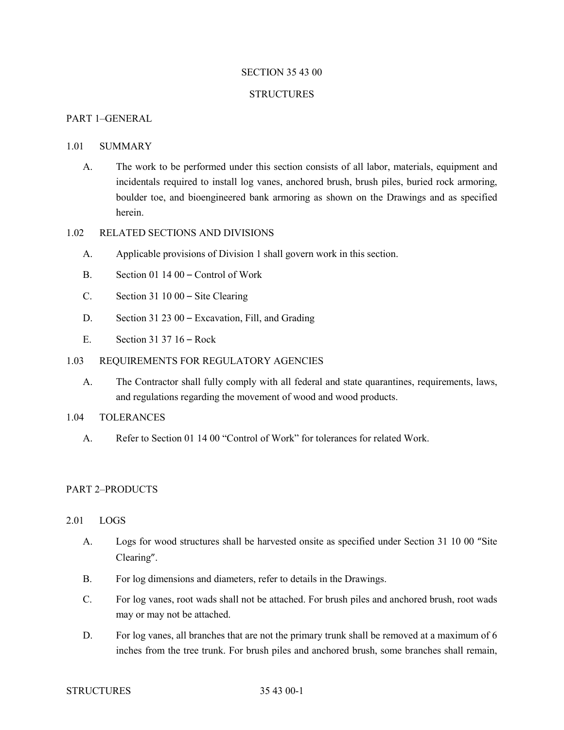# SECTION 35 43 00

# STRUCTURES

## PART 1–GENERAL

### 1.01 SUMMARY

A. The work to be performed under this section consists of all labor, materials, equipment and incidentals required to install log vanes, anchored brush, brush piles, buried rock armoring, boulder toe, and bioengineered bank armoring as shown on the Drawings and as specified herein.

### 1.02 RELATED SECTIONS AND DIVISIONS

A. Applicable provisions of Division 1 shall govern work in this section.

B. Section 01 14 00 – Control of Work

C. Section 31 10 00 – Site Clearing

D. Section 31 23 00 – Excavation, Fill, and Grading

E. Section 31 37 16 – Rock

### 1.03 REQUIREMENTS FOR REGULATORY AGENCIES

A. The Contractor shall fully comply with all federal and state quarantines, requirements, laws, and regulations regarding the movement of wood and wood products.

### 1.04 TOLERANCES

A. Refer to Section 01 14 00 "Control of Work" for tolerances for related Work.

## PART 2–PRODUCTS

### 2.01 LOGS

A. Logs for wood structures shall be harvested onsite as specified under Section 31 10 00 "Site Clearing".

B. For log dimensions and diameters, refer to details in the Drawings.

C. For log vanes, root wads shall not be attached. For brush piles and anchored brush, root wads may or may not be attached.

D. For log vanes, all branches that are not the primary trunk shall be removed at a maximum of 6 inches from the tree trunk. For brush piles and anchored brush, some branches shall remain,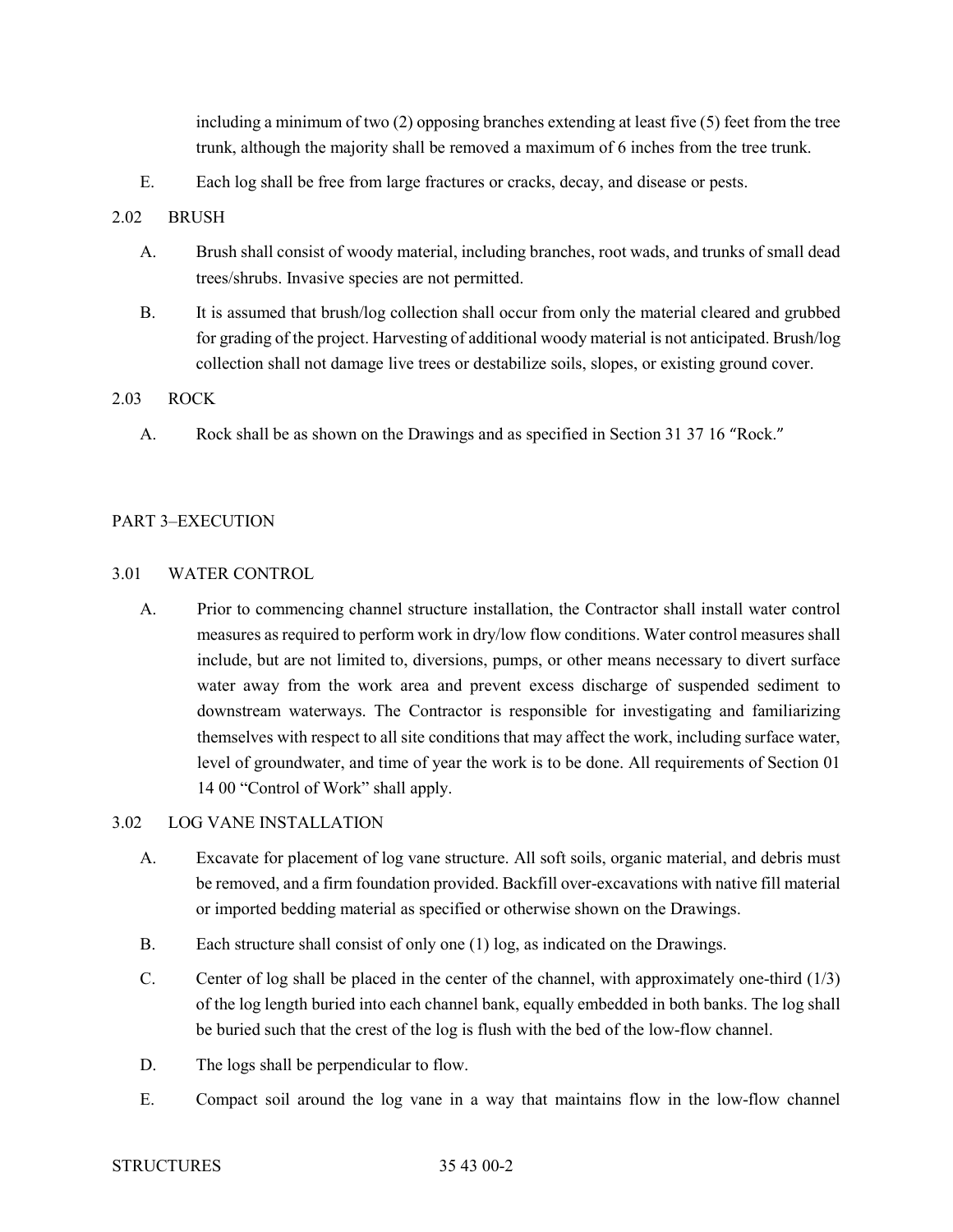including a minimum of two (2) opposing branches extending at least five (5) feet from the tree trunk, although the majority shall be removed a maximum of 6 inches from the tree trunk.

E. Each log shall be free from large fractures or cracks, decay, and disease or pests.

## 2.02 BRUSH

A. Brush shall consist of woody material, including branches, root wads, and trunks of small dead trees/shrubs. Invasive species are not permitted.

B. It is assumed that brush/log collection shall occur from only the material cleared and grubbed for grading of the project. Harvesting of additional woody material is not anticipated. Brush/log collection shall not damage live trees or destabilize soils, slopes, or existing ground cover.

## 2.03 ROCK

A. Rock shall be as shown on the Drawings and as specified in Section 31 37 16 "Rock."

# PART 3–EXECUTION

## 3.01 WATER CONTROL

A. Prior to commencing channel structure installation, the Contractor shall install water control measures as required to perform work in dry/low flow conditions. Water control measures shall include, but are not limited to, diversions, pumps, or other means necessary to divert surface water away from the work area and prevent excess discharge of suspended sediment to downstream waterways. The Contractor is responsible for investigating and familiarizing themselves with respect to all site conditions that may affect the work, including surface water, level of groundwater, and time of year the work is to be done. All requirements of Section 01 14 00 "Control of Work" shall apply.

## 3.02 LOG VANE INSTALLATION

A. Excavate for placement of log vane structure. All soft soils, organic material, and debris must be removed, and a firm foundation provided. Backfill over-excavations with native fill material or imported bedding material as specified or otherwise shown on the Drawings.

B. Each structure shall consist of only one (1) log, as indicated on the Drawings.

C. Center of log shall be placed in the center of the channel, with approximately one-third (1/3) of the log length buried into each channel bank, equally embedded in both banks. The log shall be buried such that the crest of the log is flush with the bed of the low-flow channel.

D. The logs shall be perpendicular to flow.

E. Compact soil around the log vane in a way that maintains flow in the low-flow channel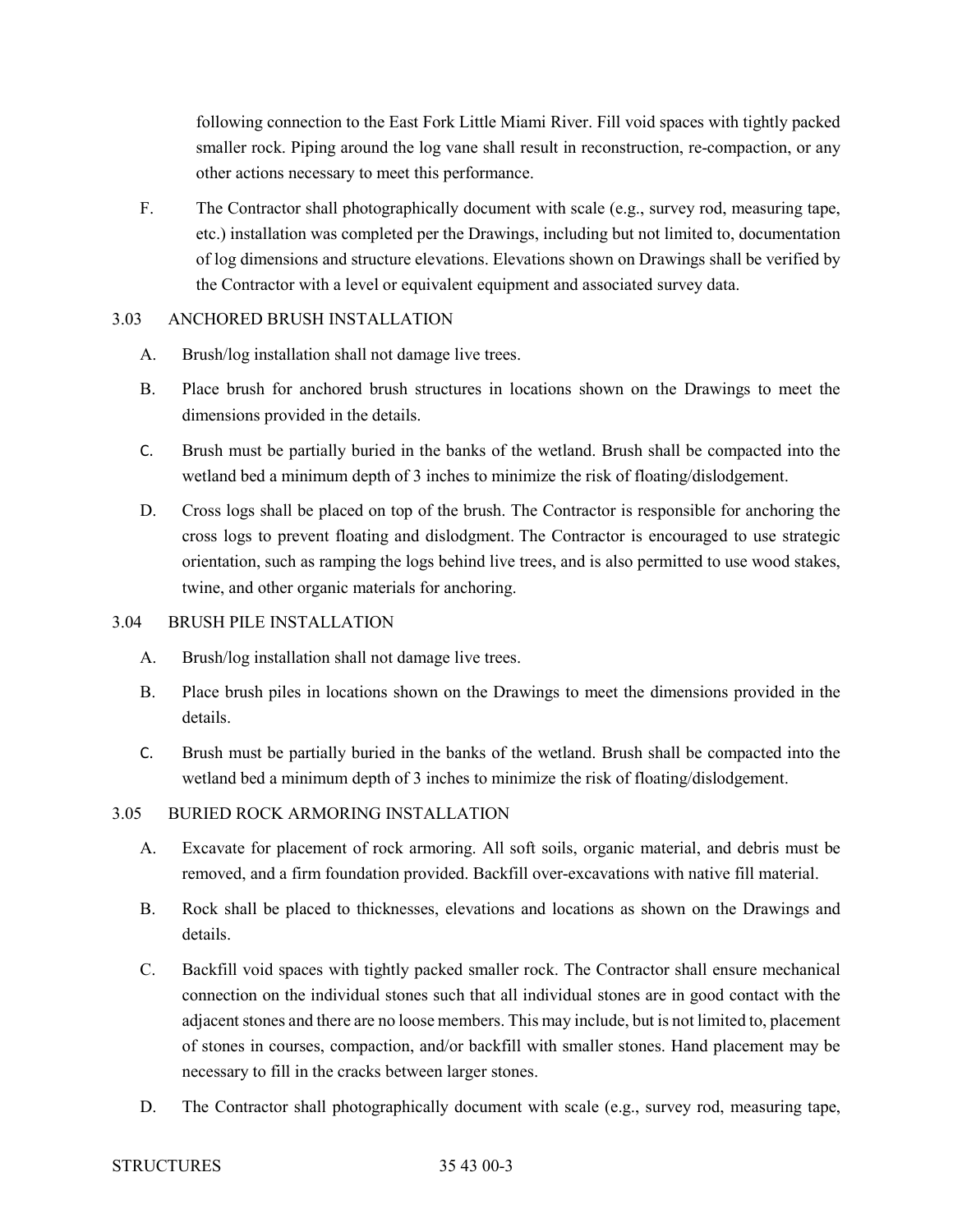following connection to the East Fork Little Miami River. Fill void spaces with tightly packed smaller rock. Piping around the log vane shall result in reconstruction, re-compaction, or any other actions necessary to meet this performance.

F. The Contractor shall photographically document with scale (e.g., survey rod, measuring tape, etc.) installation was completed per the Drawings, including but not limited to, documentation of log dimensions and structure elevations. Elevations shown on Drawings shall be verified by the Contractor with a level or equivalent equipment and associated survey data.

### 3.03 ANCHORED BRUSH INSTALLATION

A. Brush/log installation shall not damage live trees.

B. Place brush for anchored brush structures in locations shown on the Drawings to meet the dimensions provided in the details.

C. Brush must be partially buried in the banks of the wetland. Brush shall be compacted into the wetland bed a minimum depth of 3 inches to minimize the risk of floating/dislodgement.

D. Cross logs shall be placed on top of the brush. The Contractor is responsible for anchoring the cross logs to prevent floating and dislodgment. The Contractor is encouraged to use strategic orientation, such as ramping the logs behind live trees, and is also permitted to use wood stakes, twine, and other organic materials for anchoring.

### 3.04 BRUSH PILE INSTALLATION

A. Brush/log installation shall not damage live trees.

B. Place brush piles in locations shown on the Drawings to meet the dimensions provided in the details.

C. Brush must be partially buried in the banks of the wetland. Brush shall be compacted into the wetland bed a minimum depth of 3 inches to minimize the risk of floating/dislodgement.

### 3.05 BURIED ROCK ARMORING INSTALLATION

A. Excavate for placement of rock armoring. All soft soils, organic material, and debris must be removed, and a firm foundation provided. Backfill over-excavations with native fill material.

B. Rock shall be placed to thicknesses, elevations and locations as shown on the Drawings and details.

C. Backfill void spaces with tightly packed smaller rock. The Contractor shall ensure mechanical connection on the individual stones such that all individual stones are in good contact with the adjacent stones and there are no loose members. This may include, but is not limited to, placement of stones in courses, compaction, and/or backfill with smaller stones. Hand placement may be necessary to fill in the cracks between larger stones.

D. The Contractor shall photographically document with scale (e.g., survey rod, measuring tape,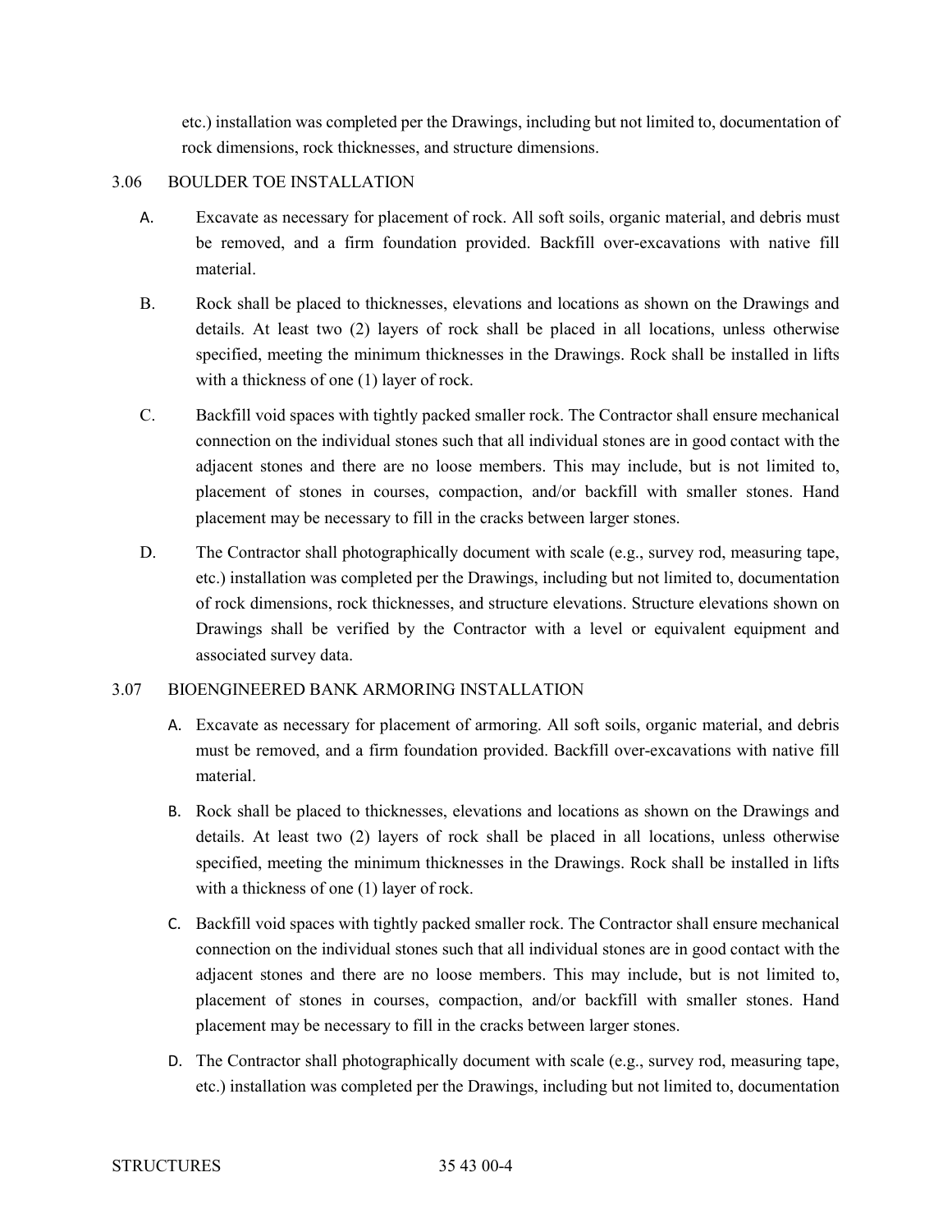etc.) installation was completed per the Drawings, including but not limited to, documentation of rock dimensions, rock thicknesses, and structure dimensions.

## 3.06 BOULDER TOE INSTALLATION

A. Excavate as necessary for placement of rock. All soft soils, organic material, and debris must be removed, and a firm foundation provided. Backfill over-excavations with native fill material.

B. Rock shall be placed to thicknesses, elevations and locations as shown on the Drawings and details. At least two (2) layers of rock shall be placed in all locations, unless otherwise specified, meeting the minimum thicknesses in the Drawings. Rock shall be installed in lifts with a thickness of one (1) layer of rock.

C. Backfill void spaces with tightly packed smaller rock. The Contractor shall ensure mechanical connection on the individual stones such that all individual stones are in good contact with the adjacent stones and there are no loose members. This may include, but is not limited to, placement of stones in courses, compaction, and/or backfill with smaller stones. Hand placement may be necessary to fill in the cracks between larger stones.

D. The Contractor shall photographically document with scale (e.g., survey rod, measuring tape, etc.) installation was completed per the Drawings, including but not limited to, documentation of rock dimensions, rock thicknesses, and structure elevations. Structure elevations shown on Drawings shall be verified by the Contractor with a level or equivalent equipment and associated survey data.

## 3.07 BIOENGINEERED BANK ARMORING INSTALLATION

A. Excavate as necessary for placement of armoring. All soft soils, organic material, and debris must be removed, and a firm foundation provided. Backfill over-excavations with native fill material.

B. Rock shall be placed to thicknesses, elevations and locations as shown on the Drawings and details. At least two (2) layers of rock shall be placed in all locations, unless otherwise specified, meeting the minimum thicknesses in the Drawings. Rock shall be installed in lifts with a thickness of one (1) layer of rock.

C. Backfill void spaces with tightly packed smaller rock. The Contractor shall ensure mechanical connection on the individual stones such that all individual stones are in good contact with the adjacent stones and there are no loose members. This may include, but is not limited to, placement of stones in courses, compaction, and/or backfill with smaller stones. Hand placement may be necessary to fill in the cracks between larger stones.

D. The Contractor shall photographically document with scale (e.g., survey rod, measuring tape, etc.) installation was completed per the Drawings, including but not limited to, documentation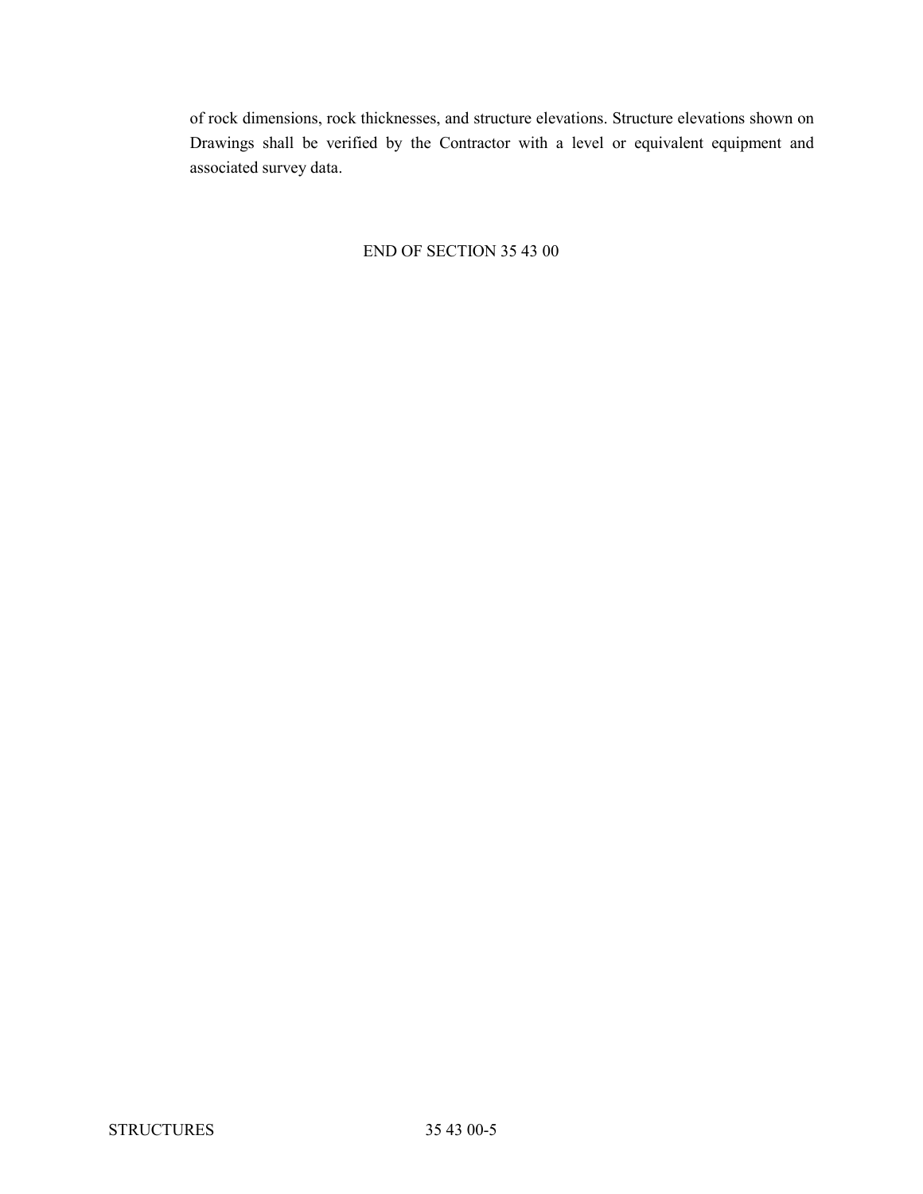of rock dimensions, rock thicknesses, and structure elevations. Structure elevations shown on Drawings shall be verified by the Contractor with a level or equivalent equipment and associated survey data.

END OF SECTION 35 43 00